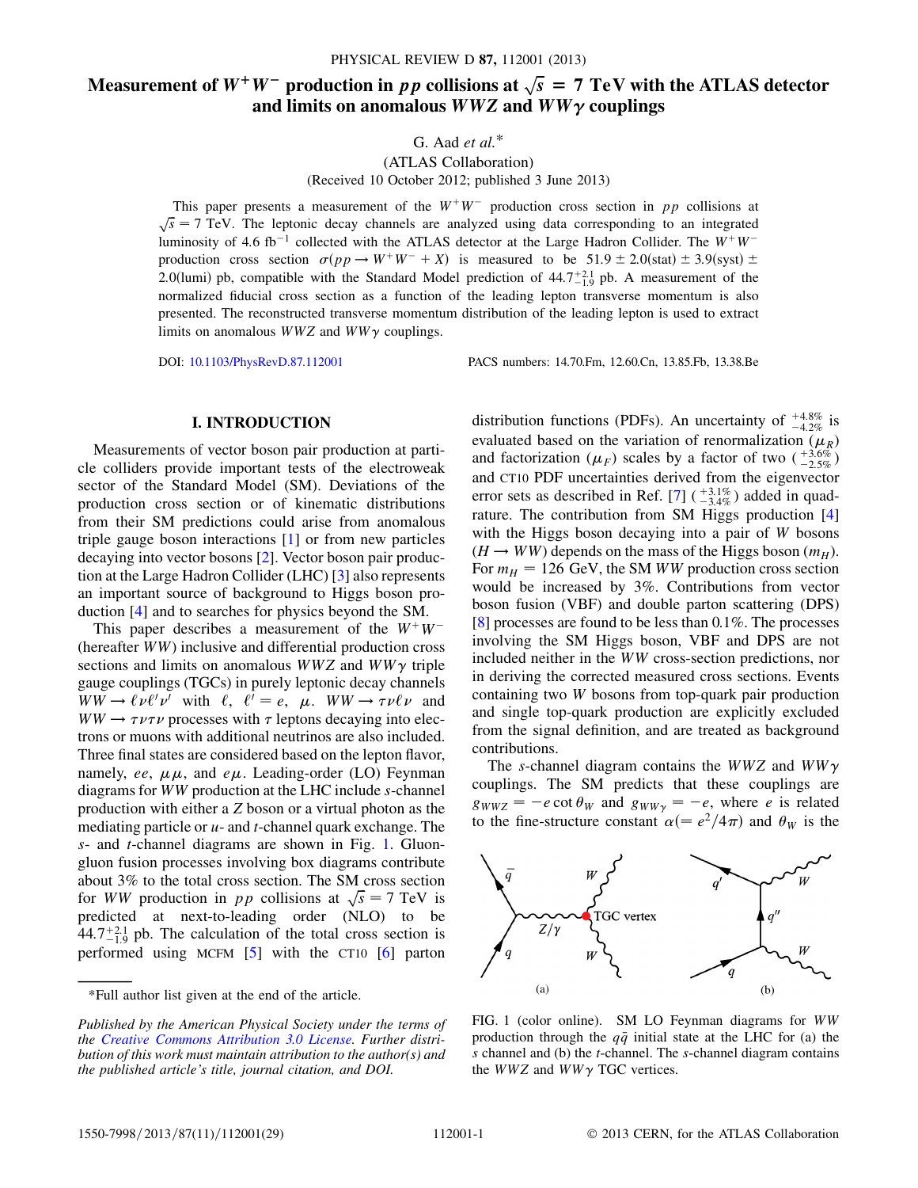# Measurement of $W^+W^-$ production in $pp$ collisions at $\sqrt{s} = 7$ TeV with the ATLAS detector and limits on anomalous $WWZ$ and $WW\gamma$ couplings

G. Aad *et al.**

(ATLAS Collaboration)

(Received 10 October 2012; published 3 June 2013)

This paper presents a measurement of the $W^+W^-$ production cross section in $pp$ collisions at $\sqrt{s} = 7$ TeV. The leptonic decay channels are analyzed using data corresponding to an integrated luminosity of 4.6 $\text{fb}^{-1}$ collected with the ATLAS detector at the Large Hadron Collider. The $W^+W^-$ production cross section $\sigma(pp \to W^+W^- + X)$ is measured to be $51.9 \pm 2.0(\text{stat}) \pm 3.9(\text{syst}) \pm 2.0(\text{lumi})$ pb, compatible with the Standard Model prediction of $44.7^{+2.1}_{-1.9}$ pb. A measurement of the normalized fiducial cross section as a function of the leading lepton transverse momentum is also presented. The reconstructed transverse momentum distribution of the leading lepton is used to extract limits on anomalous $WWZ$ and $WW\gamma$ couplings.

DOI: 10.1103/PhysRevD.87.112001 PACS numbers: 14.70.Fm, 12.60.Cn, 13.85.Fb, 13.38.Be

## I. INTRODUCTION

Measurements of vector boson pair production at particle colliders provide important tests of the electroweak sector of the Standard Model (SM). Deviations of the production cross section or of kinematic distributions from their SM predictions could arise from anomalous triple gauge boson interactions [1] or from new particles decaying into vector bosons [2]. Vector boson pair production at the Large Hadron Collider (LHC) [3] also represents an important source of background to Higgs boson production [4] and to searches for physics beyond the SM.

This paper describes a measurement of the $W^+W^-$ (hereafter $WW$) inclusive and differential production cross sections and limits on anomalous $WWZ$ and $WW\gamma$ triple gauge couplings (TGCs) in purely leptonic decay channels $WW \to \ell\nu\ell'\nu'$ with $\ell,\ \ell' = e,\ \mu$. $WW \to \tau\nu\ell\nu$ and $WW \to \tau\nu\tau\nu$ processes with $\tau$ leptons decaying into electrons or muons with additional neutrinos are also included. Three final states are considered based on the lepton flavor, namely, $ee$, $\mu\mu$, and $e\mu$. Leading-order (LO) Feynman diagrams for $WW$ production at the LHC include $s$-channel production with either a $Z$ boson or a virtual photon as the mediating particle or $u$- and $t$-channel quark exchange. The $s$- and $t$-channel diagrams are shown in Fig. 1. Gluon-gluon fusion processes involving box diagrams contribute about 3% to the total cross section. The SM cross section for $WW$ production in $pp$ collisions at $\sqrt{s} = 7$ TeV is predicted at next-to-leading order (NLO) to be $44.7^{+2.1}_{-1.9}$ pb. The calculation of the total cross section is performed using MCFM [5] with the CT10 [6] parton distribution functions (PDFs). An uncertainty of $^{+4.8\%}_{-4.2\%}$ is evaluated based on the variation of renormalization ($\mu_R$) and factorization ($\mu_F$) scales by a factor of two ($^{+3.6\%}_{-2.5\%}$) and CT10 PDF uncertainties derived from the eigenvector error sets as described in Ref. [7] ($^{+3.1\%}_{-3.4\%}$) added in quadrature. The contribution from SM Higgs production [4] with the Higgs boson decaying into a pair of $W$ bosons ($H \to WW$) depends on the mass of the Higgs boson ($m_H$). For $m_H = 126$ GeV, the SM $WW$ production cross section would be increased by 3%. Contributions from vector boson fusion (VBF) and double parton scattering (DPS) [8] processes are found to be less than 0.1%. The processes involving the SM Higgs boson, VBF and DPS are not included neither in the $WW$ cross-section predictions, nor in deriving the corrected measured cross sections. Events containing two $W$ bosons from top-quark pair production and single top-quark production are explicitly excluded from the signal definition, and are treated as background contributions.

The $s$-channel diagram contains the $WWZ$ and $WW\gamma$ couplings. The SM predicts that these couplings are $g_{WWZ} = -e\cot\theta_W$ and $g_{WW\gamma} = -e$, where $e$ is related to the fine-structure constant $\alpha(= e^2/4\pi)$ and $\theta_W$ is the

FIG. 1 (color online). SM LO Feynman diagrams for $WW$ production through the $q\bar{q}$ initial state at the LHC for (a) the $s$ channel and (b) the $t$-channel. The $s$-channel diagram contains the $WWZ$ and $WW\gamma$ TGC vertices.

*Full author list given at the end of the article.

*Published by the American Physical Society under the terms of the Creative Commons Attribution 3.0 License. Further distribution of this work must maintain attribution to the author(s) and the published article's title, journal citation, and DOI.*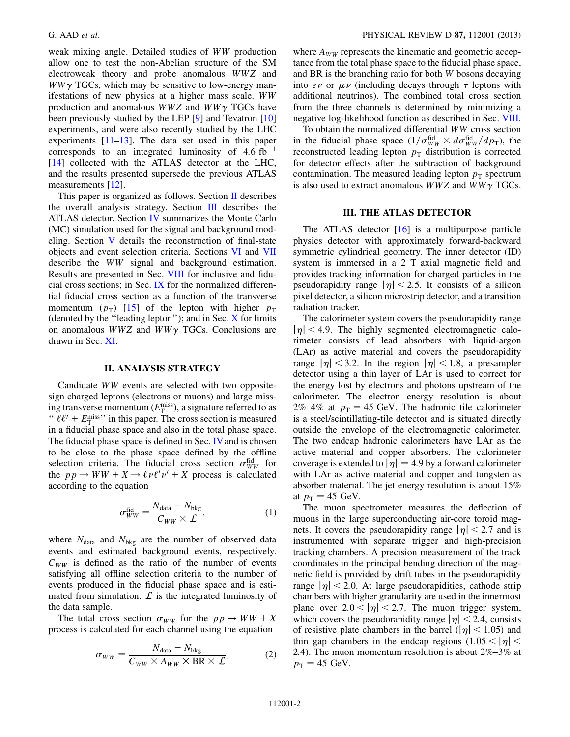weak mixing angle. Detailed studies of $WW$ production allow one to test the non-Abelian structure of the SM electroweak theory and probe anomalous $WWZ$ and $WW\gamma$ TGCs, which may be sensitive to low-energy manifestations of new physics at a higher mass scale. $WW$ production and anomalous $WWZ$ and $WW\gamma$ TGCs have been previously studied by the LEP [9] and Tevatron [10] experiments, and were also recently studied by the LHC experiments [11–13]. The data set used in this paper corresponds to an integrated luminosity of 4.6 fb$^{-1}$ [14] collected with the ATLAS detector at the LHC, and the results presented supersede the previous ATLAS measurements [12].

This paper is organized as follows. Section II describes the overall analysis strategy. Section III describes the ATLAS detector. Section IV summarizes the Monte Carlo (MC) simulation used for the signal and background modeling. Section V details the reconstruction of final-state objects and event selection criteria. Sections VI and VII describe the $WW$ signal and background estimation. Results are presented in Sec. VIII for inclusive and fiducial cross sections; in Sec. IX for the normalized differential fiducial cross section as a function of the transverse momentum ($p_{\mathrm{T}}$) [15] of the lepton with higher $p_{\mathrm{T}}$ (denoted by the "leading lepton"); and in Sec. X for limits on anomalous $WWZ$ and $WW\gamma$ TGCs. Conclusions are drawn in Sec. XI.

## II. ANALYSIS STRATEGY

Candidate $WW$ events are selected with two opposite-sign charged leptons (electrons or muons) and large missing transverse momentum ($E_{\mathrm{T}}^{\mathrm{miss}}$), a signature referred to as "$\ell\ell' + E_{\mathrm{T}}^{\mathrm{miss}}$" in this paper. The cross section is measured in a fiducial phase space and also in the total phase space. The fiducial phase space is defined in Sec. IV and is chosen to be close to the phase space defined by the offline selection criteria. The fiducial cross section $\sigma_{WW}^{\mathrm{fid}}$ for the $pp \to WW + X \to \ell\nu\ell'\nu' + X$ process is calculated according to the equation

$$\sigma_{WW}^{\mathrm{fid}} = \frac{N_{\mathrm{data}} - N_{\mathrm{bkg}}}{C_{WW} \times \mathcal{L}}, \tag{1}$$

where $N_{\mathrm{data}}$ and $N_{\mathrm{bkg}}$ are the number of observed data events and estimated background events, respectively. $C_{WW}$ is defined as the ratio of the number of events satisfying all offline selection criteria to the number of events produced in the fiducial phase space and is estimated from simulation. $\mathcal{L}$ is the integrated luminosity of the data sample.

The total cross section $\sigma_{WW}$ for the $pp \to WW + X$ process is calculated for each channel using the equation

$$\sigma_{WW} = \frac{N_{\mathrm{data}} - N_{\mathrm{bkg}}}{C_{WW} \times A_{WW} \times \mathrm{BR} \times \mathcal{L}}, \tag{2}$$

where $A_{WW}$ represents the kinematic and geometric acceptance from the total phase space to the fiducial phase space, and BR is the branching ratio for both $W$ bosons decaying into $e\nu$ or $\mu\nu$ (including decays through $\tau$ leptons with additional neutrinos). The combined total cross section from the three channels is determined by minimizing a negative log-likelihood function as described in Sec. VIII.

To obtain the normalized differential $WW$ cross section in the fiducial phase space ($1/\sigma_{WW}^{\mathrm{fid}} \times d\sigma_{WW}^{\mathrm{fid}}/dp_{\mathrm{T}}$), the reconstructed leading lepton $p_{\mathrm{T}}$ distribution is corrected for detector effects after the subtraction of background contamination. The measured leading lepton $p_{\mathrm{T}}$ spectrum is also used to extract anomalous $WWZ$ and $WW\gamma$ TGCs.

## III. THE ATLAS DETECTOR

The ATLAS detector [16] is a multipurpose particle physics detector with approximately forward-backward symmetric cylindrical geometry. The inner detector (ID) system is immersed in a 2 T axial magnetic field and provides tracking information for charged particles in the pseudorapidity range $|\eta| < 2.5$. It consists of a silicon pixel detector, a silicon microstrip detector, and a transition radiation tracker.

The calorimeter system covers the pseudorapidity range $|\eta| < 4.9$. The highly segmented electromagnetic calorimeter consists of lead absorbers with liquid-argon (LAr) as active material and covers the pseudorapidity range $|\eta| < 3.2$. In the region $|\eta| < 1.8$, a presampler detector using a thin layer of LAr is used to correct for the energy lost by electrons and photons upstream of the calorimeter. The electron energy resolution is about 2%–4% at $p_{\mathrm{T}} = 45$ GeV. The hadronic tile calorimeter is a steel/scintillating-tile detector and is situated directly outside the envelope of the electromagnetic calorimeter. The two endcap hadronic calorimeters have LAr as the active material and copper absorbers. The calorimeter coverage is extended to $|\eta| = 4.9$ by a forward calorimeter with LAr as active material and copper and tungsten as absorber material. The jet energy resolution is about 15% at $p_{\mathrm{T}} = 45$ GeV.

The muon spectrometer measures the deflection of muons in the large superconducting air-core toroid magnets. It covers the pseudorapidity range $|\eta| < 2.7$ and is instrumented with separate trigger and high-precision tracking chambers. A precision measurement of the track coordinates in the principal bending direction of the magnetic field is provided by drift tubes in the pseudorapidity range $|\eta| < 2.0$. At large pseudorapidities, cathode strip chambers with higher granularity are used in the innermost plane over $2.0 < |\eta| < 2.7$. The muon trigger system, which covers the pseudorapidity range $|\eta| < 2.4$, consists of resistive plate chambers in the barrel ($|\eta| < 1.05$) and thin gap chambers in the endcap regions ($1.05 < |\eta| < 2.4$). The muon momentum resolution is about 2%–3% at $p_{\mathrm{T}} = 45$ GeV.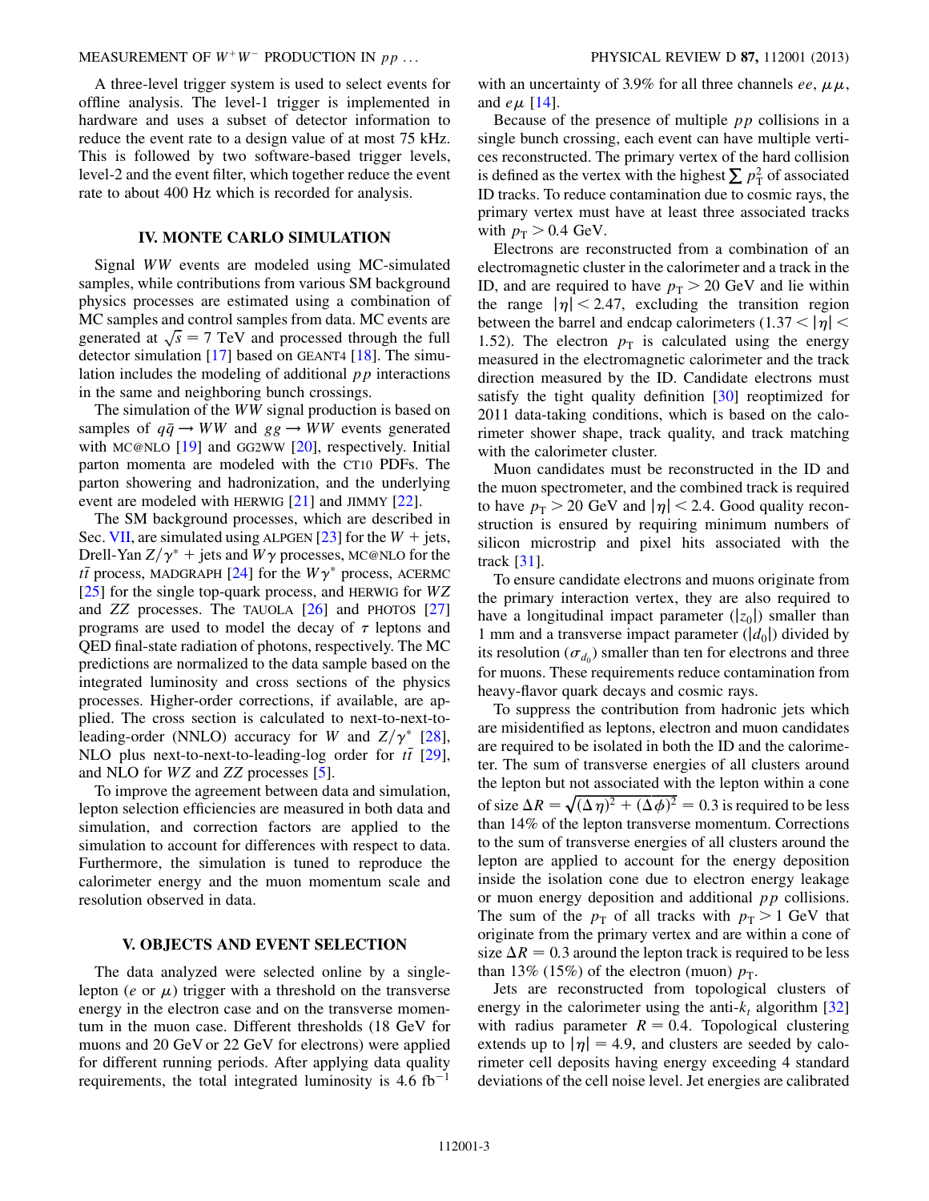A three-level trigger system is used to select events for offline analysis. The level-1 trigger is implemented in hardware and uses a subset of detector information to reduce the event rate to a design value of at most 75 kHz. This is followed by two software-based trigger levels, level-2 and the event filter, which together reduce the event rate to about 400 Hz which is recorded for analysis.

## IV. MONTE CARLO SIMULATION

Signal $WW$ events are modeled using MC-simulated samples, while contributions from various SM background physics processes are estimated using a combination of MC samples and control samples from data. MC events are generated at $\sqrt{s} = 7$ TeV and processed through the full detector simulation [17] based on GEANT4 [18]. The simulation includes the modeling of additional $pp$ interactions in the same and neighboring bunch crossings.

The simulation of the $WW$ signal production is based on samples of $q\bar{q} \rightarrow WW$ and $gg \rightarrow WW$ events generated with MC@NLO [19] and GG2WW [20], respectively. Initial parton momenta are modeled with the CT10 PDFs. The parton showering and hadronization, and the underlying event are modeled with HERWIG [21] and JIMMY [22].

The SM background processes, which are described in Sec. VII, are simulated using ALPGEN [23] for the $W$ + jets, Drell-Yan $Z/\gamma^*$ + jets and $W\gamma$ processes, MC@NLO for the $t\bar{t}$ process, MADGRAPH [24] for the $W\gamma^*$ process, ACERMC [25] for the single top-quark process, and HERWIG for $WZ$ and $ZZ$ processes. The TAUOLA [26] and PHOTOS [27] programs are used to model the decay of $\tau$ leptons and QED final-state radiation of photons, respectively. The MC predictions are normalized to the data sample based on the integrated luminosity and cross sections of the physics processes. Higher-order corrections, if available, are applied. The cross section is calculated to next-to-next-to-leading-order (NNLO) accuracy for $W$ and $Z/\gamma^*$ [28], NLO plus next-to-next-to-leading-log order for $t\bar{t}$ [29], and NLO for $WZ$ and $ZZ$ processes [5].

To improve the agreement between data and simulation, lepton selection efficiencies are measured in both data and simulation, and correction factors are applied to the simulation to account for differences with respect to data. Furthermore, the simulation is tuned to reproduce the calorimeter energy and the muon momentum scale and resolution observed in data.

## V. OBJECTS AND EVENT SELECTION

The data analyzed were selected online by a single-lepton ($e$ or $\mu$) trigger with a threshold on the transverse energy in the electron case and on the transverse momentum in the muon case. Different thresholds (18 GeV for muons and 20 GeV or 22 GeV for electrons) were applied for different running periods. After applying data quality requirements, the total integrated luminosity is 4.6 fb$^{-1}$ with an uncertainty of 3.9% for all three channels $ee$, $\mu\mu$, and $e\mu$ [14].

Because of the presence of multiple $pp$ collisions in a single bunch crossing, each event can have multiple vertices reconstructed. The primary vertex of the hard collision is defined as the vertex with the highest $\sum p_T^2$ of associated ID tracks. To reduce contamination due to cosmic rays, the primary vertex must have at least three associated tracks with $p_T > 0.4$ GeV.

Electrons are reconstructed from a combination of an electromagnetic cluster in the calorimeter and a track in the ID, and are required to have $p_T > 20$ GeV and lie within the range $|\eta| < 2.47$, excluding the transition region between the barrel and endcap calorimeters ($1.37 < |\eta| < 1.52$). The electron $p_T$ is calculated using the energy measured in the electromagnetic calorimeter and the track direction measured by the ID. Candidate electrons must satisfy the tight quality definition [30] reoptimized for 2011 data-taking conditions, which is based on the calorimeter shower shape, track quality, and track matching with the calorimeter cluster.

Muon candidates must be reconstructed in the ID and the muon spectrometer, and the combined track is required to have $p_T > 20$ GeV and $|\eta| < 2.4$. Good quality reconstruction is ensured by requiring minimum numbers of silicon microstrip and pixel hits associated with the track [31].

To ensure candidate electrons and muons originate from the primary interaction vertex, they are also required to have a longitudinal impact parameter ($|z_0|$) smaller than 1 mm and a transverse impact parameter ($|d_0|$) divided by its resolution ($\sigma_{d_0}$) smaller than ten for electrons and three for muons. These requirements reduce contamination from heavy-flavor quark decays and cosmic rays.

To suppress the contribution from hadronic jets which are misidentified as leptons, electron and muon candidates are required to be isolated in both the ID and the calorimeter. The sum of transverse energies of all clusters around the lepton but not associated with the lepton within a cone of size $\Delta R = \sqrt{(\Delta\eta)^2 + (\Delta\phi)^2} = 0.3$ is required to be less than 14% of the lepton transverse momentum. Corrections to the sum of transverse energies of all clusters around the lepton are applied to account for the energy deposition inside the isolation cone due to electron energy leakage or muon energy deposition and additional $pp$ collisions. The sum of the $p_T$ of all tracks with $p_T > 1$ GeV that originate from the primary vertex and are within a cone of size $\Delta R = 0.3$ around the lepton track is required to be less than 13% (15%) of the electron (muon) $p_T$.

Jets are reconstructed from topological clusters of energy in the calorimeter using the anti-$k_t$ algorithm [32] with radius parameter $R = 0.4$. Topological clustering extends up to $|\eta| = 4.9$, and clusters are seeded by calorimeter cell deposits having energy exceeding 4 standard deviations of the cell noise level. Jet energies are calibrated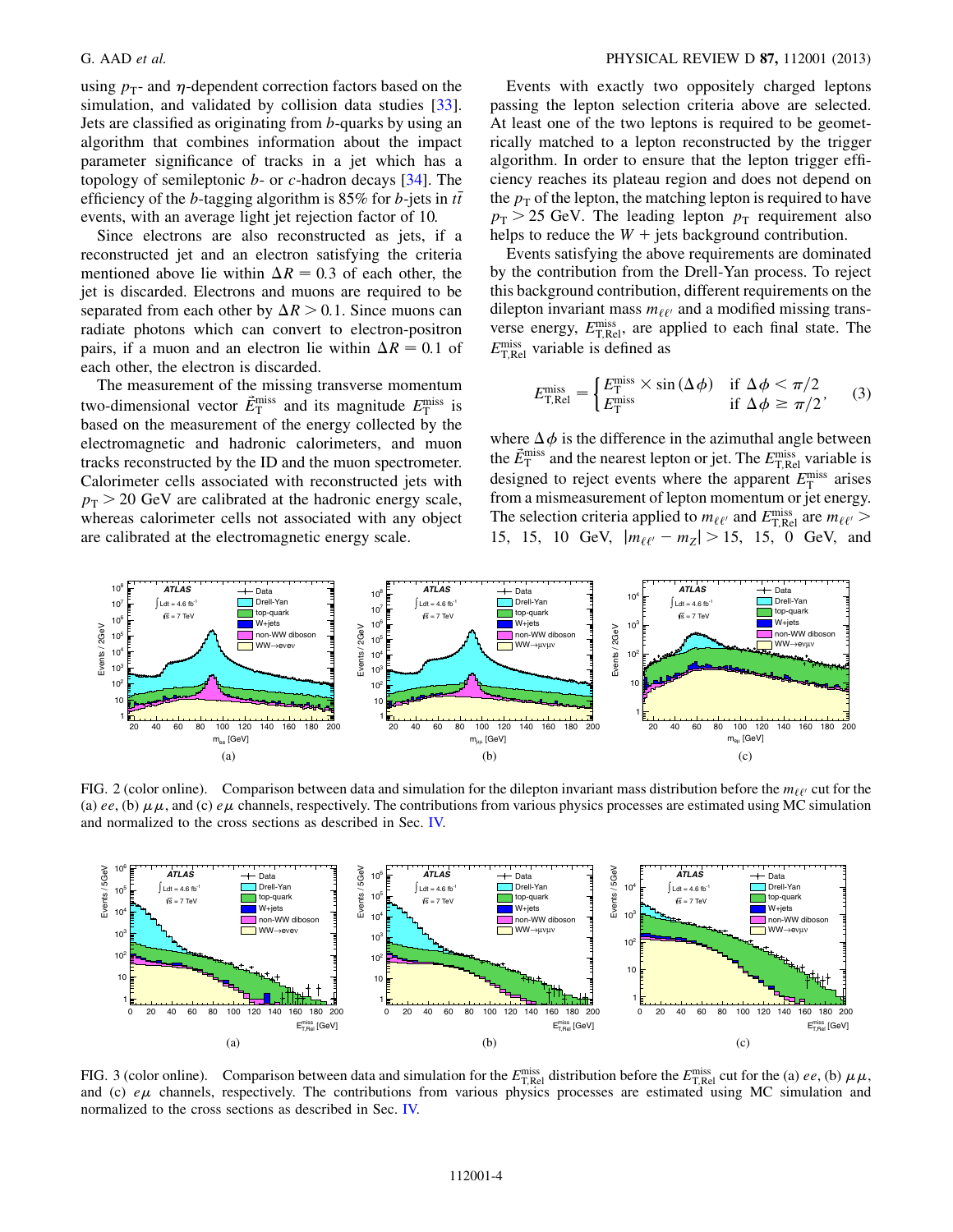using $p_T$- and $\eta$-dependent correction factors based on the simulation, and validated by collision data studies [33]. Jets are classified as originating from $b$-quarks by using an algorithm that combines information about the impact parameter significance of tracks in a jet which has a topology of semileptonic $b$- or $c$-hadron decays [34]. The efficiency of the $b$-tagging algorithm is 85% for $b$-jets in $t\bar{t}$ events, with an average light jet rejection factor of 10.

Since electrons are also reconstructed as jets, if a reconstructed jet and an electron satisfying the criteria mentioned above lie within $\Delta R = 0.3$ of each other, the jet is discarded. Electrons and muons are required to be separated from each other by $\Delta R > 0.1$. Since muons can radiate photons which can convert to electron-positron pairs, if a muon and an electron lie within $\Delta R = 0.1$ of each other, the electron is discarded.

The measurement of the missing transverse momentum two-dimensional vector $\vec{E}_T^{\mathrm{miss}}$ and its magnitude $E_T^{\mathrm{miss}}$ is based on the measurement of the energy collected by the electromagnetic and hadronic calorimeters, and muon tracks reconstructed by the ID and the muon spectrometer. Calorimeter cells associated with reconstructed jets with $p_T > 20$ GeV are calibrated at the hadronic energy scale, whereas calorimeter cells not associated with any object are calibrated at the electromagnetic energy scale.

Events with exactly two oppositely charged leptons passing the lepton selection criteria above are selected. At least one of the two leptons is required to be geometrically matched to a lepton reconstructed by the trigger algorithm. In order to ensure that the lepton trigger efficiency reaches its plateau region and does not depend on the $p_T$ of the lepton, the matching lepton is required to have $p_T > 25$ GeV. The leading lepton $p_T$ requirement also helps to reduce the $W$ + jets background contribution.

Events satisfying the above requirements are dominated by the contribution from the Drell-Yan process. To reject this background contribution, different requirements on the dilepton invariant mass $m_{\ell\ell'}$ and a modified missing transverse energy, $E_{T,\mathrm{Rel}}^{\mathrm{miss}}$, are applied to each final state. The $E_{T,\mathrm{Rel}}^{\mathrm{miss}}$ variable is defined as

$$E_{T,\mathrm{Rel}}^{\mathrm{miss}} = \begin{cases} E_T^{\mathrm{miss}} \times \sin(\Delta\phi) & \text{if } \Delta\phi < \pi/2 \\ E_T^{\mathrm{miss}} & \text{if } \Delta\phi \geq \pi/2, \end{cases} \quad (3)$$

where $\Delta\phi$ is the difference in the azimuthal angle between the $\vec{E}_T^{\mathrm{miss}}$ and the nearest lepton or jet. The $E_{T,\mathrm{Rel}}^{\mathrm{miss}}$ variable is designed to reject events where the apparent $E_T^{\mathrm{miss}}$ arises from a mismeasurement of lepton momentum or jet energy. The selection criteria applied to $m_{\ell\ell'}$ and $E_{T,\mathrm{Rel}}^{\mathrm{miss}}$ are $m_{\ell\ell'} >$ 15, 15, 10 GeV, $|m_{\ell\ell'} - m_Z| > 15$, 15, 0 GeV, and

FIG. 2 (color online). Comparison between data and simulation for the dilepton invariant mass distribution before the $m_{\ell\ell'}$ cut for the (a) $ee$, (b) $\mu\mu$, and (c) $e\mu$ channels, respectively. The contributions from various physics processes are estimated using MC simulation and normalized to the cross sections as described in Sec. IV.

FIG. 3 (color online). Comparison between data and simulation for the $E_{T,\mathrm{Rel}}^{\mathrm{miss}}$ distribution before the $E_{T,\mathrm{Rel}}^{\mathrm{miss}}$ cut for the (a) $ee$, (b) $\mu\mu$, and (c) $e\mu$ channels, respectively. The contributions from various physics processes are estimated using MC simulation and normalized to the cross sections as described in Sec. IV.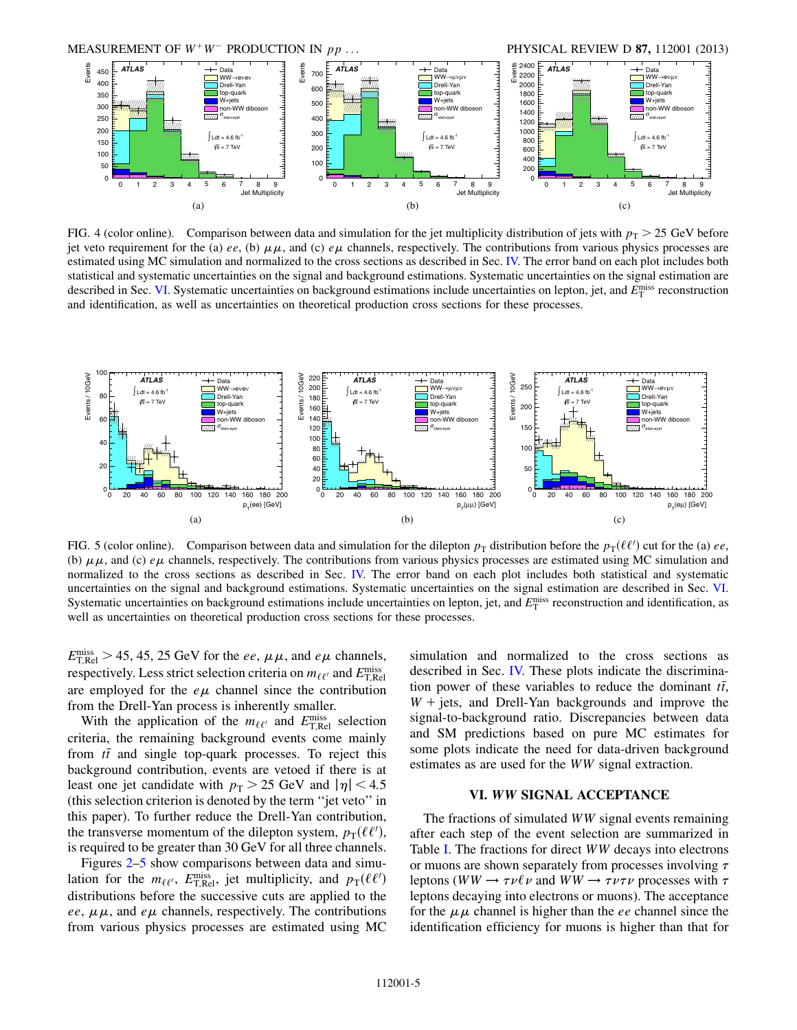FIG. 4 (color online). Comparison between data and simulation for the jet multiplicity distribution of jets with $p_T > 25$ GeV before jet veto requirement for the (a) $ee$, (b) $\mu\mu$, and (c) $e\mu$ channels, respectively. The contributions from various physics processes are estimated using MC simulation and normalized to the cross sections as described in Sec. IV. The error band on each plot includes both statistical and systematic uncertainties on the signal and background estimations. Systematic uncertainties on the signal estimation are described in Sec. VI. Systematic uncertainties on background estimations include uncertainties on lepton, jet, and $E_T^{\rm miss}$ reconstruction and identification, as well as uncertainties on theoretical production cross sections for these processes.

FIG. 5 (color online). Comparison between data and simulation for the dilepton $p_T$ distribution before the $p_T(\ell\ell')$ cut for the (a) $ee$, (b) $\mu\mu$, and (c) $e\mu$ channels, respectively. The contributions from various physics processes are estimated using MC simulation and normalized to the cross sections as described in Sec. IV. The error band on each plot includes both statistical and systematic uncertainties on the signal and background estimations. Systematic uncertainties on the signal estimation are described in Sec. VI. Systematic uncertainties on background estimations include uncertainties on lepton, jet, and $E_T^{\rm miss}$ reconstruction and identification, as well as uncertainties on theoretical production cross sections for these processes.

$E_{\rm T,Rel}^{\rm miss} > 45$, 45, 25 GeV for the $ee$, $\mu\mu$, and $e\mu$ channels, respectively. Less strict selection criteria on $m_{\ell\ell'}$ and $E_{\rm T,Rel}^{\rm miss}$ are employed for the $e\mu$ channel since the contribution from the Drell-Yan process is inherently smaller.

With the application of the $m_{\ell\ell'}$ and $E_{\rm T,Rel}^{\rm miss}$ selection criteria, the remaining background events come mainly from $t\bar{t}$ and single top-quark processes. To reject this background contribution, events are vetoed if there is at least one jet candidate with $p_T > 25$ GeV and $|\eta| < 4.5$ (this selection criterion is denoted by the term "jet veto" in this paper). To further reduce the Drell-Yan contribution, the transverse momentum of the dilepton system, $p_T(\ell\ell')$, is required to be greater than 30 GeV for all three channels.

Figures 2–5 show comparisons between data and simulation for the $m_{\ell\ell'}$, $E_{\rm T,Rel}^{\rm miss}$, jet multiplicity, and $p_T(\ell\ell')$ distributions before the successive cuts are applied to the $ee$, $\mu\mu$, and $e\mu$ channels, respectively. The contributions from various physics processes are estimated using MC simulation and normalized to the cross sections as described in Sec. IV. These plots indicate the discrimination power of these variables to reduce the dominant $t\bar{t}$, $W$ + jets, and Drell-Yan backgrounds and improve the signal-to-background ratio. Discrepancies between data and SM predictions based on pure MC estimates for some plots indicate the need for data-driven background estimates as are used for the $WW$ signal extraction.

## VI. *WW* SIGNAL ACCEPTANCE

The fractions of simulated $WW$ signal events remaining after each step of the event selection are summarized in Table I. The fractions for direct $WW$ decays into electrons or muons are shown separately from processes involving $\tau$ leptons ($WW \to \tau\nu\ell\nu$ and $WW \to \tau\nu\tau\nu$ processes with $\tau$ leptons decaying into electrons or muons). The acceptance for the $\mu\mu$ channel is higher than the $ee$ channel since the identification efficiency for muons is higher than that for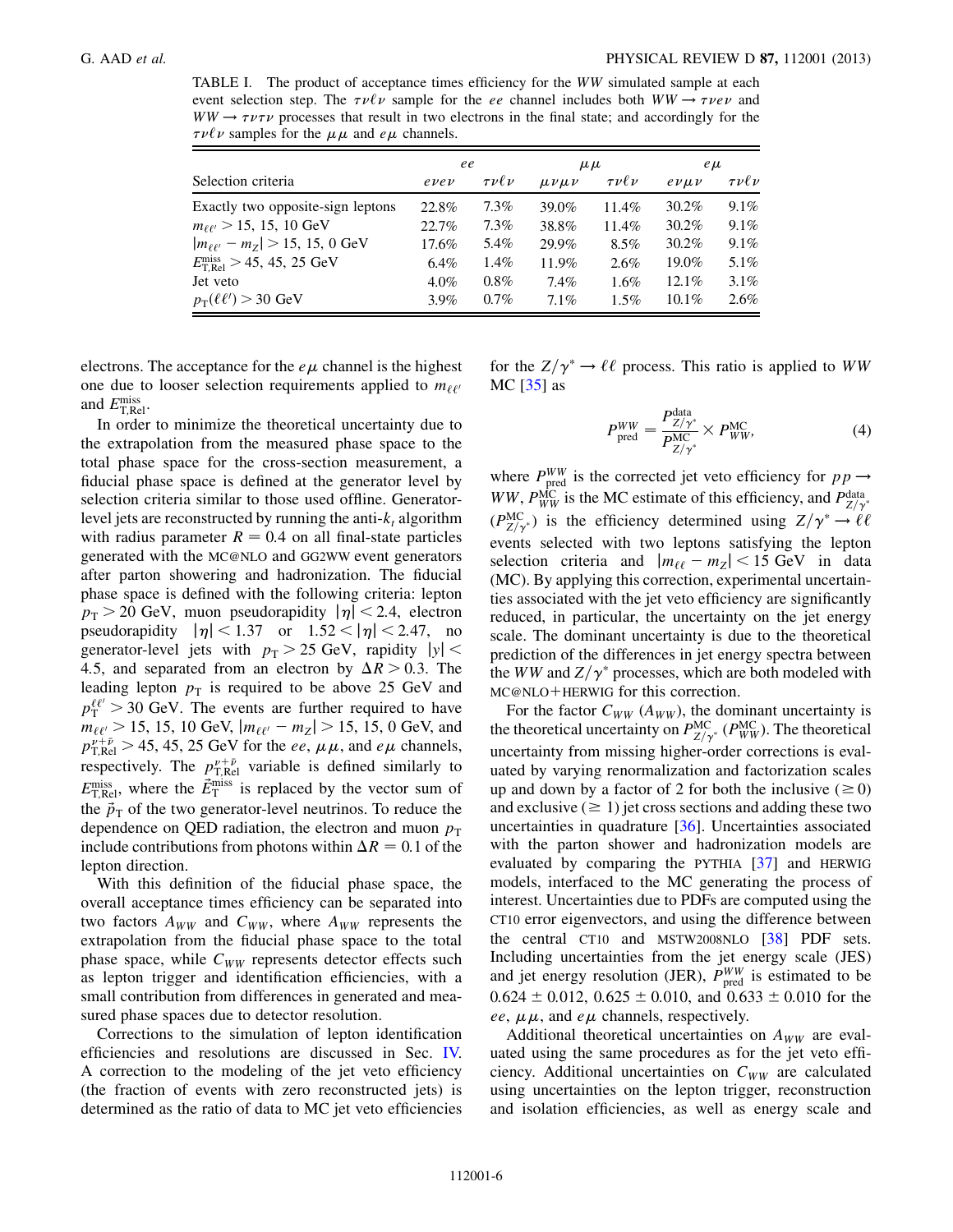TABLE I. The product of acceptance times efficiency for the $WW$ simulated sample at each event selection step. The $\tau\nu\ell\nu$ sample for the $ee$ channel includes both $WW \to \tau\nu e\nu$ and $WW \to \tau\nu\tau\nu$ processes that result in two electrons in the final state; and accordingly for the $\tau\nu\ell\nu$ samples for the $\mu\mu$ and $e\mu$ channels.

| Selection criteria | $ee$ | | $\mu\mu$ | | $e\mu$ | |
|---|---|---|---|---|---|---|
| | $e\nu e\nu$ | $\tau\nu\ell\nu$ | $\mu\nu\mu\nu$ | $\tau\nu\ell\nu$ | $e\nu\mu\nu$ | $\tau\nu\ell\nu$ |
| Exactly two opposite-sign leptons | 22.8% | 7.3% | 39.0% | 11.4% | 30.2% | 9.1% |
| $m_{\ell\ell'} > 15$, 15, 10 GeV | 22.7% | 7.3% | 38.8% | 11.4% | 30.2% | 9.1% |
| $\lvert m_{\ell\ell'} - m_Z\rvert > 15$, 15, 0 GeV | 17.6% | 5.4% | 29.9% | 8.5% | 30.2% | 9.1% |
| $E_{\mathrm{T,Rel}}^{\mathrm{miss}} > 45$, 45, 25 GeV | 6.4% | 1.4% | 11.9% | 2.6% | 19.0% | 5.1% |
| Jet veto | 4.0% | 0.8% | 7.4% | 1.6% | 12.1% | 3.1% |
| $p_{\mathrm{T}}(\ell\ell') > 30$ GeV | 3.9% | 0.7% | 7.1% | 1.5% | 10.1% | 2.6% |

electrons. The acceptance for the $e\mu$ channel is the highest one due to looser selection requirements applied to $m_{\ell\ell'}$ and $E_{\mathrm{T,Rel}}^{\mathrm{miss}}$.

In order to minimize the theoretical uncertainty due to the extrapolation from the measured phase space to the total phase space for the cross-section measurement, a fiducial phase space is defined at the generator level by selection criteria similar to those used offline. Generator-level jets are reconstructed by running the anti-$k_t$ algorithm with radius parameter $R = 0.4$ on all final-state particles generated with the MC@NLO and GG2WW event generators after parton showering and hadronization. The fiducial phase space is defined with the following criteria: lepton $p_{\mathrm{T}} > 20$ GeV, muon pseudorapidity $|\eta| < 2.4$, electron pseudorapidity $|\eta| < 1.37$ or $1.52 < |\eta| < 2.47$, no generator-level jets with $p_{\mathrm{T}} > 25$ GeV, rapidity $|y| < 4.5$, and separated from an electron by $\Delta R > 0.3$. The leading lepton $p_{\mathrm{T}}$ is required to be above 25 GeV and $p_{\mathrm{T}}^{\ell\ell'} > 30$ GeV. The events are further required to have $m_{\ell\ell'} > 15$, 15, 10 GeV, $|m_{\ell\ell'} - m_Z| > 15$, 15, 0 GeV, and $p_{\mathrm{T,Rel}}^{\nu+\bar{\nu}} > 45$, 45, 25 GeV for the $ee$, $\mu\mu$, and $e\mu$ channels, respectively. The $p_{\mathrm{T,Rel}}^{\nu+\bar{\nu}}$ variable is defined similarly to $E_{\mathrm{T,Rel}}^{\mathrm{miss}}$, where the $\vec{E}_{\mathrm{T}}^{\mathrm{miss}}$ is replaced by the vector sum of the $\vec{p}_{\mathrm{T}}$ of the two generator-level neutrinos. To reduce the dependence on QED radiation, the electron and muon $p_{\mathrm{T}}$ include contributions from photons within $\Delta R = 0.1$ of the lepton direction.

With this definition of the fiducial phase space, the overall acceptance times efficiency can be separated into two factors $A_{WW}$ and $C_{WW}$, where $A_{WW}$ represents the extrapolation from the fiducial phase space to the total phase space, while $C_{WW}$ represents detector effects such as lepton trigger and identification efficiencies, with a small contribution from differences in generated and measured phase spaces due to detector resolution.

Corrections to the simulation of lepton identification efficiencies and resolutions are discussed in Sec. IV. A correction to the modeling of the jet veto efficiency (the fraction of events with zero reconstructed jets) is determined as the ratio of data to MC jet veto efficiencies for the $Z/\gamma^* \to \ell\ell$ process. This ratio is applied to $WW$ MC [35] as

$$P_{\mathrm{pred}}^{WW} = \frac{P_{Z/\gamma^*}^{\mathrm{data}}}{P_{Z/\gamma^*}^{\mathrm{MC}}} \times P_{WW}^{\mathrm{MC}}, \tag{4}$$

where $P_{\mathrm{pred}}^{WW}$ is the corrected jet veto efficiency for $pp \to WW$, $P_{WW}^{\mathrm{MC}}$ is the MC estimate of this efficiency, and $P_{Z/\gamma^*}^{\mathrm{data}}$ ($P_{Z/\gamma^*}^{\mathrm{MC}}$) is the efficiency determined using $Z/\gamma^* \to \ell\ell$ events selected with two leptons satisfying the lepton selection criteria and $|m_{\ell\ell} - m_Z| < 15$ GeV in data (MC). By applying this correction, experimental uncertainties associated with the jet veto efficiency are significantly reduced, in particular, the uncertainty on the jet energy scale. The dominant uncertainty is due to the theoretical prediction of the differences in jet energy spectra between the $WW$ and $Z/\gamma^*$ processes, which are both modeled with MC@NLO+HERWIG for this correction.

For the factor $C_{WW}$ ($A_{WW}$), the dominant uncertainty is the theoretical uncertainty on $P_{Z/\gamma^*}^{\mathrm{MC}}$ ($P_{WW}^{\mathrm{MC}}$). The theoretical uncertainty from missing higher-order corrections is evaluated by varying renormalization and factorization scales up and down by a factor of 2 for both the inclusive ($\geq 0$) and exclusive ($\geq 1$) jet cross sections and adding these two uncertainties in quadrature [36]. Uncertainties associated with the parton shower and hadronization models are evaluated by comparing the PYTHIA [37] and HERWIG models, interfaced to the MC generating the process of interest. Uncertainties due to PDFs are computed using the CT10 error eigenvectors, and using the difference between the central CT10 and MSTW2008NLO [38] PDF sets. Including uncertainties from the jet energy scale (JES) and jet energy resolution (JER), $P_{\mathrm{pred}}^{WW}$ is estimated to be $0.624 \pm 0.012$, $0.625 \pm 0.010$, and $0.633 \pm 0.010$ for the $ee$, $\mu\mu$, and $e\mu$ channels, respectively.

Additional theoretical uncertainties on $A_{WW}$ are evaluated using the same procedures as for the jet veto efficiency. Additional uncertainties on $C_{WW}$ are calculated using uncertainties on the lepton trigger, reconstruction and isolation efficiencies, as well as energy scale and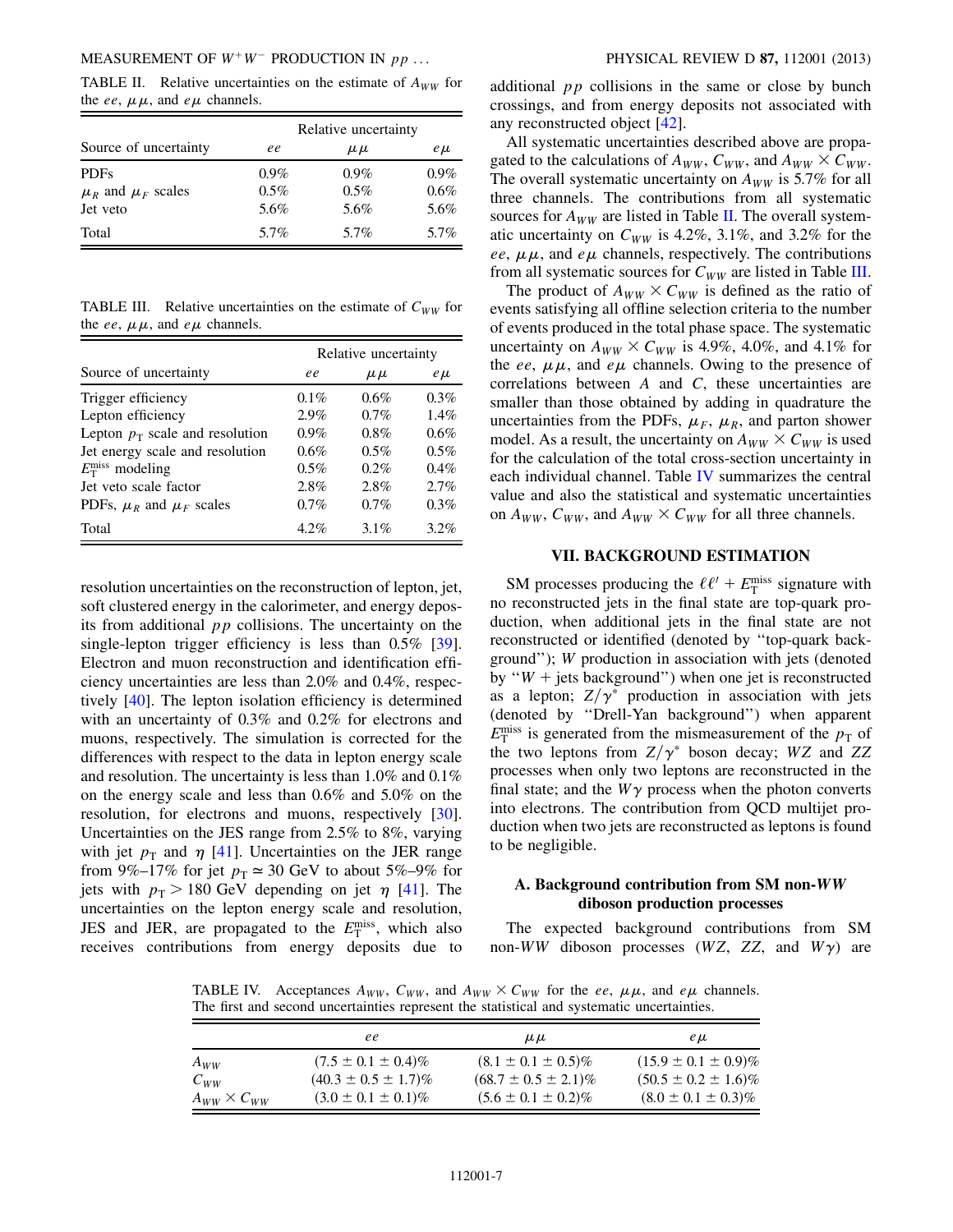TABLE II. Relative uncertainties on the estimate of $A_{WW}$ for the $ee$, $\mu\mu$, and $e\mu$ channels.

| Source of uncertainty | Relative uncertainty | | |
|---|---|---|---|
| | $ee$ | $\mu\mu$ | $e\mu$ |
| PDFs | 0.9% | 0.9% | 0.9% |
| $\mu_R$ and $\mu_F$ scales | 0.5% | 0.5% | 0.6% |
| Jet veto | 5.6% | 5.6% | 5.6% |
| Total | 5.7% | 5.7% | 5.7% |

TABLE III. Relative uncertainties on the estimate of $C_{WW}$ for the $ee$, $\mu\mu$, and $e\mu$ channels.

| Source of uncertainty | Relative uncertainty | | |
|---|---|---|---|
| | $ee$ | $\mu\mu$ | $e\mu$ |
| Trigger efficiency | 0.1% | 0.6% | 0.3% |
| Lepton efficiency | 2.9% | 0.7% | 1.4% |
| Lepton $p_T$ scale and resolution | 0.9% | 0.8% | 0.6% |
| Jet energy scale and resolution | 0.6% | 0.5% | 0.5% |
| $E_T^{miss}$ modeling | 0.5% | 0.2% | 0.4% |
| Jet veto scale factor | 2.8% | 2.8% | 2.7% |
| PDFs, $\mu_R$ and $\mu_F$ scales | 0.7% | 0.7% | 0.3% |
| Total | 4.2% | 3.1% | 3.2% |

resolution uncertainties on the reconstruction of lepton, jet, soft clustered energy in the calorimeter, and energy deposits from additional $pp$ collisions. The uncertainty on the single-lepton trigger efficiency is less than 0.5% [39]. Electron and muon reconstruction and identification efficiency uncertainties are less than 2.0% and 0.4%, respectively [40]. The lepton isolation efficiency is determined with an uncertainty of 0.3% and 0.2% for electrons and muons, respectively. The simulation is corrected for the differences with respect to the data in lepton energy scale and resolution. The uncertainty is less than 1.0% and 0.1% on the energy scale and less than 0.6% and 5.0% on the resolution, for electrons and muons, respectively [30]. Uncertainties on the JES range from 2.5% to 8%, varying with jet $p_T$ and $\eta$ [41]. Uncertainties on the JER range from 9%–17% for jet $p_T \simeq 30$ GeV to about 5%–9% for jets with $p_T > 180$ GeV depending on jet $\eta$ [41]. The uncertainties on the lepton energy scale and resolution, JES and JER, are propagated to the $E_T^{miss}$, which also receives contributions from energy deposits due to additional $pp$ collisions in the same or close by bunch crossings, and from energy deposits not associated with any reconstructed object [42].

All systematic uncertainties described above are propagated to the calculations of $A_{WW}$, $C_{WW}$, and $A_{WW} \times C_{WW}$. The overall systematic uncertainty on $A_{WW}$ is 5.7% for all three channels. The contributions from all systematic sources for $A_{WW}$ are listed in Table II. The overall systematic uncertainty on $C_{WW}$ is 4.2%, 3.1%, and 3.2% for the $ee$, $\mu\mu$, and $e\mu$ channels, respectively. The contributions from all systematic sources for $C_{WW}$ are listed in Table III.

The product of $A_{WW} \times C_{WW}$ is defined as the ratio of events satisfying all offline selection criteria to the number of events produced in the total phase space. The systematic uncertainty on $A_{WW} \times C_{WW}$ is 4.9%, 4.0%, and 4.1% for the $ee$, $\mu\mu$, and $e\mu$ channels. Owing to the presence of correlations between $A$ and $C$, these uncertainties are smaller than those obtained by adding in quadrature the uncertainties from the PDFs, $\mu_F$, $\mu_R$, and parton shower model. As a result, the uncertainty on $A_{WW} \times C_{WW}$ is used for the calculation of the total cross-section uncertainty in each individual channel. Table IV summarizes the central value and also the statistical and systematic uncertainties on $A_{WW}$, $C_{WW}$, and $A_{WW} \times C_{WW}$ for all three channels.

## VII. BACKGROUND ESTIMATION

SM processes producing the $\ell\ell' + E_T^{miss}$ signature with no reconstructed jets in the final state are top-quark production, when additional jets in the final state are not reconstructed or identified (denoted by "top-quark background"); $W$ production in association with jets (denoted by "$W$ + jets background") when one jet is reconstructed as a lepton; $Z/\gamma^*$ production in association with jets (denoted by "Drell-Yan background") when apparent $E_T^{miss}$ is generated from the mismeasurement of the $p_T$ of the two leptons from $Z/\gamma^*$ boson decay; $WZ$ and $ZZ$ processes when only two leptons are reconstructed in the final state; and the $W\gamma$ process when the photon converts into electrons. The contribution from QCD multijet production when two jets are reconstructed as leptons is found to be negligible.

### A. Background contribution from SM non-$WW$ diboson production processes

The expected background contributions from SM non-$WW$ diboson processes ($WZ$, $ZZ$, and $W\gamma$) are

TABLE IV. Acceptances $A_{WW}$, $C_{WW}$, and $A_{WW} \times C_{WW}$ for the $ee$, $\mu\mu$, and $e\mu$ channels. The first and second uncertainties represent the statistical and systematic uncertainties.

| | $ee$ | $\mu\mu$ | $e\mu$ |
|---|---|---|---|
| $A_{WW}$ | $(7.5 \pm 0.1 \pm 0.4)\%$ | $(8.1 \pm 0.1 \pm 0.5)\%$ | $(15.9 \pm 0.1 \pm 0.9)\%$ |
| $C_{WW}$ | $(40.3 \pm 0.5 \pm 1.7)\%$ | $(68.7 \pm 0.5 \pm 2.1)\%$ | $(50.5 \pm 0.2 \pm 1.6)\%$ |
| $A_{WW} \times C_{WW}$ | $(3.0 \pm 0.1 \pm 0.1)\%$ | $(5.6 \pm 0.1 \pm 0.2)\%$ | $(8.0 \pm 0.1 \pm 0.3)\%$ |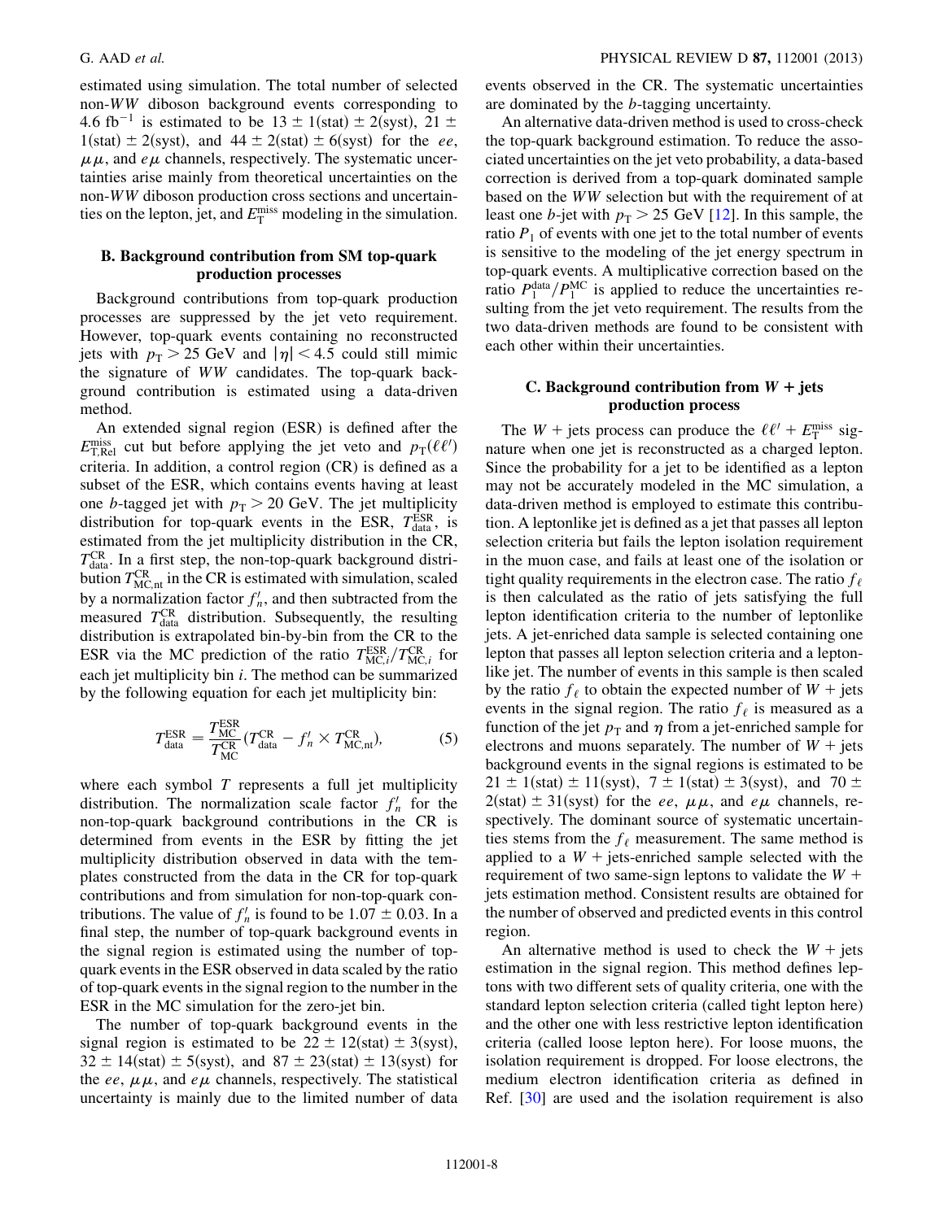estimated using simulation. The total number of selected non-$WW$ diboson background events corresponding to $4.6\ \mathrm{fb}^{-1}$ is estimated to be $13 \pm 1(\mathrm{stat}) \pm 2(\mathrm{syst})$, $21 \pm 1(\mathrm{stat}) \pm 2(\mathrm{syst})$, and $44 \pm 2(\mathrm{stat}) \pm 6(\mathrm{syst})$ for the $ee$, $\mu\mu$, and $e\mu$ channels, respectively. The systematic uncertainties arise mainly from theoretical uncertainties on the non-$WW$ diboson production cross sections and uncertainties on the lepton, jet, and $E_{\mathrm{T}}^{\mathrm{miss}}$ modeling in the simulation.

### B. Background contribution from SM top-quark production processes

Background contributions from top-quark production processes are suppressed by the jet veto requirement. However, top-quark events containing no reconstructed jets with $p_{\mathrm{T}} > 25$ GeV and $|\eta| < 4.5$ could still mimic the signature of $WW$ candidates. The top-quark background contribution is estimated using a data-driven method.

An extended signal region (ESR) is defined after the $E_{\mathrm{T,Rel}}^{\mathrm{miss}}$ cut but before applying the jet veto and $p_{\mathrm{T}}(\ell\ell')$ criteria. In addition, a control region (CR) is defined as a subset of the ESR, which contains events having at least one $b$-tagged jet with $p_{\mathrm{T}} > 20$ GeV. The jet multiplicity distribution for top-quark events in the ESR, $T_{\mathrm{data}}^{\mathrm{ESR}}$, is estimated from the jet multiplicity distribution in the CR, $T_{\mathrm{data}}^{\mathrm{CR}}$. In a first step, the non-top-quark background distribution $T_{\mathrm{MC,nt}}^{\mathrm{CR}}$ in the CR is estimated with simulation, scaled by a normalization factor $f_n'$, and then subtracted from the measured $T_{\mathrm{data}}^{\mathrm{CR}}$ distribution. Subsequently, the resulting distribution is extrapolated bin-by-bin from the CR to the ESR via the MC prediction of the ratio $T_{\mathrm{MC},i}^{\mathrm{ESR}}/T_{\mathrm{MC},i}^{\mathrm{CR}}$ for each jet multiplicity bin $i$. The method can be summarized by the following equation for each jet multiplicity bin:

$$T_{\mathrm{data}}^{\mathrm{ESR}} = \frac{T_{\mathrm{MC}}^{\mathrm{ESR}}}{T_{\mathrm{MC}}^{\mathrm{CR}}}\left(T_{\mathrm{data}}^{\mathrm{CR}} - f_n' \times T_{\mathrm{MC,nt}}^{\mathrm{CR}}\right), \tag{5}$$

where each symbol $T$ represents a full jet multiplicity distribution. The normalization scale factor $f_n'$ for the non-top-quark background contributions in the CR is determined from events in the ESR by fitting the jet multiplicity distribution observed in data with the templates constructed from the data in the CR for top-quark contributions and from simulation for non-top-quark contributions. The value of $f_n'$ is found to be $1.07 \pm 0.03$. In a final step, the number of top-quark background events in the signal region is estimated using the number of top-quark events in the ESR observed in data scaled by the ratio of top-quark events in the signal region to the number in the ESR in the MC simulation for the zero-jet bin.

The number of top-quark background events in the signal region is estimated to be $22 \pm 12(\mathrm{stat}) \pm 3(\mathrm{syst})$, $32 \pm 14(\mathrm{stat}) \pm 5(\mathrm{syst})$, and $87 \pm 23(\mathrm{stat}) \pm 13(\mathrm{syst})$ for the $ee$, $\mu\mu$, and $e\mu$ channels, respectively. The statistical uncertainty is mainly due to the limited number of data events observed in the CR. The systematic uncertainties are dominated by the $b$-tagging uncertainty.

An alternative data-driven method is used to cross-check the top-quark background estimation. To reduce the associated uncertainties on the jet veto probability, a data-based correction is derived from a top-quark dominated sample based on the $WW$ selection but with the requirement of at least one $b$-jet with $p_{\mathrm{T}} > 25$ GeV [12]. In this sample, the ratio $P_1$ of events with one jet to the total number of events is sensitive to the modeling of the jet energy spectrum in top-quark events. A multiplicative correction based on the ratio $P_1^{\mathrm{data}}/P_1^{\mathrm{MC}}$ is applied to reduce the uncertainties resulting from the jet veto requirement. The results from the two data-driven methods are found to be consistent with each other within their uncertainties.

### C. Background contribution from $W$ + jets production process

The $W$ + jets process can produce the $\ell\ell' + E_{\mathrm{T}}^{\mathrm{miss}}$ signature when one jet is reconstructed as a charged lepton. Since the probability for a jet to be identified as a lepton may not be accurately modeled in the MC simulation, a data-driven method is employed to estimate this contribution. A leptonlike jet is defined as a jet that passes all lepton selection criteria but fails the lepton isolation requirement in the muon case, and fails at least one of the isolation or tight quality requirements in the electron case. The ratio $f_\ell$ is then calculated as the ratio of jets satisfying the full lepton identification criteria to the number of leptonlike jets. A jet-enriched data sample is selected containing one lepton that passes all lepton selection criteria and a leptonlike jet. The number of events in this sample is then scaled by the ratio $f_\ell$ to obtain the expected number of $W$ + jets events in the signal region. The ratio $f_\ell$ is measured as a function of the jet $p_{\mathrm{T}}$ and $\eta$ from a jet-enriched sample for electrons and muons separately. The number of $W$ + jets background events in the signal regions is estimated to be $21 \pm 1(\mathrm{stat}) \pm 11(\mathrm{syst})$, $7 \pm 1(\mathrm{stat}) \pm 3(\mathrm{syst})$, and $70 \pm 2(\mathrm{stat}) \pm 31(\mathrm{syst})$ for the $ee$, $\mu\mu$, and $e\mu$ channels, respectively. The dominant source of systematic uncertainties stems from the $f_\ell$ measurement. The same method is applied to a $W$ + jets-enriched sample selected with the requirement of two same-sign leptons to validate the $W$ + jets estimation method. Consistent results are obtained for the number of observed and predicted events in this control region.

An alternative method is used to check the $W$ + jets estimation in the signal region. This method defines leptons with two different sets of quality criteria, one with the standard lepton selection criteria (called tight lepton here) and the other one with less restrictive lepton identification criteria (called loose lepton here). For loose muons, the isolation requirement is dropped. For loose electrons, the medium electron identification criteria as defined in Ref. [30] are used and the isolation requirement is also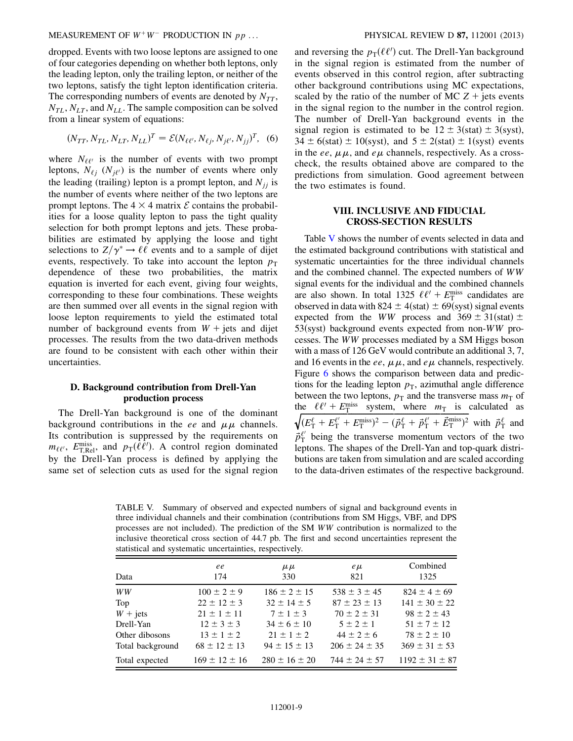dropped. Events with two loose leptons are assigned to one of four categories depending on whether both leptons, only the leading lepton, only the trailing lepton, or neither of the two leptons, satisfy the tight lepton identification criteria. The corresponding numbers of events are denoted by $N_{TT}$, $N_{TL}$, $N_{LT}$, and $N_{LL}$. The sample composition can be solved from a linear system of equations:

$$(N_{TT}, N_{TL}, N_{LT}, N_{LL})^T = \mathcal{E}(N_{\ell\ell'}, N_{\ell j}, N_{j\ell'}, N_{jj})^T, \quad (6)$$

where $N_{\ell\ell'}$ is the number of events with two prompt leptons, $N_{\ell j}$ ($N_{j\ell'}$) is the number of events where only the leading (trailing) lepton is a prompt lepton, and $N_{jj}$ is the number of events where neither of the two leptons are prompt leptons. The $4 \times 4$ matrix $\mathcal{E}$ contains the probabilities for a loose quality lepton to pass the tight quality selection for both prompt leptons and jets. These probabilities are estimated by applying the loose and tight selections to $Z/\gamma^* \to \ell\ell$ events and to a sample of dijet events, respectively. To take into account the lepton $p_T$ dependence of these two probabilities, the matrix equation is inverted for each event, giving four weights, corresponding to these four combinations. These weights are then summed over all events in the signal region with loose lepton requirements to yield the estimated total number of background events from $W$ + jets and dijet processes. The results from the two data-driven methods are found to be consistent with each other within their uncertainties.

### D. Background contribution from Drell-Yan production process

The Drell-Yan background is one of the dominant background contributions in the $ee$ and $\mu\mu$ channels. Its contribution is suppressed by the requirements on $m_{\ell\ell'}$, $E_{T,Rel}^{miss}$, and $p_T(\ell\ell')$. A control region dominated by the Drell-Yan process is defined by applying the same set of selection cuts as used for the signal region and reversing the $p_T(\ell\ell')$ cut. The Drell-Yan background in the signal region is estimated from the number of events observed in this control region, after subtracting other background contributions using MC expectations, scaled by the ratio of the number of MC $Z$ + jets events in the signal region to the number in the control region. The number of Drell-Yan background events in the signal region is estimated to be $12 \pm 3$(stat) $\pm$ 3(syst), $34 \pm 6$(stat) $\pm$ 10(syst), and $5 \pm 2$(stat) $\pm$ 1(syst) events in the $ee$, $\mu\mu$, and $e\mu$ channels, respectively. As a cross-check, the results obtained above are compared to the predictions from simulation. Good agreement between the two estimates is found.

## VIII. INCLUSIVE AND FIDUCIAL CROSS-SECTION RESULTS

Table V shows the number of events selected in data and the estimated background contributions with statistical and systematic uncertainties for the three individual channels and the combined channel. The expected numbers of $WW$ signal events for the individual and the combined channels are also shown. In total 1325 $\ell\ell' + E_T^{miss}$ candidates are observed in data with $824 \pm 4$(stat) $\pm$ 69(syst) signal events expected from the $WW$ process and $369 \pm 31$(stat) $\pm$ 53(syst) background events expected from non-$WW$ processes. The $WW$ processes mediated by a SM Higgs boson with a mass of 126 GeV would contribute an additional 3, 7, and 16 events in the $ee$, $\mu\mu$, and $e\mu$ channels, respectively. Figure 6 shows the comparison between data and predictions for the leading lepton $p_T$, azimuthal angle difference between the two leptons, $p_T$ and the transverse mass $m_T$ of the $\ell\ell' + E_T^{miss}$ system, where $m_T$ is calculated as $\sqrt{(E_T^{\ell} + E_T^{\ell'} + E_T^{miss})^2 - (\vec{p}_T^{\,\ell} + \vec{p}_T^{\,\ell'} + \vec{E}_T^{miss})^2}$ with $\vec{p}_T^{\,\ell}$ and $\vec{p}_T^{\,\ell'}$ being the transverse momentum vectors of the two leptons. The shapes of the Drell-Yan and top-quark distributions are taken from simulation and are scaled according to the data-driven estimates of the respective background.

TABLE V. Summary of observed and expected numbers of signal and background events in three individual channels and their combination (contributions from SM Higgs, VBF, and DPS processes are not included). The prediction of the SM $WW$ contribution is normalized to the inclusive theoretical cross section of 44.7 pb. The first and second uncertainties represent the statistical and systematic uncertainties, respectively.

| Data | $ee$ 174 | $\mu\mu$ 330 | $e\mu$ 821 | Combined 1325 |
|---|---|---|---|---|
| $WW$ | $100 \pm 2 \pm 9$ | $186 \pm 2 \pm 15$ | $538 \pm 3 \pm 45$ | $824 \pm 4 \pm 69$ |
| Top | $22 \pm 12 \pm 3$ | $32 \pm 14 \pm 5$ | $87 \pm 23 \pm 13$ | $141 \pm 30 \pm 22$ |
| $W$ + jets | $21 \pm 1 \pm 11$ | $7 \pm 1 \pm 3$ | $70 \pm 2 \pm 31$ | $98 \pm 2 \pm 43$ |
| Drell-Yan | $12 \pm 3 \pm 3$ | $34 \pm 6 \pm 10$ | $5 \pm 2 \pm 1$ | $51 \pm 7 \pm 12$ |
| Other dibosons | $13 \pm 1 \pm 2$ | $21 \pm 1 \pm 2$ | $44 \pm 2 \pm 6$ | $78 \pm 2 \pm 10$ |
| Total background | $68 \pm 12 \pm 13$ | $94 \pm 15 \pm 13$ | $206 \pm 24 \pm 35$ | $369 \pm 31 \pm 53$ |
| Total expected | $169 \pm 12 \pm 16$ | $280 \pm 16 \pm 20$ | $744 \pm 24 \pm 57$ | $1192 \pm 31 \pm 87$ |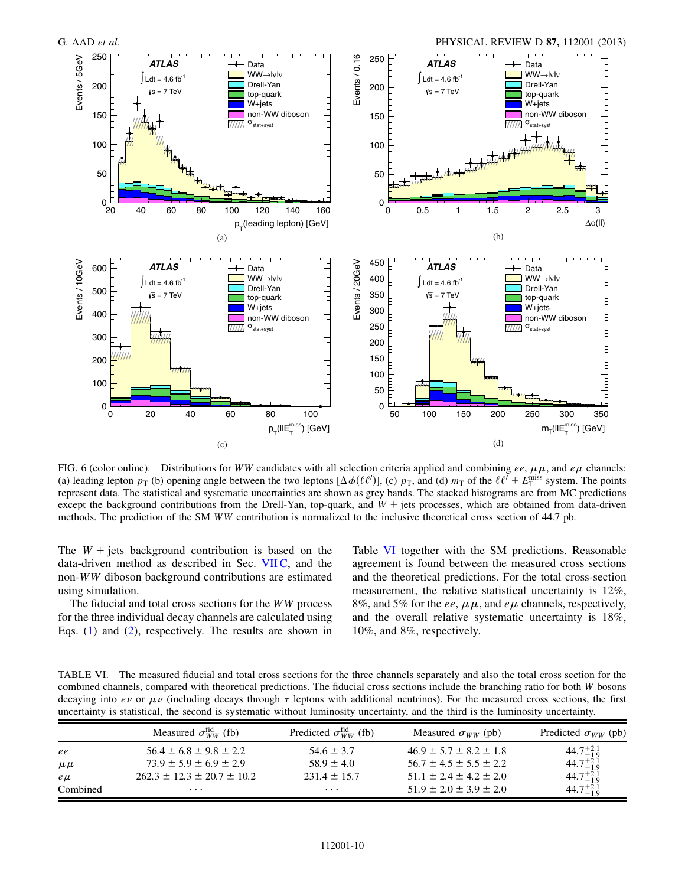FIG. 6 (color online). Distributions for $WW$ candidates with all selection criteria applied and combining $ee$, $\mu\mu$, and $e\mu$ channels: (a) leading lepton $p_T$ (b) opening angle between the two leptons [$\Delta\phi(\ell\ell')$], (c) $p_T$, and (d) $m_T$ of the $\ell\ell' + E_T^{miss}$ system. The points represent data. The statistical and systematic uncertainties are shown as grey bands. The stacked histograms are from MC predictions except the background contributions from the Drell-Yan, top-quark, and $W$ + jets processes, which are obtained from data-driven methods. The prediction of the SM $WW$ contribution is normalized to the inclusive theoretical cross section of 44.7 pb.

The $W$ + jets background contribution is based on the data-driven method as described in Sec. VII C, and the non-$WW$ diboson background contributions are estimated using simulation.

The fiducial and total cross sections for the $WW$ process for the three individual decay channels are calculated using Eqs. (1) and (2), respectively. The results are shown in Table VI together with the SM predictions. Reasonable agreement is found between the measured cross sections and the theoretical predictions. For the total cross-section measurement, the relative statistical uncertainty is 12%, 8%, and 5% for the $ee$, $\mu\mu$, and $e\mu$ channels, respectively, and the overall relative systematic uncertainty is 18%, 10%, and 8%, respectively.

TABLE VI. The measured fiducial and total cross sections for the three channels separately and also the total cross section for the combined channels, compared with theoretical predictions. The fiducial cross sections include the branching ratio for both $W$ bosons decaying into $e\nu$ or $\mu\nu$ (including decays through $\tau$ leptons with additional neutrinos). For the measured cross sections, the first uncertainty is statistical, the second is systematic without luminosity uncertainty, and the third is the luminosity uncertainty.

| | Measured $\sigma_{WW}^{fid}$ (fb) | Predicted $\sigma_{WW}^{fid}$ (fb) | Measured $\sigma_{WW}$ (pb) | Predicted $\sigma_{WW}$ (pb) |
|---|---|---|---|---|
| $ee$ | $56.4 \pm 6.8 \pm 9.8 \pm 2.2$ | $54.6 \pm 3.7$ | $46.9 \pm 5.7 \pm 8.2 \pm 1.8$ | $44.7^{+2.1}_{-1.9}$ |
| $\mu\mu$ | $73.9 \pm 5.9 \pm 6.9 \pm 2.9$ | $58.9 \pm 4.0$ | $56.7 \pm 4.5 \pm 5.5 \pm 2.2$ | $44.7^{+2.1}_{-1.9}$ |
| $e\mu$ | $262.3 \pm 12.3 \pm 20.7 \pm 10.2$ | $231.4 \pm 15.7$ | $51.1 \pm 2.4 \pm 4.2 \pm 2.0$ | $44.7^{+2.1}_{-1.9}$ |
| Combined | ... | ... | $51.9 \pm 2.0 \pm 3.9 \pm 2.0$ | $44.7^{+2.1}_{-1.9}$ |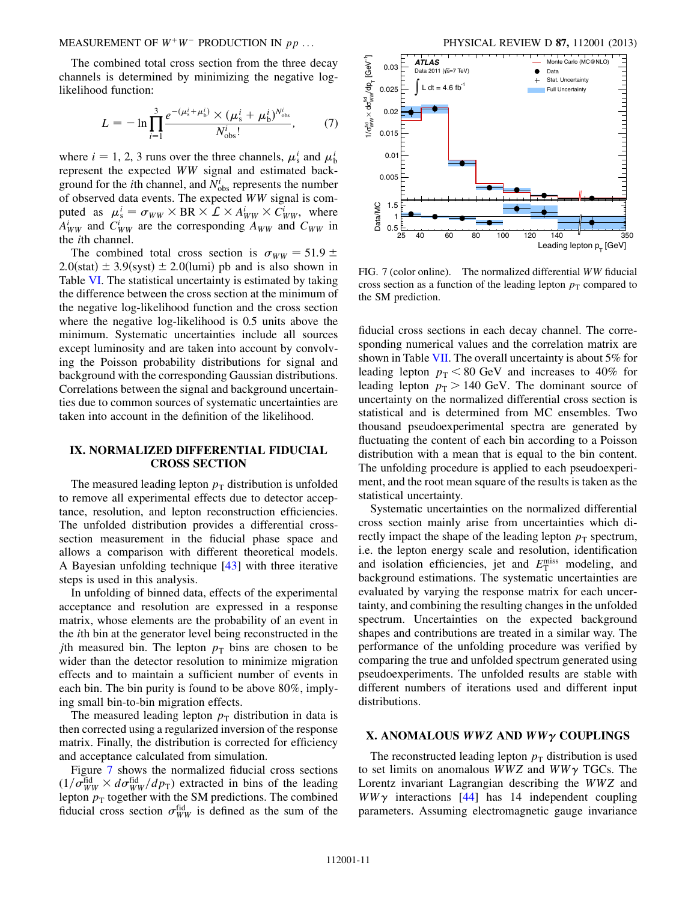The combined total cross section from the three decay channels is determined by minimizing the negative log-likelihood function:

$$L = -\ln \prod_{i=1}^{3} \frac{e^{-(\mu_s^i + \mu_b^i)} \times (\mu_s^i + \mu_b^i)^{N_{\text{obs}}^i}}{N_{\text{obs}}^i!}, \tag{7}$$

where $i = 1, 2, 3$ runs over the three channels, $\mu_s^i$ and $\mu_b^i$ represent the expected $WW$ signal and estimated background for the $i$th channel, and $N_{\text{obs}}^i$ represents the number of observed data events. The expected $WW$ signal is computed as $\mu_s^i = \sigma_{WW} \times \text{BR} \times \mathcal{L} \times A_{WW}^i \times C_{WW}^i$, where $A_{WW}^i$ and $C_{WW}^i$ are the corresponding $A_{WW}$ and $C_{WW}$ in the $i$th channel.

The combined total cross section is $\sigma_{WW} = 51.9 \pm 2.0(\text{stat}) \pm 3.9(\text{syst}) \pm 2.0(\text{lumi})$ pb and is also shown in Table VI. The statistical uncertainty is estimated by taking the difference between the cross section at the minimum of the negative log-likelihood function and the cross section where the negative log-likelihood is 0.5 units above the minimum. Systematic uncertainties include all sources except luminosity and are taken into account by convolving the Poisson probability distributions for signal and background with the corresponding Gaussian distributions. Correlations between the signal and background uncertainties due to common sources of systematic uncertainties are taken into account in the definition of the likelihood.

## IX. NORMALIZED DIFFERENTIAL FIDUCIAL CROSS SECTION

The measured leading lepton $p_T$ distribution is unfolded to remove all experimental effects due to detector acceptance, resolution, and lepton reconstruction efficiencies. The unfolded distribution provides a differential cross-section measurement in the fiducial phase space and allows a comparison with different theoretical models. A Bayesian unfolding technique [43] with three iterative steps is used in this analysis.

In unfolding of binned data, effects of the experimental acceptance and resolution are expressed in a response matrix, whose elements are the probability of an event in the $i$th bin at the generator level being reconstructed in the $j$th measured bin. The lepton $p_T$ bins are chosen to be wider than the detector resolution to minimize migration effects and to maintain a sufficient number of events in each bin. The bin purity is found to be above 80%, implying small bin-to-bin migration effects.

The measured leading lepton $p_T$ distribution in data is then corrected using a regularized inversion of the response matrix. Finally, the distribution is corrected for efficiency and acceptance calculated from simulation.

Figure 7 shows the normalized fiducial cross sections $(1/\sigma_{WW}^{\text{fid}} \times d\sigma_{WW}^{\text{fid}}/dp_T)$ extracted in bins of the leading lepton $p_T$ together with the SM predictions. The combined fiducial cross section $\sigma_{WW}^{\text{fid}}$ is defined as the sum of the fiducial cross sections in each decay channel. The corresponding numerical values and the correlation matrix are shown in Table VII. The overall uncertainty is about 5% for leading lepton $p_T < 80$ GeV and increases to 40% for leading lepton $p_T > 140$ GeV. The dominant source of uncertainty on the normalized differential cross section is statistical and is determined from MC ensembles. Two thousand pseudoexperimental spectra are generated by fluctuating the content of each bin according to a Poisson distribution with a mean that is equal to the bin content. The unfolding procedure is applied to each pseudoexperiment, and the root mean square of the results is taken as the statistical uncertainty.

FIG. 7 (color online). The normalized differential $WW$ fiducial cross section as a function of the leading lepton $p_T$ compared to the SM prediction.

Systematic uncertainties on the normalized differential cross section mainly arise from uncertainties which directly impact the shape of the leading lepton $p_T$ spectrum, i.e. the lepton energy scale and resolution, identification and isolation efficiencies, jet and $E_T^{\text{miss}}$ modeling, and background estimations. The systematic uncertainties are evaluated by varying the response matrix for each uncertainty, and combining the resulting changes in the unfolded spectrum. Uncertainties on the expected background shapes and contributions are treated in a similar way. The performance of the unfolding procedure was verified by comparing the true and unfolded spectrum generated using pseudoexperiments. The unfolded results are stable with different numbers of iterations used and different input distributions.

## X. ANOMALOUS $WWZ$ AND $WW\gamma$ COUPLINGS

The reconstructed leading lepton $p_T$ distribution is used to set limits on anomalous $WWZ$ and $WW\gamma$ TGCs. The Lorentz invariant Lagrangian describing the $WWZ$ and $WW\gamma$ interactions [44] has 14 independent coupling parameters. Assuming electromagnetic gauge invariance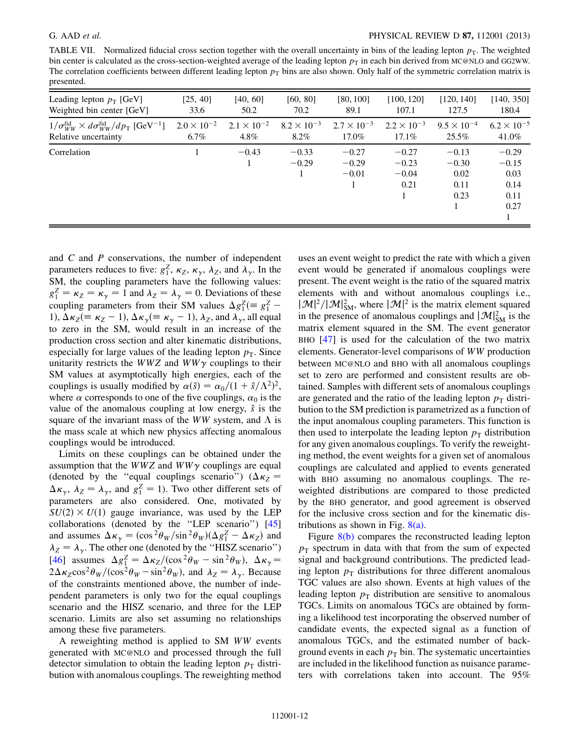TABLE VII. Normalized fiducial cross section together with the overall uncertainty in bins of the leading lepton $p_T$. The weighted bin center is calculated as the cross-section-weighted average of the leading lepton $p_T$ in each bin derived from MC@NLO and GG2WW. The correlation coefficients between different leading lepton $p_T$ bins are also shown. Only half of the symmetric correlation matrix is presented.

| Leading lepton $p_T$ [GeV] | [25, 40] | [40, 60] | [60, 80] | [80, 100] | [100, 120] | [120, 140] | [140, 350] |
|---|---|---|---|---|---|---|---|
| Weighted bin center [GeV] | 33.6 | 50.2 | 70.2 | 89.1 | 107.1 | 127.5 | 180.4 |
| $1/\sigma_{WW}^{\mathrm{fid}} \times d\sigma_{WW}^{\mathrm{fid}}/dp_T$ [GeV$^{-1}$] | $2.0 \times 10^{-2}$ | $2.1 \times 10^{-2}$ | $8.2 \times 10^{-3}$ | $2.7 \times 10^{-3}$ | $2.2 \times 10^{-3}$ | $9.5 \times 10^{-4}$ | $6.2 \times 10^{-5}$ |
| Relative uncertainty | 6.7% | 4.8% | 8.2% | 17.0% | 17.1% | 25.5% | 41.0% |
| Correlation | 1 | −0.43 | −0.33 | −0.27 | −0.27 | −0.13 | −0.29 |
| | | 1 | −0.29 | −0.29 | −0.23 | −0.30 | −0.15 |
| | | | 1 | −0.01 | −0.04 | 0.02 | 0.03 |
| | | | | 1 | 0.21 | 0.11 | 0.14 |
| | | | | | 1 | 0.23 | 0.11 |
| | | | | | | 1 | 0.27 |
| | | | | | | | 1 |

and $C$ and $P$ conservations, the number of independent parameters reduces to five: $g_1^Z$, $\kappa_Z$, $\kappa_\gamma$, $\lambda_Z$, and $\lambda_\gamma$. In the SM, the coupling parameters have the following values: $g_1^Z = \kappa_Z = \kappa_\gamma = 1$ and $\lambda_Z = \lambda_\gamma = 0$. Deviations of these coupling parameters from their SM values $\Delta g_1^Z (\equiv g_1^Z - 1)$, $\Delta\kappa_Z (\equiv \kappa_Z - 1)$, $\Delta\kappa_\gamma (\equiv \kappa_\gamma - 1)$, $\lambda_Z$, and $\lambda_\gamma$, all equal to zero in the SM, would result in an increase of the production cross section and alter kinematic distributions, especially for large values of the leading lepton $p_T$. Since unitarity restricts the $WWZ$ and $WW\gamma$ couplings to their SM values at asymptotically high energies, each of the couplings is usually modified by $\alpha(\hat{s}) = \alpha_0/(1 + \hat{s}/\Lambda^2)^2$, where $\alpha$ corresponds to one of the five couplings, $\alpha_0$ is the value of the anomalous coupling at low energy, $\hat{s}$ is the square of the invariant mass of the $WW$ system, and $\Lambda$ is the mass scale at which new physics affecting anomalous couplings would be introduced.

Limits on these couplings can be obtained under the assumption that the $WWZ$ and $WW\gamma$ couplings are equal (denoted by the "equal couplings scenario") ($\Delta\kappa_Z = \Delta\kappa_\gamma$, $\lambda_Z = \lambda_\gamma$, and $g_1^Z = 1$). Two other different sets of parameters are also considered. One, motivated by $SU(2) \times U(1)$ gauge invariance, was used by the LEP collaborations (denoted by the "LEP scenario") [45] and assumes $\Delta\kappa_\gamma = (\cos^2\theta_W/\sin^2\theta_W)(\Delta g_1^Z - \Delta\kappa_Z)$ and $\lambda_Z = \lambda_\gamma$. The other one (denoted by the "HISZ scenario") [46] assumes $\Delta g_1^Z = \Delta\kappa_Z/(\cos^2\theta_W - \sin^2\theta_W)$, $\Delta\kappa_\gamma = 2\Delta\kappa_Z \cos^2\theta_W/(\cos^2\theta_W - \sin^2\theta_W)$, and $\lambda_Z = \lambda_\gamma$. Because of the constraints mentioned above, the number of independent parameters is only two for the equal couplings scenario and the HISZ scenario, and three for the LEP scenario. Limits are also set assuming no relationships among these five parameters.

A reweighting method is applied to SM $WW$ events generated with MC@NLO and processed through the full detector simulation to obtain the leading lepton $p_T$ distribution with anomalous couplings. The reweighting method uses an event weight to predict the rate with which a given event would be generated if anomalous couplings were present. The event weight is the ratio of the squared matrix elements with and without anomalous couplings i.e., $|\mathcal{M}|^2/|\mathcal{M}|^2_{\mathrm{SM}}$, where $|\mathcal{M}|^2$ is the matrix element squared in the presence of anomalous couplings and $|\mathcal{M}|^2_{\mathrm{SM}}$ is the matrix element squared in the SM. The event generator BHO [47] is used for the calculation of the two matrix elements. Generator-level comparisons of $WW$ production between MC@NLO and BHO with all anomalous couplings set to zero are performed and consistent results are obtained. Samples with different sets of anomalous couplings are generated and the ratio of the leading lepton $p_T$ distribution to the SM prediction is parametrized as a function of the input anomalous coupling parameters. This function is then used to interpolate the leading lepton $p_T$ distribution for any given anomalous couplings. To verify the reweighting method, the event weights for a given set of anomalous couplings are calculated and applied to events generated with BHO assuming no anomalous couplings. The reweighted distributions are compared to those predicted by the BHO generator, and good agreement is observed for the inclusive cross section and for the kinematic distributions as shown in Fig. 8(a).

Figure 8(b) compares the reconstructed leading lepton $p_T$ spectrum in data with that from the sum of expected signal and background contributions. The predicted leading lepton $p_T$ distributions for three different anomalous TGC values are also shown. Events at high values of the leading lepton $p_T$ distribution are sensitive to anomalous TGCs. Limits on anomalous TGCs are obtained by forming a likelihood test incorporating the observed number of candidate events, the expected signal as a function of anomalous TGCs, and the estimated number of background events in each $p_T$ bin. The systematic uncertainties are included in the likelihood function as nuisance parameters with correlations taken into account. The 95%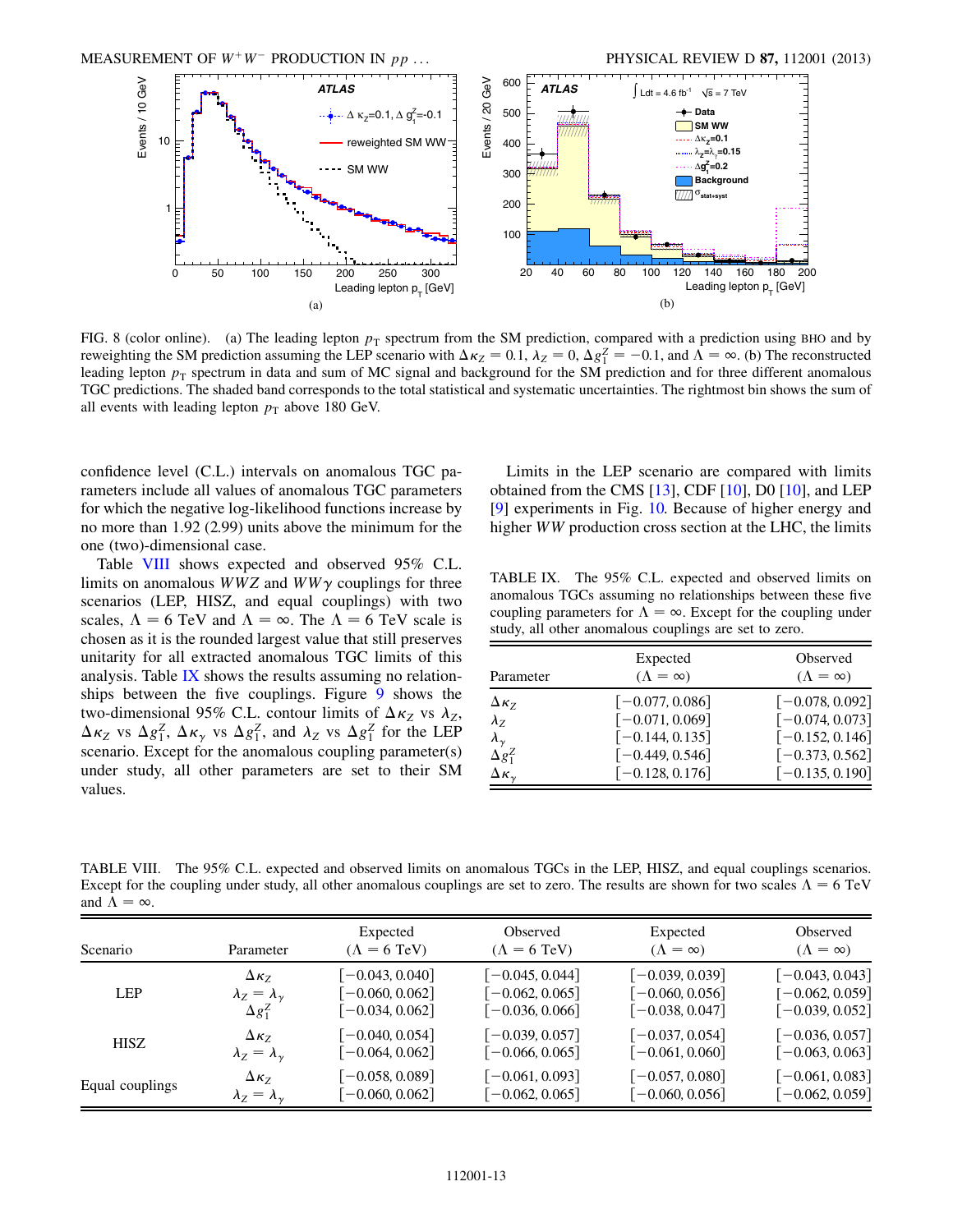FIG. 8 (color online). (a) The leading lepton $p_T$ spectrum from the SM prediction, compared with a prediction using BHO and by reweighting the SM prediction assuming the LEP scenario with $\Delta\kappa_Z = 0.1$, $\lambda_Z = 0$, $\Delta g_1^Z = -0.1$, and $\Lambda = \infty$. (b) The reconstructed leading lepton $p_T$ spectrum in data and sum of MC signal and background for the SM prediction and for three different anomalous TGC predictions. The shaded band corresponds to the total statistical and systematic uncertainties. The rightmost bin shows the sum of all events with leading lepton $p_T$ above 180 GeV.

confidence level (C.L.) intervals on anomalous TGC parameters include all values of anomalous TGC parameters for which the negative log-likelihood functions increase by no more than 1.92 (2.99) units above the minimum for the one (two)-dimensional case.

Table VIII shows expected and observed 95% C.L. limits on anomalous $WWZ$ and $WW\gamma$ couplings for three scenarios (LEP, HISZ, and equal couplings) with two scales, $\Lambda = 6$ TeV and $\Lambda = \infty$. The $\Lambda = 6$ TeV scale is chosen as it is the rounded largest value that still preserves unitarity for all extracted anomalous TGC limits of this analysis. Table IX shows the results assuming no relationships between the five couplings. Figure 9 shows the two-dimensional 95% C.L. contour limits of $\Delta\kappa_Z$ vs $\lambda_Z$, $\Delta\kappa_Z$ vs $\Delta g_1^Z$, $\Delta\kappa_\gamma$ vs $\Delta g_1^Z$, and $\lambda_Z$ vs $\Delta g_1^Z$ for the LEP scenario. Except for the anomalous coupling parameter(s) under study, all other parameters are set to their SM values.

Limits in the LEP scenario are compared with limits obtained from the CMS [13], CDF [10], D0 [10], and LEP [9] experiments in Fig. 10. Because of higher energy and higher $WW$ production cross section at the LHC, the limits

TABLE IX. The 95% C.L. expected and observed limits on anomalous TGCs assuming no relationships between these five coupling parameters for $\Lambda = \infty$. Except for the coupling under study, all other anomalous couplings are set to zero.

| Parameter | Expected ($\Lambda = \infty$) | Observed ($\Lambda = \infty$) |
|---|---|---|
| $\Delta\kappa_Z$ | [−0.077, 0.086] | [−0.078, 0.092] |
| $\lambda_Z$ | [−0.071, 0.069] | [−0.074, 0.073] |
| $\lambda_\gamma$ | [−0.144, 0.135] | [−0.152, 0.146] |
| $\Delta g_1^Z$ | [−0.449, 0.546] | [−0.373, 0.562] |
| $\Delta\kappa_\gamma$ | [−0.128, 0.176] | [−0.135, 0.190] |

TABLE VIII. The 95% C.L. expected and observed limits on anomalous TGCs in the LEP, HISZ, and equal couplings scenarios. Except for the coupling under study, all other anomalous couplings are set to zero. The results are shown for two scales $\Lambda = 6$ TeV and $\Lambda = \infty$.

| Scenario | Parameter | Expected ($\Lambda = 6$ TeV) | Observed ($\Lambda = 6$ TeV) | Expected ($\Lambda = \infty$) | Observed ($\Lambda = \infty$) |
|---|---|---|---|---|---|
| LEP | $\Delta\kappa_Z$ | [−0.043, 0.040] | [−0.045, 0.044] | [−0.039, 0.039] | [−0.043, 0.043] |
| | $\lambda_Z = \lambda_\gamma$ | [−0.060, 0.062] | [−0.062, 0.065] | [−0.060, 0.056] | [−0.062, 0.059] |
| | $\Delta g_1^Z$ | [−0.034, 0.062] | [−0.036, 0.066] | [−0.038, 0.047] | [−0.039, 0.052] |
| HISZ | $\Delta\kappa_Z$ | [−0.040, 0.054] | [−0.039, 0.057] | [−0.037, 0.054] | [−0.036, 0.057] |
| | $\lambda_Z = \lambda_\gamma$ | [−0.064, 0.062] | [−0.066, 0.065] | [−0.061, 0.060] | [−0.063, 0.063] |
| Equal couplings | $\Delta\kappa_Z$ | [−0.058, 0.089] | [−0.061, 0.093] | [−0.057, 0.080] | [−0.061, 0.083] |
| | $\lambda_Z = \lambda_\gamma$ | [−0.060, 0.062] | [−0.062, 0.065] | [−0.060, 0.056] | [−0.062, 0.059] |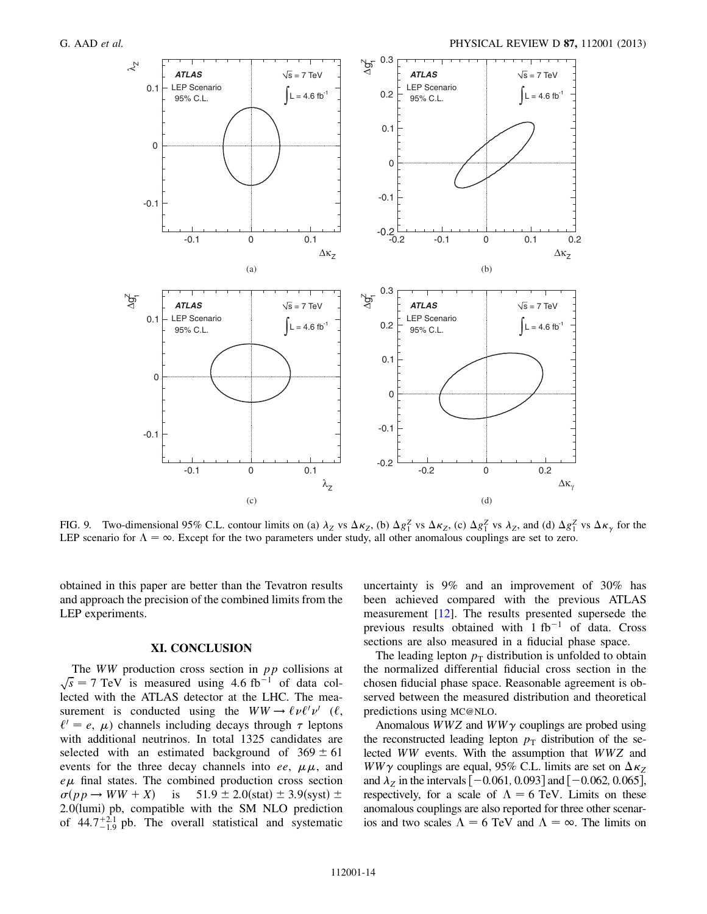FIG. 9. Two-dimensional 95% C.L. contour limits on (a) $\lambda_Z$ vs $\Delta\kappa_Z$, (b) $\Delta g_1^Z$ vs $\Delta\kappa_Z$, (c) $\Delta g_1^Z$ vs $\lambda_Z$, and (d) $\Delta g_1^Z$ vs $\Delta\kappa_\gamma$ for the LEP scenario for $\Lambda = \infty$. Except for the two parameters under study, all other anomalous couplings are set to zero.

obtained in this paper are better than the Tevatron results and approach the precision of the combined limits from the LEP experiments.

## XI. CONCLUSION

The $WW$ production cross section in $pp$ collisions at $\sqrt{s} = 7$ TeV is measured using 4.6 fb$^{-1}$ of data collected with the ATLAS detector at the LHC. The measurement is conducted using the $WW \to \ell\nu\ell'\nu'$ ($\ell$, $\ell' = e$, $\mu$) channels including decays through $\tau$ leptons with additional neutrinos. In total 1325 candidates are selected with an estimated background of $369 \pm 61$ events for the three decay channels into $ee$, $\mu\mu$, and $e\mu$ final states. The combined production cross section $\sigma(pp \to WW + X)$ is $51.9 \pm 2.0(\text{stat}) \pm 3.9(\text{syst}) \pm 2.0(\text{lumi})$ pb, compatible with the SM NLO prediction of $44.7^{+2.1}_{-1.9}$ pb. The overall statistical and systematic uncertainty is 9% and an improvement of 30% has been achieved compared with the previous ATLAS measurement [12]. The results presented supersede the previous results obtained with 1 fb$^{-1}$ of data. Cross sections are also measured in a fiducial phase space.

The leading lepton $p_T$ distribution is unfolded to obtain the normalized differential fiducial cross section in the chosen fiducial phase space. Reasonable agreement is observed between the measured distribution and theoretical predictions using MC@NLO.

Anomalous $WWZ$ and $WW\gamma$ couplings are probed using the reconstructed leading lepton $p_T$ distribution of the selected $WW$ events. With the assumption that $WWZ$ and $WW\gamma$ couplings are equal, 95% C.L. limits are set on $\Delta\kappa_Z$ and $\lambda_Z$ in the intervals $[-0.061, 0.093]$ and $[-0.062, 0.065]$, respectively, for a scale of $\Lambda = 6$ TeV. Limits on these anomalous couplings are also reported for three other scenarios and two scales $\Lambda = 6$ TeV and $\Lambda = \infty$. The limits on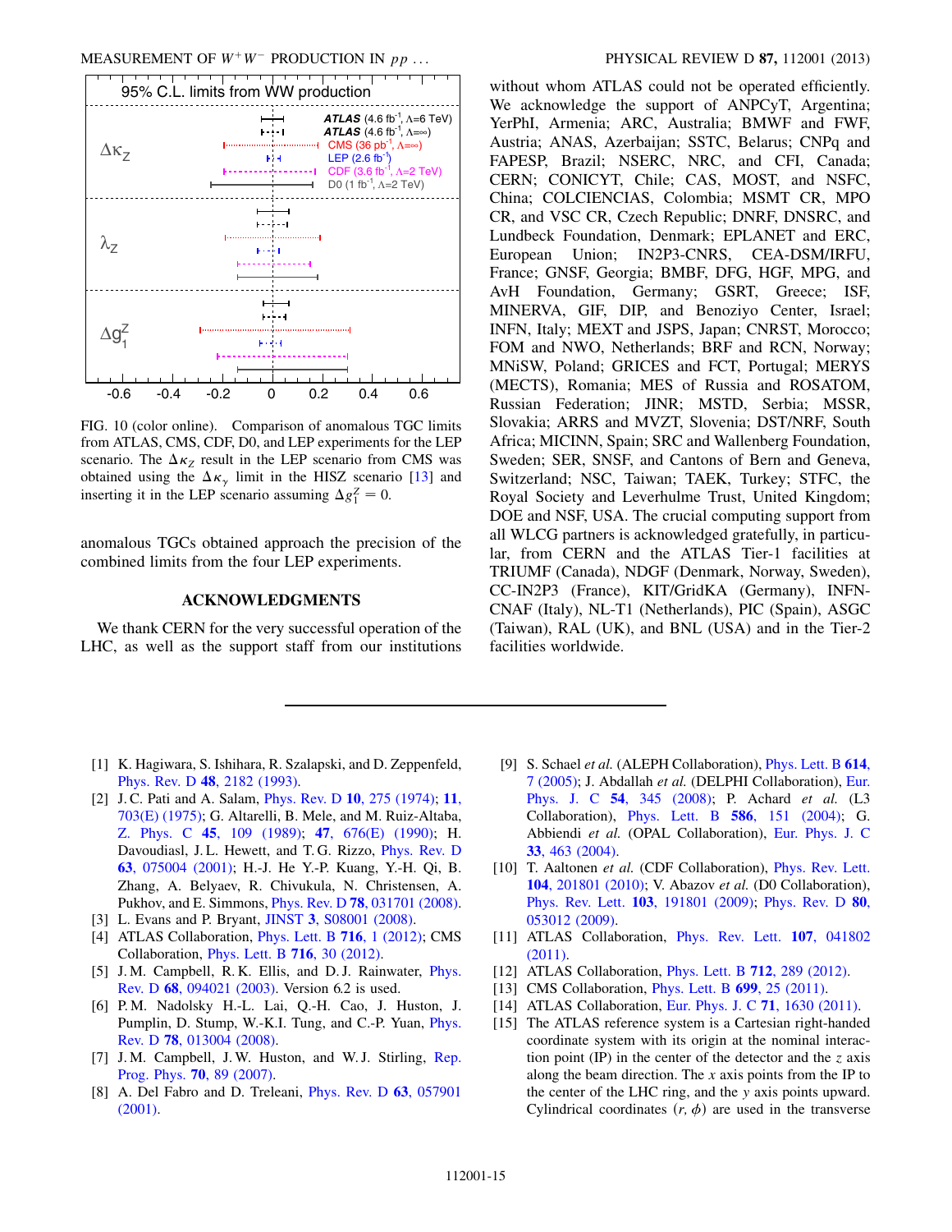FIG. 10 (color online). Comparison of anomalous TGC limits from ATLAS, CMS, CDF, D0, and LEP experiments for the LEP scenario. The $\Delta\kappa_Z$ result in the LEP scenario from CMS was obtained using the $\Delta\kappa_\gamma$ limit in the HISZ scenario [13] and inserting it in the LEP scenario assuming $\Delta g_1^Z = 0$.

anomalous TGCs obtained approach the precision of the combined limits from the four LEP experiments.

## ACKNOWLEDGMENTS

We thank CERN for the very successful operation of the LHC, as well as the support staff from our institutions without whom ATLAS could not be operated efficiently. We acknowledge the support of ANPCyT, Argentina; YerPhI, Armenia; ARC, Australia; BMWF and FWF, Austria; ANAS, Azerbaijan; SSTC, Belarus; CNPq and FAPESP, Brazil; NSERC, NRC, and CFI, Canada; CERN; CONICYT, Chile; CAS, MOST, and NSFC, China; COLCIENCIAS, Colombia; MSMT CR, MPO CR, and VSC CR, Czech Republic; DNRF, DNSRC, and Lundbeck Foundation, Denmark; EPLANET and ERC, European Union; IN2P3-CNRS, CEA-DSM/IRFU, France; GNSF, Georgia; BMBF, DFG, HGF, MPG, and AvH Foundation, Germany; GSRT, Greece; ISF, MINERVA, GIF, DIP, and Benoziyo Center, Israel; INFN, Italy; MEXT and JSPS, Japan; CNRST, Morocco; FOM and NWO, Netherlands; BRF and RCN, Norway; MNiSW, Poland; GRICES and FCT, Portugal; MERYS (MECTS), Romania; MES of Russia and ROSATOM, Russian Federation; JINR; MSTD, Serbia; MSSR, Slovakia; ARRS and MVZT, Slovenia; DST/NRF, South Africa; MICINN, Spain; SRC and Wallenberg Foundation, Sweden; SER, SNSF, and Cantons of Bern and Geneva, Switzerland; NSC, Taiwan; TAEK, Turkey; STFC, the Royal Society and Leverhulme Trust, United Kingdom; DOE and NSF, USA. The crucial computing support from all WLCG partners is acknowledged gratefully, in particular, from CERN and the ATLAS Tier-1 facilities at TRIUMF (Canada), NDGF (Denmark, Norway, Sweden), CC-IN2P3 (France), KIT/GridKA (Germany), INFN-CNAF (Italy), NL-T1 (Netherlands), PIC (Spain), ASGC (Taiwan), RAL (UK), and BNL (USA) and in the Tier-2 facilities worldwide.

---

[1] K. Hagiwara, S. Ishihara, R. Szalapski, and D. Zeppenfeld, Phys. Rev. D **48**, 2182 (1993).

[2] J. C. Pati and A. Salam, Phys. Rev. D **10**, 275 (1974); **11**, 703(E) (1975); G. Altarelli, B. Mele, and M. Ruiz-Altaba, Z. Phys. C **45**, 109 (1989); **47**, 676(E) (1990); H. Davoudiasl, J. L. Hewett, and T. G. Rizzo, Phys. Rev. D **63**, 075004 (2001); H.-J. He Y.-P. Kuang, Y.-H. Qi, B. Zhang, A. Belyaev, R. Chivukula, N. Christensen, A. Pukhov, and E. Simmons, Phys. Rev. D **78**, 031701 (2008).

[3] L. Evans and P. Bryant, JINST **3**, S08001 (2008).

[4] ATLAS Collaboration, Phys. Lett. B **716**, 1 (2012); CMS Collaboration, Phys. Lett. B **716**, 30 (2012).

[5] J. M. Campbell, R. K. Ellis, and D. J. Rainwater, Phys. Rev. D **68**, 094021 (2003). Version 6.2 is used.

[6] P. M. Nadolsky H.-L. Lai, Q.-H. Cao, J. Huston, J. Pumplin, D. Stump, W.-K.I. Tung, and C.-P. Yuan, Phys. Rev. D **78**, 013004 (2008).

[7] J. M. Campbell, J. W. Huston, and W. J. Stirling, Rep. Prog. Phys. **70**, 89 (2007).

[8] A. Del Fabro and D. Treleani, Phys. Rev. D **63**, 057901 (2001).

[9] S. Schael *et al.* (ALEPH Collaboration), Phys. Lett. B **614**, 7 (2005); J. Abdallah *et al.* (DELPHI Collaboration), Eur. Phys. J. C **54**, 345 (2008); P. Achard *et al.* (L3 Collaboration), Phys. Lett. B **586**, 151 (2004); G. Abbiendi *et al.* (OPAL Collaboration), Eur. Phys. J. C **33**, 463 (2004).

[10] T. Aaltonen *et al.* (CDF Collaboration), Phys. Rev. Lett. **104**, 201801 (2010); V. Abazov *et al.* (D0 Collaboration), Phys. Rev. Lett. **103**, 191801 (2009); Phys. Rev. D **80**, 053012 (2009).

[11] ATLAS Collaboration, Phys. Rev. Lett. **107**, 041802 (2011).

[12] ATLAS Collaboration, Phys. Lett. B **712**, 289 (2012).

[13] CMS Collaboration, Phys. Lett. B **699**, 25 (2011).

[14] ATLAS Collaboration, Eur. Phys. J. C **71**, 1630 (2011).

[15] The ATLAS reference system is a Cartesian right-handed coordinate system with its origin at the nominal interaction point (IP) in the center of the detector and the $z$ axis along the beam direction. The $x$ axis points from the IP to the center of the LHC ring, and the $y$ axis points upward. Cylindrical coordinates $(r, \phi)$ are used in the transverse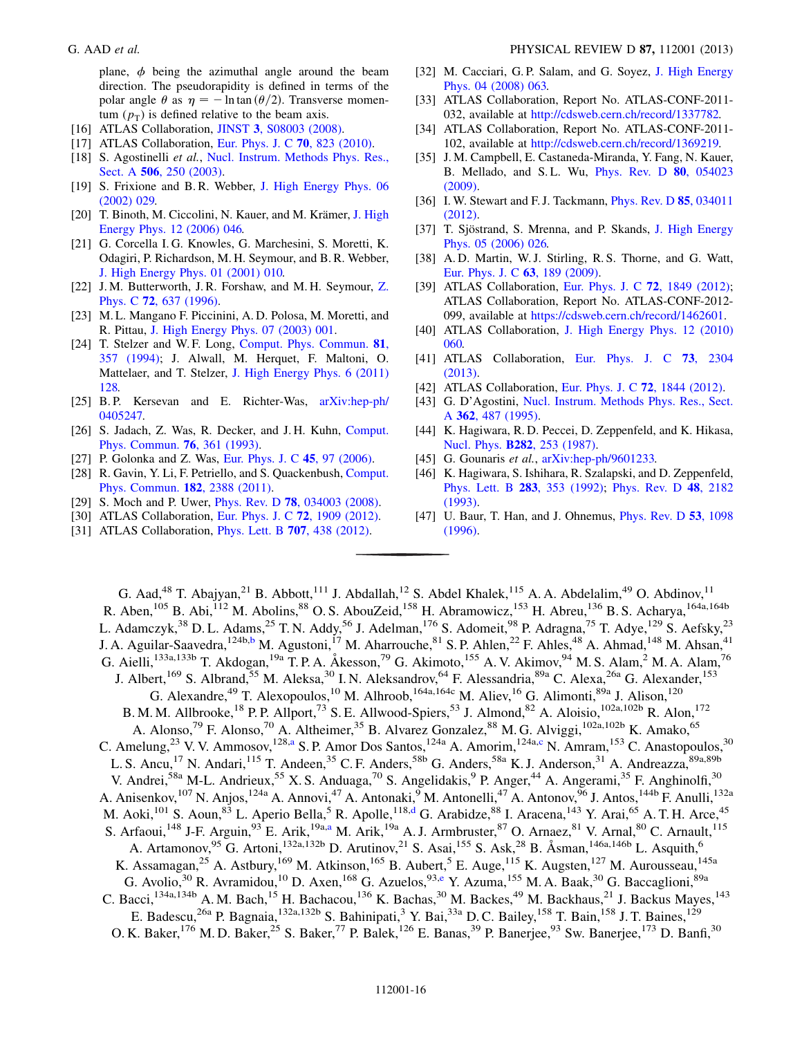plane, $\phi$ being the azimuthal angle around the beam direction. The pseudorapidity is defined in terms of the polar angle $\theta$ as $\eta = -\ln\tan(\theta/2)$. Transverse momentum ($p_T$) is defined relative to the beam axis.

[16] ATLAS Collaboration, JINST **3**, S08003 (2008).
[17] ATLAS Collaboration, Eur. Phys. J. C **70**, 823 (2010).
[18] S. Agostinelli *et al.*, Nucl. Instrum. Methods Phys. Res., Sect. A **506**, 250 (2003).
[19] S. Frixione and B. R. Webber, J. High Energy Phys. 06 (2002) 029.
[20] T. Binoth, M. Ciccolini, N. Kauer, and M. Krämer, J. High Energy Phys. 12 (2006) 046.
[21] G. Corcella I. G. Knowles, G. Marchesini, S. Moretti, K. Odagiri, P. Richardson, M. H. Seymour, and B. R. Webber, J. High Energy Phys. 01 (2001) 010.
[22] J. M. Butterworth, J. R. Forshaw, and M. H. Seymour, Z. Phys. C **72**, 637 (1996).
[23] M. L. Mangano F. Piccinini, A. D. Polosa, M. Moretti, and R. Pittau, J. High Energy Phys. 07 (2003) 001.
[24] T. Stelzer and W. F. Long, Comput. Phys. Commun. **81**, 357 (1994); J. Alwall, M. Herquet, F. Maltoni, O. Mattelaer, and T. Stelzer, J. High Energy Phys. 6 (2011) 128.
[25] B. P. Kersevan and E. Richter-Was, arXiv:hep-ph/0405247.
[26] S. Jadach, Z. Was, R. Decker, and J. H. Kuhn, Comput. Phys. Commun. **76**, 361 (1993).
[27] P. Golonka and Z. Was, Eur. Phys. J. C **45**, 97 (2006).
[28] R. Gavin, Y. Li, F. Petriello, and S. Quackenbush, Comput. Phys. Commun. **182**, 2388 (2011).
[29] S. Moch and P. Uwer, Phys. Rev. D **78**, 034003 (2008).
[30] ATLAS Collaboration, Eur. Phys. J. C **72**, 1909 (2012).
[31] ATLAS Collaboration, Phys. Lett. B **707**, 438 (2012).
[32] M. Cacciari, G. P. Salam, and G. Soyez, J. High Energy Phys. 04 (2008) 063.
[33] ATLAS Collaboration, Report No. ATLAS-CONF-2011-032, available at http://cdsweb.cern.ch/record/1337782.
[34] ATLAS Collaboration, Report No. ATLAS-CONF-2011-102, available at http://cdsweb.cern.ch/record/1369219.
[35] J. M. Campbell, E. Castaneda-Miranda, Y. Fang, N. Kauer, B. Mellado, and S. L. Wu, Phys. Rev. D **80**, 054023 (2009).
[36] I. W. Stewart and F. J. Tackmann, Phys. Rev. D **85**, 034011 (2012).
[37] T. Sjöstrand, S. Mrenna, and P. Skands, J. High Energy Phys. 05 (2006) 026.
[38] A. D. Martin, W. J. Stirling, R. S. Thorne, and G. Watt, Eur. Phys. J. C **63**, 189 (2009).
[39] ATLAS Collaboration, Eur. Phys. J. C **72**, 1849 (2012); ATLAS Collaboration, Report No. ATLAS-CONF-2012-099, available at https://cdsweb.cern.ch/record/1462601.
[40] ATLAS Collaboration, J. High Energy Phys. 12 (2010) 060.
[41] ATLAS Collaboration, Eur. Phys. J. C **73**, 2304 (2013).
[42] ATLAS Collaboration, Eur. Phys. J. C **72**, 1844 (2012).
[43] G. D'Agostini, Nucl. Instrum. Methods Phys. Res., Sect. A **362**, 487 (1995).
[44] K. Hagiwara, R. D. Peccei, D. Zeppenfeld, and K. Hikasa, Nucl. Phys. **B282**, 253 (1987).
[45] G. Gounaris *et al.*, arXiv:hep-ph/9601233.
[46] K. Hagiwara, S. Ishihara, R. Szalapski, and D. Zeppenfeld, Phys. Lett. B **283**, 353 (1992); Phys. Rev. D **48**, 2182 (1993).
[47] U. Baur, T. Han, and J. Ohnemus, Phys. Rev. D **53**, 1098 (1996).

---

G. Aad,[48] T. Abajyan,[21] B. Abbott,[111] J. Abdallah,[12] S. Abdel Khalek,[115] A. A. Abdelalim,[49] O. Abdinov,[11] R. Aben,[105] B. Abi,[112] M. Abolins,[88] O. S. AbouZeid,[158] H. Abramowicz,[153] H. Abreu,[136] B. S. Acharya,[164a,164b] L. Adamczyk,[38] D. L. Adams,[25] T. N. Addy,[56] J. Adelman,[176] S. Adomeit,[98] P. Adragna,[75] T. Adye,[129] S. Aefsky,[23] J. A. Aguilar-Saavedra,[124b,b] M. Agustoni,[17] M. Aharrouche,[81] S. P. Ahlen,[22] F. Ahles,[48] A. Ahmad,[148] M. Ahsan,[41] G. Aielli,[133a,133b] T. Akdogan,[19a] T. P. A. Åkesson,[79] G. Akimoto,[155] A. V. Akimov,[94] M. S. Alam,[2] M. A. Alam,[76] J. Albert,[169] S. Albrand,[55] M. Aleksa,[30] I. N. Aleksandrov,[64] F. Alessandria,[89a] C. Alexa,[26a] G. Alexander,[153] G. Alexandre,[49] T. Alexopoulos,[10] M. Alhroob,[164a,164c] M. Aliev,[16] G. Alimonti,[89a] J. Alison,[120] B. M. M. Allbrooke,[18] P. P. Allport,[73] S. E. Allwood-Spiers,[53] J. Almond,[82] A. Aloisio,[102a,102b] R. Alon,[172] A. Alonso,[79] F. Alonso,[70] A. Altheimer,[35] B. Alvarez Gonzalez,[88] M. G. Alviggi,[102a,102b] K. Amako,[65] C. Amelung,[23] V. V. Ammosov,[128,a] S. P. Amor Dos Santos,[124a] A. Amorim,[124a,c] N. Amram,[153] C. Anastopoulos,[30] L. S. Ancu,[17] N. Andari,[115] T. Andeen,[35] C. F. Anders,[58b] G. Anders,[58a] K. J. Anderson,[31] A. Andreazza,[89a,89b] V. Andrei,[58a] M-L. Andrieux,[55] X. S. Anduaga,[70] S. Angelidakis,[9] P. Anger,[44] A. Angerami,[35] F. Anghinolfi,[30] A. Anisenkov,[107] N. Anjos,[124a] A. Annovi,[47] A. Antonaki,[9] M. Antonelli,[47] A. Antonov,[96] J. Antos,[144b] F. Anulli,[132a] M. Aoki,[101] S. Aoun,[83] L. Aperio Bella,[5] R. Apolle,[118,d] G. Arabidze,[88] I. Aracena,[143] Y. Arai,[65] A. T. H. Arce,[45] S. Arfaoui,[148] J-F. Arguin,[93] E. Arik,[19a,a] M. Arik,[19a] A. J. Armbruster,[87] O. Arnaez,[81] V. Arnal,[80] C. Arnault,[115] A. Artamonov,[95] G. Artoni,[132a,132b] D. Arutinov,[21] S. Asai,[155] S. Ask,[28] B. Åsman,[146a,146b] L. Asquith,[6] K. Assamagan,[25] A. Astbury,[169] M. Atkinson,[165] B. Aubert,[5] E. Auge,[115] K. Augsten,[127] M. Aurousseau,[145a] G. Avolio,[30] R. Avramidou,[10] D. Axen,[168] G. Azuelos,[93,e] Y. Azuma,[155] M. A. Baak,[30] G. Baccaglioni,[89a] C. Bacci,[134a,134b] A. M. Bach,[15] H. Bachacou,[136] K. Bachas,[30] M. Backes,[49] M. Backhaus,[21] J. Backus Mayes,[143] E. Badescu,[26a] P. Bagnaia,[132a,132b] S. Bahinipati,[3] Y. Bai,[33a] D. C. Bailey,[158] T. Bain,[158] J. T. Baines,[129] O. K. Baker,[176] M. D. Baker,[25] S. Baker,[77] P. Balek,[126] E. Banas,[39] P. Banerjee,[93] Sw. Banerjee,[173] D. Banfi,[30]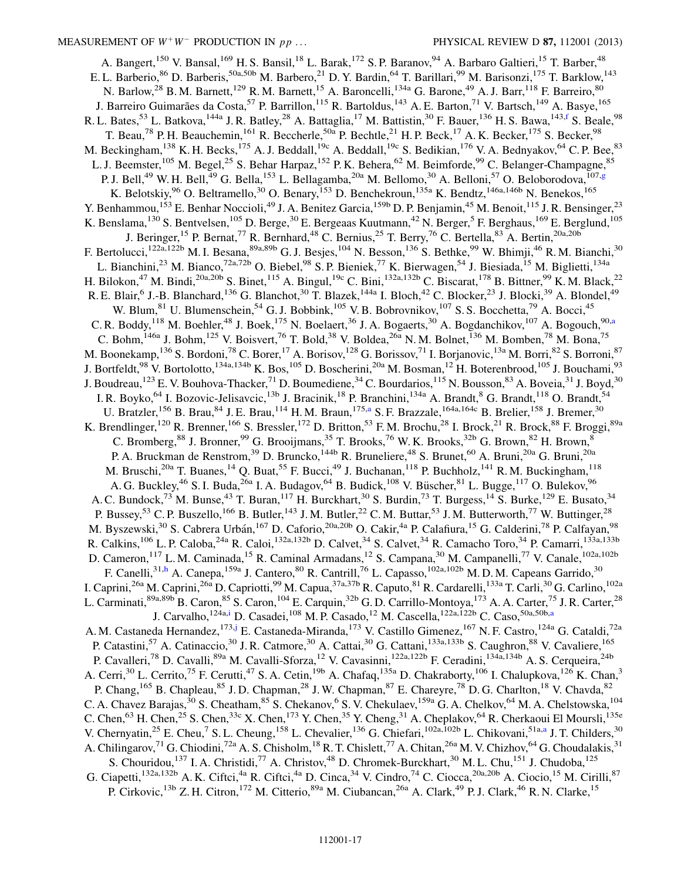A. Bangert,[150] V. Bansal,[169] H. S. Bansil,[18] L. Barak,[172] S. P. Baranov,[94] A. Barbaro Galtieri,[15] T. Barber,[48] E. L. Barberio,[86] D. Barberis,[50a,50b] M. Barbero,[21] D. Y. Bardin,[64] T. Barillari,[99] M. Barisonzi,[175] T. Barklow,[143] N. Barlow,[28] B. M. Barnett,[129] R. M. Barnett,[15] A. Baroncelli,[134a] G. Barone,[49] A. J. Barr,[118] F. Barreiro,[80] J. Barreiro Guimarães da Costa,[57] P. Barrillon,[115] R. Bartoldus,[143] A. E. Barton,[71] V. Bartsch,[149] A. Basye,[165] R. L. Bates,[53] L. Batkova,[144a] J. R. Batley,[28] A. Battaglia,[17] M. Battistin,[30] F. Bauer,[136] H. S. Bawa,[143,f] S. Beale,[98] T. Beau,[78] P. H. Beauchemin,[161] R. Beccherle,[50a] P. Bechtle,[21] H. P. Beck,[17] A. K. Becker,[175] S. Becker,[98] M. Beckingham,[138] K. H. Becks,[175] A. J. Beddall,[19c] A. Beddall,[19c] S. Bedikian,[176] V. A. Bednyakov,[64] C. P. Bee,[83] L. J. Beemster,[105] M. Begel,[25] S. Behar Harpaz,[152] P. K. Behera,[62] M. Beimforde,[99] C. Belanger-Champagne,[85] P. J. Bell,[49] W. H. Bell,[49] G. Bella,[153] L. Bellagamba,[20a] M. Bellomo,[30] A. Belloni,[57] O. Beloborodova,[107,g] K. Belotskiy,[96] O. Beltramello,[30] O. Benary,[153] D. Benchekroun,[135a] K. Bendtz,[146a,146b] N. Benekos,[165] Y. Benhammou,[153] E. Benhar Noccioli,[49] J. A. Benitez Garcia,[159b] D. P. Benjamin,[45] M. Benoit,[115] J. R. Bensinger,[23] K. Benslama,[130] S. Bentvelsen,[105] D. Berge,[30] E. Bergeaas Kuutmann,[42] N. Berger,[5] F. Berghaus,[169] E. Berglund,[105] J. Beringer,[15] P. Bernat,[77] R. Bernhard,[48] C. Bernius,[25] T. Berry,[76] C. Bertella,[83] A. Bertin,[20a,20b] F. Bertolucci,[122a,122b] M. I. Besana,[89a,89b] G. J. Besjes,[104] N. Besson,[136] S. Bethke,[99] W. Bhimji,[46] R. M. Bianchi,[30] L. Bianchini,[23] M. Bianco,[72a,72b] O. Biebel,[98] S. P. Bieniek,[77] K. Bierwagen,[54] J. Biesiada,[15] M. Biglietti,[134a] H. Bilokon,[47] M. Bindi,[20a,20b] S. Binet,[115] A. Bingul,[19c] C. Bini,[132a,132b] C. Biscarat,[178] B. Bittner,[99] K. M. Black,[22] R. E. Blair,[6] J.-B. Blanchard,[136] G. Blanchot,[30] T. Blazek,[144a] I. Bloch,[42] C. Blocker,[23] J. Blocki,[39] A. Blondel,[49] W. Blum,[81] U. Blumenschein,[54] G. J. Bobbink,[105] V. B. Bobrovnikov,[107] S. S. Bocchetta,[79] A. Bocci,[45] C. R. Boddy,[118] M. Boehler,[48] J. Boek,[175] N. Boelaert,[36] J. A. Bogaerts,[30] A. Bogdanchikov,[107] A. Bogouch,[90,a] C. Bohm,[146a] J. Bohm,[125] V. Boisvert,[76] T. Bold,[38] V. Boldea,[26a] N. M. Bolnet,[136] M. Bomben,[78] M. Bona,[75] M. Boonekamp,[136] S. Bordoni,[78] C. Borer,[17] A. Borisov,[128] G. Borissov,[71] I. Borjanovic,[13a] M. Borri,[82] S. Borroni,[87] J. Bortfeldt,[98] V. Bortolotto,[134a,134b] K. Bos,[105] D. Boscherini,[20a] M. Bosman,[12] H. Boterenbrood,[105] J. Bouchami,[93] J. Boudreau,[123] E. V. Bouhova-Thacker,[71] D. Boumediene,[34] C. Bourdarios,[115] N. Bousson,[83] A. Boveia,[31] J. Boyd,[30] I. R. Boyko,[64] I. Bozovic-Jelisavcic,[13b] J. Bracinik,[18] P. Branchini,[134a] A. Brandt,[8] G. Brandt,[118] O. Brandt,[54] U. Bratzler,[156] B. Brau,[84] J. E. Brau,[114] H. M. Braun,[175,a] S. F. Brazzale,[164a,164c] B. Brelier,[158] J. Bremer,[30] K. Brendlinger,[120] R. Brenner,[166] S. Bressler,[172] D. Britton,[53] F. M. Brochu,[28] I. Brock,[21] R. Brock,[88] F. Broggi,[89a] C. Bromberg,[88] J. Bronner,[99] G. Brooijmans,[35] T. Brooks,[76] W. K. Brooks,[32b] G. Brown,[82] H. Brown,[8] P. A. Bruckman de Renstrom,[39] D. Bruncko,[144b] R. Bruneliere,[48] S. Brunet,[60] A. Bruni,[20a] G. Bruni,[20a] M. Bruschi,[20a] T. Buanes,[14] Q. Buat,[55] F. Bucci,[49] J. Buchanan,[118] P. Buchholz,[141] R. M. Buckingham,[118] A. G. Buckley,[46] S. I. Buda,[26a] I. A. Budagov,[64] B. Budick,[108] V. Büscher,[81] L. Bugge,[117] O. Bulekov,[96] A. C. Bundock,[73] M. Bunse,[43] T. Buran,[117] H. Burckhart,[30] S. Burdin,[73] T. Burgess,[14] S. Burke,[129] E. Busato,[34] P. Bussey,[53] C. P. Buszello,[166] B. Butler,[143] J. M. Butler,[22] C. M. Buttar,[53] J. M. Butterworth,[77] W. Buttinger,[28] M. Byszewski,[30] S. Cabrera Urbán,[167] D. Caforio,[20a,20b] O. Cakir,[4a] P. Calafiura,[15] G. Calderini,[78] P. Calfayan,[98] R. Calkins,[106] L. P. Caloba,[24a] R. Caloi,[132a,132b] D. Calvet,[34] S. Calvet,[34] R. Camacho Toro,[34] P. Camarri,[133a,133b] D. Cameron,[117] L. M. Caminada,[15] R. Caminal Armadans,[12] S. Campana,[30] M. Campanelli,[77] V. Canale,[102a,102b] F. Canelli,[31,h] A. Canepa,[159a] J. Cantero,[80] R. Cantrill,[76] L. Capasso,[102a,102b] M. D. M. Capeans Garrido,[30] I. Caprini,[26a] M. Caprini,[26a] D. Capriotti,[99] M. Capua,[37a,37b] R. Caputo,[81] R. Cardarelli,[133a] T. Carli,[30] G. Carlino,[102a] L. Carminati,[89a,89b] B. Caron,[85] S. Caron,[104] E. Carquin,[32b] G. D. Carrillo-Montoya,[173] A. A. Carter,[75] J. R. Carter,[28] J. Carvalho,[124a,i] D. Casadei,[108] M. P. Casado,[12] M. Cascella,[122a,122b] C. Caso,[50a,50b,a] A. M. Castaneda Hernandez,[173,j] E. Castaneda-Miranda,[173] V. Castillo Gimenez,[167] N. F. Castro,[124a] G. Cataldi,[72a] P. Catastini,[57] A. Catinaccio,[30] J. R. Catmore,[30] A. Cattai,[30] G. Cattani,[133a,133b] S. Caughron,[88] V. Cavaliere,[165] P. Cavalleri,[78] D. Cavalli,[89a] M. Cavalli-Sforza,[12] V. Cavasinni,[122a,122b] F. Ceradini,[134a,134b] A. S. Cerqueira,[24b] A. Cerri,[30] L. Cerrito,[75] F. Cerutti,[47] S. A. Cetin,[19b] A. Chafaq,[135a] D. Chakraborty,[106] I. Chalupkova,[126] K. Chan,[3] P. Chang,[165] B. Chapleau,[85] J. D. Chapman,[28] J. W. Chapman,[87] E. Chareyre,[78] D. G. Charlton,[18] V. Chavda,[82] C. A. Chavez Barajas,[30] S. Cheatham,[85] S. Chekanov,[6] S. V. Chekulaev,[159a] G. A. Chelkov,[64] M. A. Chelstowska,[104] C. Chen,[63] H. Chen,[25] S. Chen,[33c] X. Chen,[173] Y. Chen,[35] Y. Cheng,[31] A. Cheplakov,[64] R. Cherkaoui El Moursli,[135e] V. Chernyatin,[25] E. Cheu,[7] S. L. Cheung,[158] L. Chevalier,[136] G. Chiefari,[102a,102b] L. Chikovani,[51a,a] J. T. Childers,[30] A. Chilingarov,[71] G. Chiodini,[72a] A. S. Chisholm,[18] R. T. Chislett,[77] A. Chitan,[26a] M. V. Chizhov,[64] G. Choudalakis,[31] S. Chouridou,[137] I. A. Christidi,[77] A. Christov,[48] D. Chromek-Burckhart,[30] M. L. Chu,[151] J. Chudoba,[125] G. Ciapetti,[132a,132b] A. K. Ciftci,[4a] R. Ciftci,[4a] D. Cinca,[34] V. Cindro,[74] C. Ciocca,[20a,20b] A. Ciocio,[15] M. Cirilli,[87] P. Cirkovic,[13b] Z. H. Citron,[172] M. Citterio,[89a] M. Ciubancan,[26a] A. Clark,[49] P. J. Clark,[46] R. N. Clarke,[15]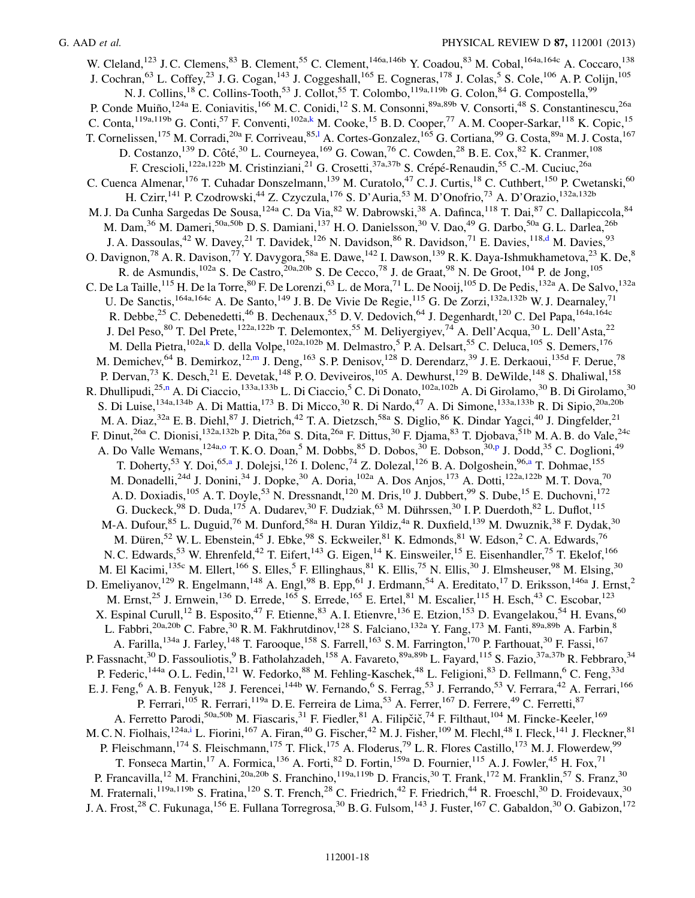W. Cleland,[123] J. C. Clemens,[83] B. Clement,[55] C. Clement,[146a,146b] Y. Coadou,[83] M. Cobal,[164a,164c] A. Coccaro,[138] J. Cochran,[63] L. Coffey,[23] J. G. Cogan,[143] J. Coggeshall,[165] E. Cogneras,[178] J. Colas,[5] S. Cole,[106] A. P. Colijn,[105] N. J. Collins,[18] C. Collins-Tooth,[53] J. Collot,[55] T. Colombo,[119a,119b] G. Colon,[84] G. Compostella,[99] P. Conde Muiño,[124a] E. Coniavitis,[166] M. C. Conidi,[12] S. M. Consonni,[89a,89b] V. Consorti,[48] S. Constantinescu,[26a] C. Conta,[119a,119b] G. Conti,[57] F. Conventi,[102a,k] M. Cooke,[15] B. D. Cooper,[77] A. M. Cooper-Sarkar,[118] K. Copic,[15] T. Cornelissen,[175] M. Corradi,[20a] F. Corriveau,[85,l] A. Cortes-Gonzalez,[165] G. Cortiana,[99] G. Costa,[89a] M. J. Costa,[167] D. Costanzo,[139] D. Côté,[30] L. Courneyea,[169] G. Cowan,[76] C. Cowden,[28] B. E. Cox,[82] K. Cranmer,[108] F. Crescioli,[122a,122b] M. Cristinziani,[21] G. Crosetti,[37a,37b] S. Crépé-Renaudin,[55] C.-M. Cuciuc,[26a] C. Cuenca Almenar,[176] T. Cuhadar Donszelmann,[139] M. Curatolo,[47] C. J. Curtis,[18] C. Cuthbert,[150] P. Cwetanski,[60] H. Czirr,[141] P. Czodrowski,[44] Z. Czyczula,[176] S. D'Auria,[53] M. D'Onofrio,[73] A. D'Orazio,[132a,132b] M. J. Da Cunha Sargedas De Sousa,[124a] C. Da Via,[82] W. Dabrowski,[38] A. Dafinca,[118] T. Dai,[87] C. Dallapiccola,[84] M. Dam,[36] M. Dameri,[50a,50b] D. S. Damiani,[137] H. O. Danielsson,[30] V. Dao,[49] G. Darbo,[50a] G. L. Darlea,[26b] J. A. Dassoulas,[42] W. Davey,[21] T. Davidek,[126] N. Davidson,[86] R. Davidson,[71] E. Davies,[118,d] M. Davies,[93] O. Davignon,[78] A. R. Davison,[77] Y. Davygora,[58a] E. Dawe,[142] I. Dawson,[139] R. K. Daya-Ishmukhametova,[23] K. De,[8] R. de Asmundis,[102a] S. De Castro,[20a,20b] S. De Cecco,[78] J. de Graat,[98] N. De Groot,[104] P. de Jong,[105] C. De La Taille,[115] H. De la Torre,[80] F. De Lorenzi,[63] L. de Mora,[71] L. De Nooij,[105] D. De Pedis,[132a] A. De Salvo,[132a] U. De Sanctis,[164a,164c] A. De Santo,[149] J. B. De Vivie De Regie,[115] G. De Zorzi,[132a,132b] W. J. Dearnaley,[71] R. Debbe,[25] C. Debenedetti,[46] B. Dechenaux,[55] D. V. Dedovich,[64] J. Degenhardt,[120] C. Del Papa,[164a,164c] J. Del Peso,[80] T. Del Prete,[122a,122b] T. Delemontex,[55] M. Deliyergiyev,[74] A. Dell'Acqua,[30] L. Dell'Asta,[22] M. Della Pietra,[102a,k] D. della Volpe,[102a,102b] M. Delmastro,[5] P. A. Delsart,[55] C. Deluca,[105] S. Demers,[176] M. Demichev,[64] B. Demirkoz,[12,m] J. Deng,[163] S. P. Denisov,[128] D. Derendarz,[39] J. E. Derkaoui,[135d] F. Derue,[78] P. Dervan,[73] K. Desch,[21] E. Devetak,[148] P. O. Deviveiros,[105] A. Dewhurst,[129] B. DeWilde,[148] S. Dhaliwal,[158] R. Dhullipudi,[25,n] A. Di Ciaccio,[133a,133b] L. Di Ciaccio,[5] C. Di Donato,[102a,102b] A. Di Girolamo,[30] B. Di Girolamo,[30] S. Di Luise,[134a,134b] A. Di Mattia,[173] B. Di Micco,[30] R. Di Nardo,[47] A. Di Simone,[133a,133b] R. Di Sipio,[20a,20b] M. A. Diaz,[32a] E. B. Diehl,[87] J. Dietrich,[42] T. A. Dietzsch,[58a] S. Diglio,[86] K. Dindar Yagci,[40] J. Dingfelder,[21] F. Dinut,[26a] C. Dionisi,[132a,132b] P. Dita,[26a] S. Dita,[26a] F. Dittus,[30] F. Djama,[83] T. Djobava,[51b] M. A. B. do Vale,[24c] A. Do Valle Wemans,[124a,o] T. K. O. Doan,[5] M. Dobbs,[85] D. Dobos,[30] E. Dobson,[30,p] J. Dodd,[35] C. Doglioni,[49] T. Doherty,[53] Y. Doi,[65,a] J. Dolejsi,[126] I. Dolenc,[74] Z. Dolezal,[126] B. A. Dolgoshein,[96,a] T. Dohmae,[155] M. Donadelli,[24d] J. Donini,[34] J. Dopke,[30] A. Doria,[102a] A. Dos Anjos,[173] A. Dotti,[122a,122b] M. T. Dova,[70] A. D. Doxiadis,[105] A. T. Doyle,[53] N. Dressnandt,[120] M. Dris,[10] J. Dubbert,[99] S. Dube,[15] E. Duchovni,[172] G. Duckeck,[98] D. Duda,[175] A. Dudarev,[30] F. Dudziak,[63] M. Dührssen,[30] I. P. Duerdoth,[82] L. Duflot,[115] M-A. Dufour,[85] L. Duguid,[76] M. Dunford,[58a] H. Duran Yildiz,[4a] R. Duxfield,[139] M. Dwuznik,[38] F. Dydak,[30] M. Düren,[52] W. L. Ebenstein,[45] J. Ebke,[98] S. Eckweiler,[81] K. Edmonds,[81] W. Edson,[2] C. A. Edwards,[76] N. C. Edwards,[53] W. Ehrenfeld,[42] T. Eifert,[143] G. Eigen,[14] K. Einsweiler,[15] E. Eisenhandler,[75] T. Ekelof,[166] M. El Kacimi,[135c] M. Ellert,[166] S. Elles,[5] F. Ellinghaus,[81] K. Ellis,[75] N. Ellis,[30] J. Elmsheuser,[98] M. Elsing,[30] D. Emeliyanov,[129] R. Engelmann,[148] A. Engl,[98] B. Epp,[61] J. Erdmann,[54] A. Ereditato,[17] D. Eriksson,[146a] J. Ernst,[2] M. Ernst,[25] J. Ernwein,[136] D. Errede,[165] S. Errede,[165] E. Ertel,[81] M. Escalier,[115] H. Esch,[43] C. Escobar,[123] X. Espinal Curull,[12] B. Esposito,[47] F. Etienne,[83] A. I. Etienvre,[136] E. Etzion,[153] D. Evangelakou,[54] H. Evans,[60] L. Fabbri,[20a,20b] C. Fabre,[30] R. M. Fakhrutdinov,[128] S. Falciano,[132a] Y. Fang,[173] M. Fanti,[89a,89b] A. Farbin,[8] A. Farilla,[134a] J. Farley,[148] T. Farooque,[158] S. Farrell,[163] S. M. Farrington,[170] P. Farthouat,[30] F. Fassi,[167] P. Fassnacht,[30] D. Fassouliotis,[9] B. Fatholahzadeh,[158] A. Favareto,[89a,89b] L. Fayard,[115] S. Fazio,[37a,37b] R. Febbraro,[34] P. Federic,[144a] O. L. Fedin,[121] W. Fedorko,[88] M. Fehling-Kaschek,[48] L. Feligioni,[83] D. Fellmann,[6] C. Feng,[33d] E. J. Feng,[6] A. B. Fenyuk,[128] J. Ferencei,[144b] W. Fernando,[6] S. Ferrag,[53] J. Ferrando,[53] V. Ferrara,[42] A. Ferrari,[166] P. Ferrari,[105] R. Ferrari,[119a] D. E. Ferreira de Lima,[53] A. Ferrer,[167] D. Ferrere,[49] C. Ferretti,[87] A. Ferretto Parodi,[50a,50b] M. Fiascaris,[31] F. Fiedler,[81] A. Filipčič,[74] F. Filthaut,[104] M. Fincke-Keeler,[169] M. C. N. Fiolhais,[124a,i] L. Fiorini,[167] A. Firan,[40] G. Fischer,[42] M. J. Fisher,[109] M. Flechl,[48] I. Fleck,[141] J. Fleckner,[81] P. Fleischmann,[174] S. Fleischmann,[175] T. Flick,[175] A. Floderus,[79] L. R. Flores Castillo,[173] M. J. Flowerdew,[99] T. Fonseca Martin,[17] A. Formica,[136] A. Forti,[82] D. Fortin,[159a] D. Fournier,[115] A. J. Fowler,[45] H. Fox,[71] P. Francavilla,[12] M. Franchini,[20a,20b] S. Franchino,[119a,119b] D. Francis,[30] T. Frank,[172] M. Franklin,[57] S. Franz,[30] M. Fraternali,[119a,119b] S. Fratina,[120] S. T. French,[28] C. Friedrich,[42] F. Friedrich,[44] R. Froeschl,[30] D. Froidevaux,[30] J. A. Frost,[28] C. Fukunaga,[156] E. Fullana Torregrosa,[30] B. G. Fulsom,[143] J. Fuster,[167] C. Gabaldon,[30] O. Gabizon,[172]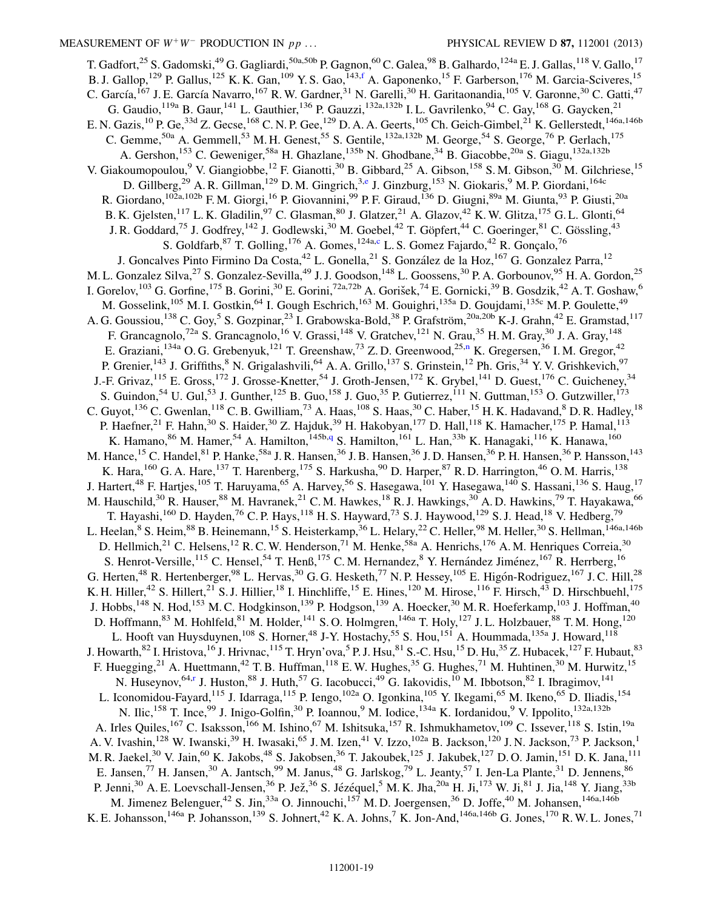T. Gadfort,[25] S. Gadomski,[49] G. Gagliardi,[50a,50b] P. Gagnon,[60] C. Galea,[98] B. Galhardo,[124a] E. J. Gallas,[118] V. Gallo,[17] B. J. Gallop,[129] P. Gallus,[125] K. K. Gan,[109] Y. S. Gao,[143,f] A. Gaponenko,[15] F. Garberson,[176] M. Garcia-Sciveres,[15] C. García,[167] J. E. García Navarro,[167] R. W. Gardner,[31] N. Garelli,[30] H. Garitaonandia,[105] V. Garonne,[30] C. Gatti,[47] G. Gaudio,[119a] B. Gaur,[141] L. Gauthier,[136] P. Gauzzi,[132a,132b] I. L. Gavrilenko,[94] C. Gay,[168] G. Gaycken,[21] E. N. Gazis,[10] P. Ge,[33d] Z. Gecse,[168] C. N. P. Gee,[129] D. A. A. Geerts,[105] Ch. Geich-Gimbel,[21] K. Gellerstedt,[146a,146b] C. Gemme,[50a] A. Gemmell,[53] M. H. Genest,[55] S. Gentile,[132a,132b] M. George,[54] S. George,[76] P. Gerlach,[175] A. Gershon,[153] C. Geweniger,[58a] H. Ghazlane,[135b] N. Ghodbane,[34] B. Giacobbe,[20a] S. Giagu,[132a,132b] V. Giakoumopoulou,[9] V. Giangiobbe,[12] F. Gianotti,[30] B. Gibbard,[25] A. Gibson,[158] S. M. Gibson,[30] M. Gilchriese,[15] D. Gillberg,[29] A. R. Gillman,[129] D. M. Gingrich,[3,e] J. Ginzburg,[153] N. Giokaris,[9] M. P. Giordani,[164c] R. Giordano,[102a,102b] F. M. Giorgi,[16] P. Giovannini,[99] P. F. Giraud,[136] D. Giugni,[89a] M. Giunta,[93] P. Giusti,[20a] B. K. Gjelsten,[117] L. K. Gladilin,[97] C. Glasman,[80] J. Glatzer,[21] A. Glazov,[42] K. W. Glitza,[175] G. L. Glonti,[64] J. R. Goddard,[75] J. Godfrey,[142] J. Godlewski,[30] M. Goebel,[42] T. Göpfert,[44] C. Goeringer,[81] C. Gössling,[43] S. Goldfarb,[87] T. Golling,[176] A. Gomes,[124a,c] L. S. Gomez Fajardo,[42] R. Gonçalo,[76] J. Goncalves Pinto Firmino Da Costa,[42] L. Gonella,[21] S. González de la Hoz,[167] G. Gonzalez Parra,[12] M. L. Gonzalez Silva,[27] S. Gonzalez-Sevilla,[49] J. J. Goodson,[148] L. Goossens,[30] P. A. Gorbounov,[95] H. A. Gordon,[25] I. Gorelov,[103] G. Gorfine,[175] B. Gorini,[30] E. Gorini,[72a,72b] A. Gorišek,[74] E. Gornicki,[39] B. Gosdzik,[42] A. T. Goshaw,[6] M. Gosselink,[105] M. I. Gostkin,[64] I. Gough Eschrich,[163] M. Gouighri,[135a] D. Goujdami,[135c] M. P. Goulette,[49] A. G. Goussiou,[138] C. Goy,[5] S. Gozpinar,[23] I. Grabowska-Bold,[38] P. Grafström,[20a,20b] K-J. Grahn,[42] E. Gramstad,[117] F. Grancagnolo,[72a] S. Grancagnolo,[16] V. Grassi,[148] V. Gratchev,[121] N. Grau,[35] H. M. Gray,[30] J. A. Gray,[148] E. Graziani,[134a] O. G. Grebenyuk,[121] T. Greenshaw,[73] Z. D. Greenwood,[25,n] K. Gregersen,[36] I. M. Gregor,[42] P. Grenier,[143] J. Griffiths,[8] N. Grigalashvili,[64] A. A. Grillo,[137] S. Grinstein,[12] Ph. Gris,[34] Y. V. Grishkevich,[97] J.-F. Grivaz,[115] E. Gross,[172] J. Grosse-Knetter,[54] J. Groth-Jensen,[172] K. Grybel,[141] D. Guest,[176] C. Guicheney,[34] S. Guindon,[54] U. Gul,[53] J. Gunther,[125] B. Guo,[158] J. Guo,[35] P. Gutierrez,[111] N. Guttman,[153] O. Gutzwiller,[173] C. Guyot,[136] C. Gwenlan,[118] C. B. Gwilliam,[73] A. Haas,[108] S. Haas,[30] C. Haber,[15] H. K. Hadavand,[8] D. R. Hadley,[18] P. Haefner,[21] F. Hahn,[30] S. Haider,[30] Z. Hajduk,[39] H. Hakobyan,[177] D. Hall,[118] K. Hamacher,[175] P. Hamal,[113] K. Hamano,[86] M. Hamer,[54] A. Hamilton,[145b,q] S. Hamilton,[161] L. Han,[33b] K. Hanagaki,[116] K. Hanawa,[160] M. Hance,[15] C. Handel,[81] P. Hanke,[58a] J. R. Hansen,[36] J. B. Hansen,[36] J. D. Hansen,[36] P. H. Hansen,[36] P. Hansson,[143] K. Hara,[160] G. A. Hare,[137] T. Harenberg,[175] S. Harkusha,[90] D. Harper,[87] R. D. Harrington,[46] O. M. Harris,[138] J. Hartert,[48] F. Hartjes,[105] T. Haruyama,[65] A. Harvey,[56] S. Hasegawa,[101] Y. Hasegawa,[140] S. Hassani,[136] S. Haug,[17] M. Hauschild,[30] R. Hauser,[88] M. Havranek,[21] C. M. Hawkes,[18] R. J. Hawkings,[30] A. D. Hawkins,[79] T. Hayakawa,[66] T. Hayashi,[160] D. Hayden,[76] C. P. Hays,[118] H. S. Hayward,[73] S. J. Haywood,[129] S. J. Head,[18] V. Hedberg,[79] L. Heelan,[8] S. Heim,[88] B. Heinemann,[15] S. Heisterkamp,[36] L. Helary,[22] C. Heller,[98] M. Heller,[30] S. Hellman,[146a,146b] D. Hellmich,[21] C. Helsens,[12] R. C. W. Henderson,[71] M. Henke,[58a] A. Henrichs,[176] A. M. Henriques Correia,[30] S. Henrot-Versille,[115] C. Hensel,[54] T. Henß,[175] C. M. Hernandez,[8] Y. Hernández Jiménez,[167] R. Herrberg,[16] G. Herten,[48] R. Hertenberger,[98] L. Hervas,[30] G. G. Hesketh,[77] N. P. Hessey,[105] E. Higón-Rodriguez,[167] J. C. Hill,[28] K. H. Hiller,[42] S. Hillert,[21] S. J. Hillier,[18] I. Hinchliffe,[15] E. Hines,[120] M. Hirose,[116] F. Hirsch,[43] D. Hirschbuehl,[175] J. Hobbs,[148] N. Hod,[153] M. C. Hodgkinson,[139] P. Hodgson,[139] A. Hoecker,[30] M. R. Hoeferkamp,[103] J. Hoffman,[40] D. Hoffmann,[83] M. Hohlfeld,[81] M. Holder,[141] S. O. Holmgren,[146a] T. Holy,[127] J. L. Holzbauer,[88] T. M. Hong,[120] L. Hooft van Huysduynen,[108] S. Horner,[48] J-Y. Hostachy,[55] S. Hou,[151] A. Hoummada,[135a] J. Howard,[118] J. Howarth,[82] I. Hristova,[16] J. Hrivnac,[115] T. Hryn'ova,[5] P. J. Hsu,[81] S.-C. Hsu,[15] D. Hu,[35] Z. Hubacek,[127] F. Hubaut,[83] F. Huegging,[21] A. Huettmann,[42] T. B. Huffman,[118] E. W. Hughes,[35] G. Hughes,[71] M. Huhtinen,[30] M. Hurwitz,[15] N. Huseynov,[64,r] J. Huston,[88] J. Huth,[57] G. Iacobucci,[49] G. Iakovidis,[10] M. Ibbotson,[82] I. Ibragimov,[141] L. Iconomidou-Fayard,[115] J. Idarraga,[115] P. Iengo,[102a] O. Igonkina,[105] Y. Ikegami,[65] M. Ikeno,[65] D. Iliadis,[154] N. Ilic,[158] T. Ince,[99] J. Inigo-Golfin,[30] P. Ioannou,[9] M. Iodice,[134a] K. Iordanidou,[9] V. Ippolito,[132a,132b] A. Irles Quiles,[167] C. Isaksson,[166] M. Ishino,[67] M. Ishitsuka,[157] R. Ishmukhametov,[109] C. Issever,[118] S. Istin,[19a] A. V. Ivashin,[128] W. Iwanski,[39] H. Iwasaki,[65] J. M. Izen,[41] V. Izzo,[102a] B. Jackson,[120] J. N. Jackson,[73] P. Jackson,[1] M. R. Jaekel,[30] V. Jain,[60] K. Jakobs,[48] S. Jakobsen,[36] T. Jakoubek,[125] J. Jakubek,[127] D. O. Jamin,[151] D. K. Jana,[111] E. Jansen,[77] H. Jansen,[30] A. Jantsch,[99] M. Janus,[48] G. Jarlskog,[79] L. Jeanty,[57] I. Jen-La Plante,[31] D. Jennens,[86] P. Jenni,[30] A. E. Loevschall-Jensen,[36] P. Jež,[36] S. Jézéquel,[5] M. K. Jha,[20a] H. Ji,[173] W. Ji,[81] J. Jia,[148] Y. Jiang,[33b] M. Jimenez Belenguer,[42] S. Jin,[33a] O. Jinnouchi,[157] M. D. Joergensen,[36] D. Joffe,[40] M. Johansen,[146a,146b] K. E. Johansson,[146a] P. Johansson,[139] S. Johnert,[42] K. A. Johns,[7] K. Jon-And,[146a,146b] G. Jones,[170] R. W. L. Jones,[71]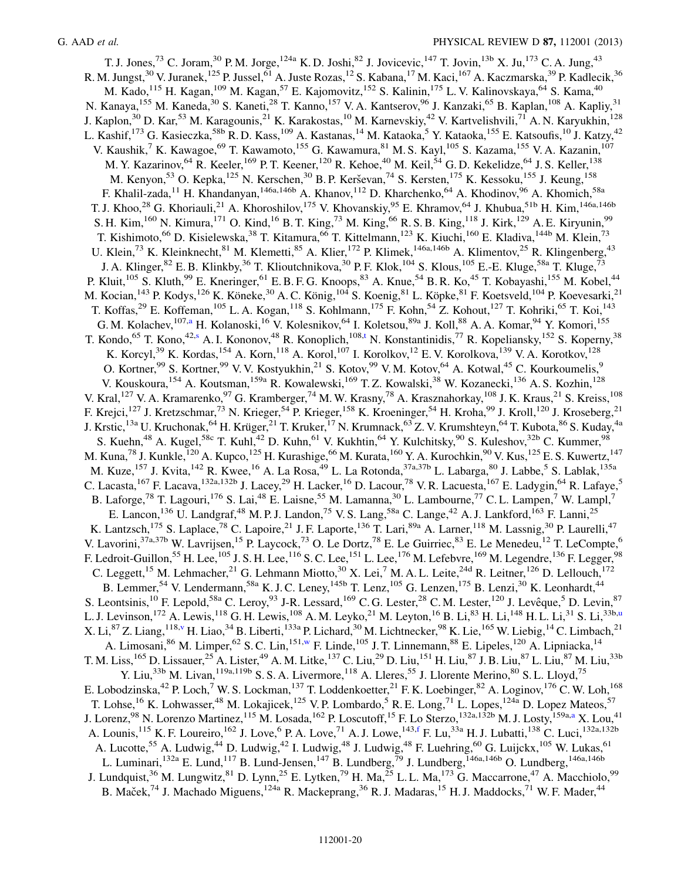T. J. Jones,[73] C. Joram,[30] P. M. Jorge,[124a] K. D. Joshi,[82] J. Jovicevic,[147] T. Jovin,[13b] X. Ju,[173] C. A. Jung,[43] R. M. Jungst,[30] V. Juranek,[125] P. Jussel,[61] A. Juste Rozas,[12] S. Kabana,[17] M. Kaci,[167] A. Kaczmarska,[39] P. Kadlecik,[36] M. Kado,[115] H. Kagan,[109] M. Kagan,[57] E. Kajomovitz,[152] S. Kalinin,[175] L. V. Kalinovskaya,[64] S. Kama,[40] N. Kanaya,[155] M. Kaneda,[30] S. Kaneti,[28] T. Kanno,[157] V. A. Kantserov,[96] J. Kanzaki,[65] B. Kaplan,[108] A. Kapliy,[31] J. Kaplon,[30] D. Kar,[53] M. Karagounis,[21] K. Karakostas,[10] M. Karnevskiy,[42] V. Kartvelishvili,[71] A. N. Karyukhin,[128] L. Kashif,[173] G. Kasieczka,[58b] R. D. Kass,[109] A. Kastanas,[14] M. Kataoka,[5] Y. Kataoka,[155] E. Katsoufis,[10] J. Katzy,[42] V. Kaushik,[7] K. Kawagoe,[69] T. Kawamoto,[155] G. Kawamura,[81] M. S. Kayl,[105] S. Kazama,[155] V. A. Kazanin,[107] M. Y. Kazarinov,[64] R. Keeler,[169] P. T. Keener,[120] R. Kehoe,[40] M. Keil,[54] G. D. Kekelidze,[64] J. S. Keller,[138] M. Kenyon,[53] O. Kepka,[125] N. Kerschen,[30] B. P. Kerševan,[74] S. Kersten,[175] K. Kessoku,[155] J. Keung,[158] F. Khalil-zada,[11] H. Khandanyan,[146a,146b] A. Khanov,[112] D. Kharchenko,[64] A. Khodinov,[96] A. Khomich,[58a] T. J. Khoo,[28] G. Khoriauli,[21] A. Khoroshilov,[175] V. Khovanskiy,[95] E. Khramov,[64] J. Khubua,[51b] H. Kim,[146a,146b] S. H. Kim,[160] N. Kimura,[171] O. Kind,[16] B. T. King,[73] M. King,[66] R. S. B. King,[118] J. Kirk,[129] A. E. Kiryunin,[99] T. Kishimoto,[66] D. Kisielewska,[38] T. Kitamura,[66] T. Kittelmann,[123] K. Kiuchi,[160] E. Kladiva,[144b] M. Klein,[73] U. Klein,[73] K. Kleinknecht,[81] M. Klemetti,[85] A. Klier,[172] P. Klimek,[146a,146b] A. Klimentov,[25] R. Klingenberg,[43] J. A. Klinger,[82] E. B. Klinkby,[36] T. Klioutchnikova,[30] P. F. Klok,[104] S. Klous,[105] E.-E. Kluge,[58a] T. Kluge,[73] P. Kluit,[105] S. Kluth,[99] E. Kneringer,[61] E. B. F. G. Knoops,[83] A. Knue,[54] B. R. Ko,[45] T. Kobayashi,[155] M. Kobel,[44] M. Kocian,[143] P. Kodys,[126] K. Köneke,[30] A. C. König,[104] S. Koenig,[81] L. Köpke,[81] F. Koetsveld,[104] P. Koevesarki,[21] T. Koffas,[29] E. Koffeman,[105] L. A. Kogan,[118] S. Kohlmann,[175] F. Kohn,[54] Z. Kohout,[127] T. Kohriki,[65] T. Koi,[143] G. M. Kolachev,[107,a] H. Kolanoski,[16] V. Kolesnikov,[64] I. Koletsou,[89a] J. Koll,[88] A. A. Komar,[94] Y. Komori,[155] T. Kondo,[65] T. Kono,[42,s] A. I. Kononov,[48] R. Konoplich,[108,t] N. Konstantinidis,[77] R. Kopeliansky,[152] S. Koperny,[38] K. Korcyl,[39] K. Kordas,[154] A. Korn,[118] A. Korol,[107] I. Korolkov,[12] E. V. Korolkova,[139] V. A. Korotkov,[128] O. Kortner,[99] S. Kortner,[99] V. V. Kostyukhin,[21] S. Kotov,[99] V. M. Kotov,[64] A. Kotwal,[45] C. Kourkoumelis,[9] V. Kouskoura,[154] A. Koutsman,[159a] R. Kowalewski,[169] T. Z. Kowalski,[38] W. Kozanecki,[136] A. S. Kozhin,[128] V. Kral,[127] V. A. Kramarenko,[97] G. Kramberger,[74] M. W. Krasny,[78] A. Krasznahorkay,[108] J. K. Kraus,[21] S. Kreiss,[108] F. Krejci,[127] J. Kretzschmar,[73] N. Krieger,[54] P. Krieger,[158] K. Kroeninger,[54] H. Kroha,[99] J. Kroll,[120] J. Kroseberg,[21] J. Krstic,[13a] U. Kruchonak,[64] H. Krüger,[21] T. Kruker,[17] N. Krumnack,[63] Z. V. Krumshteyn,[64] T. Kubota,[86] S. Kuday,[4a] S. Kuehn,[48] A. Kugel,[58c] T. Kuhl,[42] D. Kuhn,[61] V. Kukhtin,[64] Y. Kulchitsky,[90] S. Kuleshov,[32b] C. Kummer,[98] M. Kuna,[78] J. Kunkle,[120] A. Kupco,[125] H. Kurashige,[66] M. Kurata,[160] Y. A. Kurochkin,[90] V. Kus,[125] E. S. Kuwertz,[147] M. Kuze,[157] J. Kvita,[142] R. Kwee,[16] A. La Rosa,[49] L. La Rotonda,[37a,37b] L. Labarga,[80] J. Labbe,[5] S. Lablak,[135a] C. Lacasta,[167] F. Lacava,[132a,132b] J. Lacey,[29] H. Lacker,[16] D. Lacour,[78] V. R. Lacuesta,[167] E. Ladygin,[64] R. Lafaye,[5] B. Laforge,[78] T. Lagouri,[176] S. Lai,[48] E. Laisne,[55] M. Lamanna,[30] L. Lambourne,[77] C. L. Lampen,[7] W. Lampl,[7] E. Lancon,[136] U. Landgraf,[48] M. P. J. Landon,[75] V. S. Lang,[58a] C. Lange,[42] A. J. Lankford,[163] F. Lanni,[25] K. Lantzsch,[175] S. Laplace,[78] C. Lapoire,[21] J. F. Laporte,[136] T. Lari,[89a] A. Larner,[118] M. Lassnig,[30] P. Laurelli,[47] V. Lavorini,[37a,37b] W. Lavrijsen,[15] P. Laycock,[73] O. Le Dortz,[78] E. Le Guirriec,[83] E. Le Menedeu,[12] T. LeCompte,[6] F. Ledroit-Guillon,[55] H. Lee,[105] J. S. H. Lee,[116] S. C. Lee,[151] L. Lee,[176] M. Lefebvre,[169] M. Legendre,[136] F. Legger,[98] C. Leggett,[15] M. Lehmacher,[21] G. Lehmann Miotto,[30] X. Lei,[7] M. A. L. Leite,[24d] R. Leitner,[126] D. Lellouch,[172] B. Lemmer,[54] V. Lendermann,[58a] K. J. C. Leney,[145b] T. Lenz,[105] G. Lenzen,[175] B. Lenzi,[30] K. Leonhardt,[44] S. Leontsinis,[10] F. Lepold,[58a] C. Leroy,[93] J-R. Lessard,[169] C. G. Lester,[28] C. M. Lester,[120] J. Levêque,[5] D. Levin,[87] L. J. Levinson,[172] A. Lewis,[118] G. H. Lewis,[108] A. M. Leyko,[21] M. Leyton,[16] B. Li,[83] H. Li,[148] H. L. Li,[31] S. Li,[33b,u] X. Li,[87] Z. Liang,[118,v] H. Liao,[34] B. Liberti,[133a] P. Lichard,[30] M. Lichtnecker,[98] K. Lie,[165] W. Liebig,[14] C. Limbach,[21] A. Limosani,[86] M. Limper,[62] S. C. Lin,[151,w] F. Linde,[105] J. T. Linnemann,[88] E. Lipeles,[120] A. Lipniacka,[14] T. M. Liss,[165] D. Lissauer,[25] A. Lister,[49] A. M. Litke,[137] C. Liu,[29] D. Liu,[151] H. Liu,[87] J. B. Liu,[87] L. Liu,[87] M. Liu,[33b] Y. Liu,[33b] M. Livan,[119a,119b] S. S. A. Livermore,[118] A. Lleres,[55] J. Llorente Merino,[80] S. L. Lloyd,[75] E. Lobodzinska,[42] P. Loch,[7] W. S. Lockman,[137] T. Loddenkoetter,[21] F. K. Loebinger,[82] A. Loginov,[176] C. W. Loh,[168] T. Lohse,[16] K. Lohwasser,[48] M. Lokajicek,[125] V. P. Lombardo,[5] R. E. Long,[71] L. Lopes,[124a] D. Lopez Mateos,[57] J. Lorenz,[98] N. Lorenzo Martinez,[115] M. Losada,[162] P. Loscutoff,[15] F. Lo Sterzo,[132a,132b] M. J. Losty,[159a,a] X. Lou,[41] A. Lounis,[115] K. F. Loureiro,[162] J. Love,[6] P. A. Love,[71] A. J. Lowe,[143,f] F. Lu,[33a] H. J. Lubatti,[138] C. Luci,[132a,132b] A. Lucotte,[55] A. Ludwig,[44] D. Ludwig,[42] I. Ludwig,[48] J. Ludwig,[48] F. Luehring,[60] G. Luijckx,[105] W. Lukas,[61] L. Luminari,[132a] E. Lund,[117] B. Lund-Jensen,[147] B. Lundberg,[79] J. Lundberg,[146a,146b] O. Lundberg,[146a,146b] J. Lundquist,[36] M. Lungwitz,[81] D. Lynn,[25] E. Lytken,[79] H. Ma,[25] L. L. Ma,[173] G. Maccarrone,[47] A. Macchiolo,[99] B. Maček,[74] J. Machado Miguens,[124a] R. Mackeprang,[36] R. J. Madaras,[15] H. J. Maddocks,[71] W. F. Mader,[44]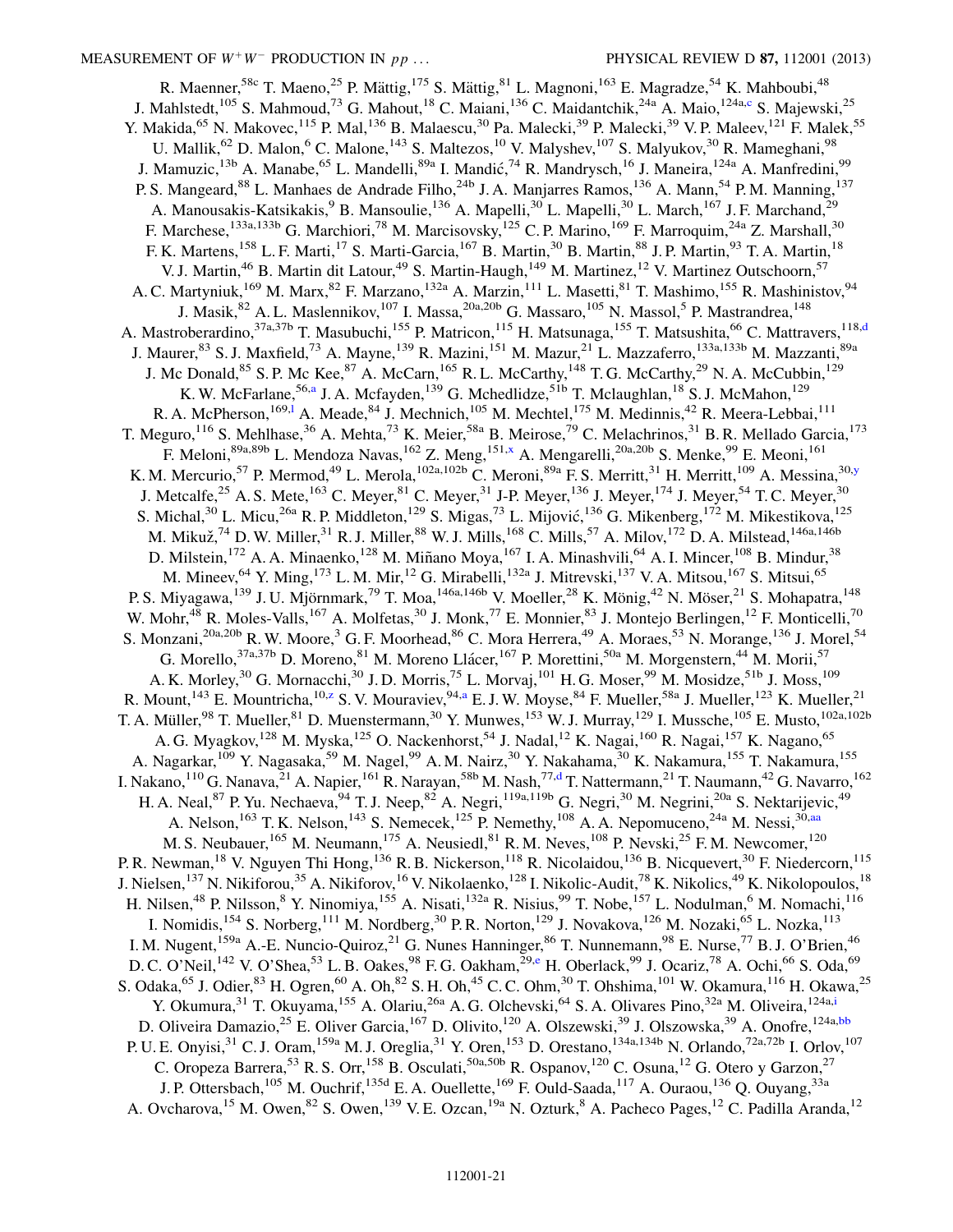R. Maenner,[58c] T. Maeno,[25] P. Mättig,[175] S. Mättig,[81] L. Magnoni,[163] E. Magradze,[54] K. Mahboubi,[48] J. Mahlstedt,[105] S. Mahmoud,[73] G. Mahout,[18] C. Maiani,[136] C. Maidantchik,[24a] A. Maio,[124a,c] S. Majewski,[25] Y. Makida,[65] N. Makovec,[115] P. Mal,[136] B. Malaescu,[30] Pa. Malecki,[39] P. Malecki,[39] V. P. Maleev,[121] F. Malek,[55] U. Mallik,[62] D. Malon,[6] C. Malone,[143] S. Maltezos,[10] V. Malyshev,[107] S. Malyukov,[30] R. Mameghani,[98] J. Mamuzic,[13b] A. Manabe,[65] L. Mandelli,[89a] I. Mandić,[74] R. Mandrysch,[16] J. Maneira,[124a] A. Manfredini,[99] P. S. Mangeard,[88] L. Manhaes de Andrade Filho,[24b] J. A. Manjarres Ramos,[136] A. Mann,[54] P. M. Manning,[137] A. Manousakis-Katsikakis,[9] B. Mansoulie,[136] A. Mapelli,[30] L. Mapelli,[30] L. March,[167] J. F. Marchand,[29] F. Marchese,[133a,133b] G. Marchiori,[78] M. Marcisovsky,[125] C. P. Marino,[169] F. Marroquim,[24a] Z. Marshall,[30] F. K. Martens,[158] L. F. Marti,[17] S. Marti-Garcia,[167] B. Martin,[30] B. Martin,[88] J. P. Martin,[93] T. A. Martin,[18] V. J. Martin,[46] B. Martin dit Latour,[49] S. Martin-Haugh,[149] M. Martinez,[12] V. Martinez Outschoorn,[57] A. C. Martyniuk,[169] M. Marx,[82] F. Marzano,[132a] A. Marzin,[111] L. Masetti,[81] T. Mashimo,[155] R. Mashinistov,[94] J. Masik,[82] A. L. Maslennikov,[107] I. Massa,[20a,20b] G. Massaro,[105] N. Massol,[5] P. Mastrandrea,[148] A. Mastroberardino,[37a,37b] T. Masubuchi,[155] P. Matricon,[115] H. Matsunaga,[155] T. Matsushita,[66] C. Mattravers,[118,d] J. Maurer,[83] S. J. Maxfield,[73] A. Mayne,[139] R. Mazini,[151] M. Mazur,[21] L. Mazzaferro,[133a,133b] M. Mazzanti,[89a] J. Mc Donald,[85] S. P. Mc Kee,[87] A. McCarn,[165] R. L. McCarthy,[148] T. G. McCarthy,[29] N. A. McCubbin,[129] K. W. McFarlane,[56,a] J. A. Mcfayden,[139] G. Mchedlidze,[51b] T. Mclaughlan,[18] S. J. McMahon,[129] R. A. McPherson,[169,l] A. Meade,[84] J. Mechnich,[105] M. Mechtel,[175] M. Medinnis,[42] R. Meera-Lebbai,[111] T. Meguro,[116] S. Mehlhase,[36] A. Mehta,[73] K. Meier,[58a] B. Meirose,[79] C. Melachrinos,[31] B. R. Mellado Garcia,[173] F. Meloni,[89a,89b] L. Mendoza Navas,[162] Z. Meng,[151,x] A. Mengarelli,[20a,20b] S. Menke,[99] E. Meoni,[161] K. M. Mercurio,[57] P. Mermod,[49] L. Merola,[102a,102b] C. Meroni,[89a] F. S. Merritt,[31] H. Merritt,[109] A. Messina,[30,y] J. Metcalfe,[25] A. S. Mete,[163] C. Meyer,[81] C. Meyer,[31] J-P. Meyer,[136] J. Meyer,[174] J. Meyer,[54] T. C. Meyer,[30] S. Michal,[30] L. Micu,[26a] R. P. Middleton,[129] S. Migas,[73] L. Mijović,[136] G. Mikenberg,[172] M. Mikestikova,[125] M. Mikuž,[74] D. W. Miller,[31] R. J. Miller,[88] W. J. Mills,[168] C. Mills,[57] A. Milov,[172] D. A. Milstead,[146a,146b] D. Milstein,[172] A. A. Minaenko,[128] M. Miñano Moya,[167] I. A. Minashvili,[64] A. I. Mincer,[108] B. Mindur,[38] M. Mineev,[64] Y. Ming,[173] L. M. Mir,[12] G. Mirabelli,[132a] J. Mitrevski,[137] V. A. Mitsou,[167] S. Mitsui,[65] P. S. Miyagawa,[139] J. U. Mjörnmark,[79] T. Moa,[146a,146b] V. Moeller,[28] K. Mönig,[42] N. Möser,[21] S. Mohapatra,[148] W. Mohr,[48] R. Moles-Valls,[167] A. Molfetas,[30] J. Monk,[77] E. Monnier,[83] J. Montejo Berlingen,[12] F. Monticelli,[70] S. Monzani,[20a,20b] R. W. Moore,[3] G. F. Moorhead,[86] C. Mora Herrera,[49] A. Moraes,[53] N. Morange,[136] J. Morel,[54] G. Morello,[37a,37b] D. Moreno,[81] M. Moreno Llácer,[167] P. Morettini,[50a] M. Morgenstern,[44] M. Morii,[57] A. K. Morley,[30] G. Mornacchi,[30] J. D. Morris,[75] L. Morvaj,[101] H. G. Moser,[99] M. Mosidze,[51b] J. Moss,[109] R. Mount,[143] E. Mountricha,[10,z] S. V. Mouraviev,[94,a] E. J. W. Moyse,[84] F. Mueller,[58a] J. Mueller,[123] K. Mueller,[21] T. A. Müller,[98] T. Mueller,[81] D. Muenstermann,[30] Y. Munwes,[153] W. J. Murray,[129] I. Mussche,[105] E. Musto,[102a,102b] A. G. Myagkov,[128] M. Myska,[125] O. Nackenhorst,[54] J. Nadal,[12] K. Nagai,[160] R. Nagai,[157] K. Nagano,[65] A. Nagarkar,[109] Y. Nagasaka,[59] M. Nagel,[99] A. M. Nairz,[30] Y. Nakahama,[30] K. Nakamura,[155] T. Nakamura,[155] I. Nakano,[110] G. Nanava,[21] A. Napier,[161] R. Narayan,[58b] M. Nash,[77,d] T. Nattermann,[21] T. Naumann,[42] G. Navarro,[162] H. A. Neal,[87] P. Yu. Nechaeva,[94] T. J. Neep,[82] A. Negri,[119a,119b] G. Negri,[30] M. Negrini,[20a] S. Nektarijevic,[49] A. Nelson,[163] T. K. Nelson,[143] S. Nemecek,[125] P. Nemethy,[108] A. A. Nepomuceno,[24a] M. Nessi,[30,aa] M. S. Neubauer,[165] M. Neumann,[175] A. Neusiedl,[81] R. M. Neves,[108] P. Nevski,[25] F. M. Newcomer,[120] P. R. Newman,[18] V. Nguyen Thi Hong,[136] R. B. Nickerson,[118] R. Nicolaidou,[136] B. Nicquevert,[30] F. Niedercorn,[115] J. Nielsen,[137] N. Nikiforou,[35] A. Nikiforov,[16] V. Nikolaenko,[128] I. Nikolic-Audit,[78] K. Nikolics,[49] K. Nikolopoulos,[18] H. Nilsen,[48] P. Nilsson,[8] Y. Ninomiya,[155] A. Nisati,[132a] R. Nisius,[99] T. Nobe,[157] L. Nodulman,[6] M. Nomachi,[116] I. Nomidis,[154] S. Norberg,[111] M. Nordberg,[30] P. R. Norton,[129] J. Novakova,[126] M. Nozaki,[65] L. Nozka,[113] I. M. Nugent,[159a] A.-E. Nuncio-Quiroz,[21] G. Nunes Hanninger,[86] T. Nunnemann,[98] E. Nurse,[77] B. J. O'Brien,[46] D. C. O'Neil,[142] V. O'Shea,[53] L. B. Oakes,[98] F. G. Oakham,[29,e] H. Oberlack,[99] J. Ocariz,[78] A. Ochi,[66] S. Oda,[69] S. Odaka,[65] J. Odier,[83] H. Ogren,[60] A. Oh,[82] S. H. Oh,[45] C. C. Ohm,[30] T. Ohshima,[101] W. Okamura,[116] H. Okawa,[25] Y. Okumura,[31] T. Okuyama,[155] A. Olariu,[26a] A. G. Olchevski,[64] S. A. Olivares Pino,[32a] M. Oliveira,[124a,i] D. Oliveira Damazio,[25] E. Oliver Garcia,[167] D. Olivito,[120] A. Olszewski,[39] J. Olszowska,[39] A. Onofre,[124a,bb] P. U. E. Onyisi,[31] C. J. Oram,[159a] M. J. Oreglia,[31] Y. Oren,[153] D. Orestano,[134a,134b] N. Orlando,[72a,72b] I. Orlov,[107] C. Oropeza Barrera,[53] R. S. Orr,[158] B. Osculati,[50a,50b] R. Ospanov,[120] C. Osuna,[12] G. Otero y Garzon,[27] J. P. Ottersbach,[105] M. Ouchrif,[135d] E. A. Ouellette,[169] F. Ould-Saada,[117] A. Ouraou,[136] Q. Ouyang,[33a] A. Ovcharova,[15] M. Owen,[82] S. Owen,[139] V. E. Ozcan,[19a] N. Ozturk,[8] A. Pacheco Pages,[12] C. Padilla Aranda,[12]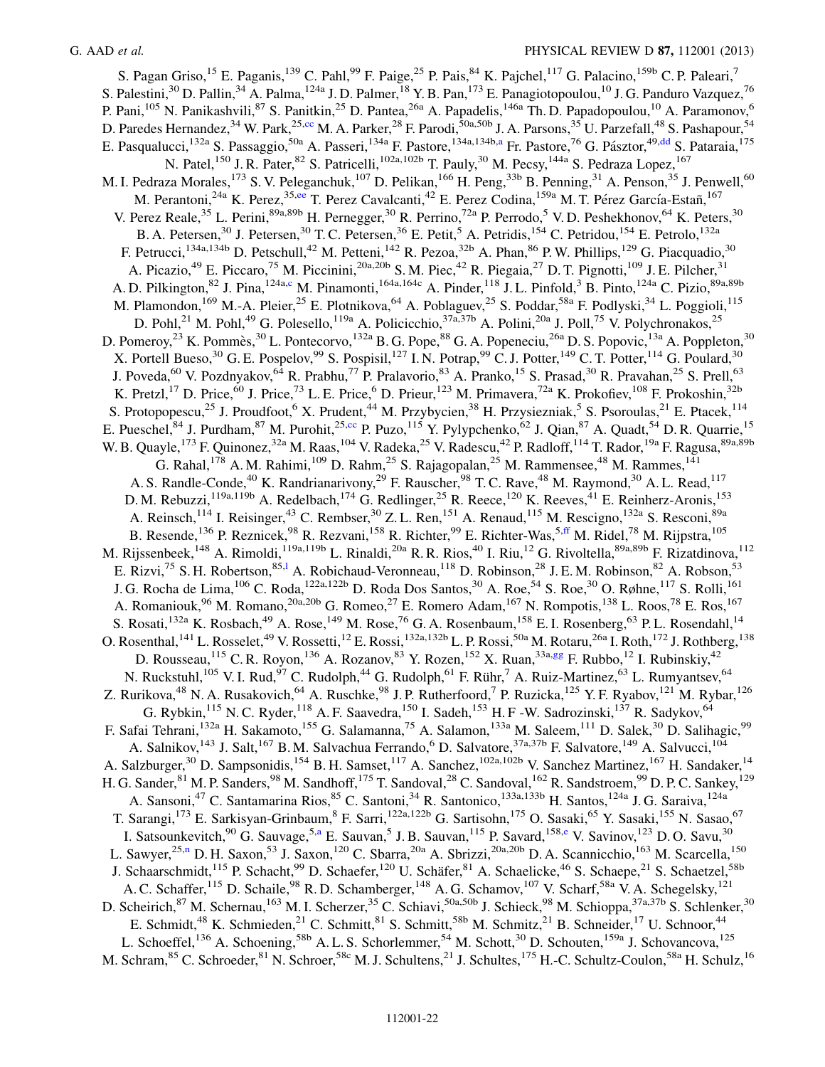S. Pagan Griso,[15] E. Paganis,[139] C. Pahl,[99] F. Paige,[25] P. Pais,[84] K. Pajchel,[117] G. Palacino,[159b] C. P. Paleari,[7] S. Palestini,[30] D. Pallin,[34] A. Palma,[124a] J. D. Palmer,[18] Y. B. Pan,[173] E. Panagiotopoulou,[10] J. G. Panduro Vazquez,[76] P. Pani,[105] N. Panikashvili,[87] S. Panitkin,[25] D. Pantea,[26a] A. Papadelis,[146a] Th. D. Papadopoulou,[10] A. Paramonov,[6] D. Paredes Hernandez,[34] W. Park,[25,cc] M. A. Parker,[28] F. Parodi,[50a,50b] J. A. Parsons,[35] U. Parzefall,[48] S. Pashapour,[54] E. Pasqualucci,[132a] S. Passaggio,[50a] A. Passeri,[134a] F. Pastore,[134a,134b,a] Fr. Pastore,[76] G. Pásztor,[49,dd] S. Pataraia,[175] N. Patel,[150] J. R. Pater,[82] S. Patricelli,[102a,102b] T. Pauly,[30] M. Pecsy,[144a] S. Pedraza Lopez,[167] M. I. Pedraza Morales,[173] S. V. Peleganchuk,[107] D. Pelikan,[166] H. Peng,[33b] B. Penning,[31] A. Penson,[35] J. Penwell,[60] M. Perantoni,[24a] K. Perez,[35,ee] T. Perez Cavalcanti,[42] E. Perez Codina,[159a] M. T. Pérez García-Estañ,[167] V. Perez Reale,[35] L. Perini,[89a,89b] H. Pernegger,[30] R. Perrino,[72a] P. Perrodo,[5] V. D. Peshekhonov,[64] K. Peters,[30] B. A. Petersen,[30] J. Petersen,[30] T. C. Petersen,[36] E. Petit,[5] A. Petridis,[154] C. Petridou,[154] E. Petrolo,[132a] F. Petrucci,[134a,134b] D. Petschull,[42] M. Petteni,[142] R. Pezoa,[32b] A. Phan,[86] P. W. Phillips,[129] G. Piacquadio,[30] A. Picazio,[49] E. Piccaro,[75] M. Piccinini,[20a,20b] S. M. Piec,[42] R. Piegaia,[27] D. T. Pignotti,[109] J. E. Pilcher,[31] A. D. Pilkington,[82] J. Pina,[124a,c] M. Pinamonti,[164a,164c] A. Pinder,[118] J. L. Pinfold,[3] B. Pinto,[124a] C. Pizio,[89a,89b] M. Plamondon,[169] M.-A. Pleier,[25] E. Plotnikova,[64] A. Poblaguev,[25] S. Poddar,[58a] F. Podlyski,[34] L. Poggioli,[115] D. Pohl,[21] M. Pohl,[49] G. Polesello,[119a] A. Policicchio,[37a,37b] A. Polini,[20a] J. Poll,[75] V. Polychronakos,[25] D. Pomeroy,[23] K. Pommès,[30] L. Pontecorvo,[132a] B. G. Pope,[88] G. A. Popeneciu,[26a] D. S. Popovic,[13a] A. Poppleton,[30] X. Portell Bueso,[30] G. E. Pospelov,[99] S. Pospisil,[127] I. N. Potrap,[99] C. J. Potter,[149] C. T. Potter,[114] G. Poulard,[30] J. Poveda,[60] V. Pozdnyakov,[64] R. Prabhu,[77] P. Pralavorio,[83] A. Pranko,[15] S. Prasad,[30] R. Pravahan,[25] S. Prell,[63] K. Pretzl,[17] D. Price,[60] J. Price,[73] L. E. Price,[6] D. Prieur,[123] M. Primavera,[72a] K. Prokofiev,[108] F. Prokoshin,[32b] S. Protopopescu,[25] J. Proudfoot,[6] X. Prudent,[44] M. Przybycien,[38] H. Przysiezniak,[5] S. Psoroulas,[21] E. Ptacek,[114] E. Pueschel,[84] J. Purdham,[87] M. Purohit,[25,cc] P. Puzo,[115] Y. Pylypchenko,[62] J. Qian,[87] A. Quadt,[54] D. R. Quarrie,[15] W. B. Quayle,[173] F. Quinonez,[32a] M. Raas,[104] V. Radeka,[25] V. Radescu,[42] P. Radloff,[114] T. Rador,[19a] F. Ragusa,[89a,89b] G. Rahal,[178] A. M. Rahimi,[109] D. Rahm,[25] S. Rajagopalan,[25] M. Rammensee,[48] M. Rammes,[141] A. S. Randle-Conde,[40] K. Randrianarivony,[29] F. Rauscher,[98] T. C. Rave,[48] M. Raymond,[30] A. L. Read,[117] D. M. Rebuzzi,[119a,119b] A. Redelbach,[174] G. Redlinger,[25] R. Reece,[120] K. Reeves,[41] E. Reinherz-Aronis,[153] A. Reinsch,[114] I. Reisinger,[43] C. Rembser,[30] Z. L. Ren,[151] A. Renaud,[115] M. Rescigno,[132a] S. Resconi,[89a] B. Resende,[136] P. Reznicek,[98] R. Rezvani,[158] R. Richter,[99] E. Richter-Was,[5,ff] M. Ridel,[78] M. Rijpstra,[105] M. Rijssenbeek,[148] A. Rimoldi,[119a,119b] L. Rinaldi,[20a] R. R. Rios,[40] I. Riu,[12] G. Rivoltella,[89a,89b] F. Rizatdinova,[112] E. Rizvi,[75] S. H. Robertson,[85,l] A. Robichaud-Veronneau,[118] D. Robinson,[28] J. E. M. Robinson,[82] A. Robson,[53] J. G. Rocha de Lima,[106] C. Roda,[122a,122b] D. Roda Dos Santos,[30] A. Roe,[54] S. Roe,[30] O. Røhne,[117] S. Rolli,[161] A. Romaniouk,[96] M. Romano,[20a,20b] G. Romeo,[27] E. Romero Adam,[167] N. Rompotis,[138] L. Roos,[78] E. Ros,[167] S. Rosati,[132a] K. Rosbach,[49] A. Rose,[149] M. Rose,[76] G. A. Rosenbaum,[158] E. I. Rosenberg,[63] P. L. Rosendahl,[14] O. Rosenthal,[141] L. Rosselet,[49] V. Rossetti,[12] E. Rossi,[132a,132b] L. P. Rossi,[50a] M. Rotaru,[26a] I. Roth,[172] J. Rothberg,[138] D. Rousseau,[115] C. R. Royon,[136] A. Rozanov,[83] Y. Rozen,[152] X. Ruan,[33a,gg] F. Rubbo,[12] I. Rubinskiy,[42] N. Ruckstuhl,[105] V. I. Rud,[97] C. Rudolph,[44] G. Rudolph,[61] F. Rühr,[7] A. Ruiz-Martinez,[63] L. Rumyantsev,[64] Z. Rurikova,[48] N. A. Rusakovich,[64] A. Ruschke,[98] J. P. Rutherfoord,[7] P. Ruzicka,[125] Y. F. Ryabov,[121] M. Rybar,[126] G. Rybkin,[115] N. C. Ryder,[118] A. F. Saavedra,[150] I. Sadeh,[153] H. F -W. Sadrozinski,[137] R. Sadykov,[64] F. Safai Tehrani,[132a] H. Sakamoto,[155] G. Salamanna,[75] A. Salamon,[133a] M. Saleem,[111] D. Salek,[30] D. Salihagic,[99] A. Salnikov,[143] J. Salt,[167] B. M. Salvachua Ferrando,[6] D. Salvatore,[37a,37b] F. Salvatore,[149] A. Salvucci,[104] A. Salzburger,[30] D. Sampsonidis,[154] B. H. Samset,[117] A. Sanchez,[102a,102b] V. Sanchez Martinez,[167] H. Sandaker,[14] H. G. Sander,[81] M. P. Sanders,[98] M. Sandhoff,[175] T. Sandoval,[28] C. Sandoval,[162] R. Sandstroem,[99] D. P. C. Sankey,[129] A. Sansoni,[47] C. Santamarina Rios,[85] C. Santoni,[34] R. Santonico,[133a,133b] H. Santos,[124a] J. G. Saraiva,[124a] T. Sarangi,[173] E. Sarkisyan-Grinbaum,[8] F. Sarri,[122a,122b] G. Sartisohn,[175] O. Sasaki,[65] Y. Sasaki,[155] N. Sasao,[67] I. Satsounkevitch,[90] G. Sauvage,[5,a] E. Sauvan,[5] J. B. Sauvan,[115] P. Savard,[158,e] V. Savinov,[123] D. O. Savu,[30] L. Sawyer,[25,n] D. H. Saxon,[53] J. Saxon,[120] C. Sbarra,[20a] A. Sbrizzi,[20a,20b] D. A. Scannicchio,[163] M. Scarcella,[150] J. Schaarschmidt,[115] P. Schacht,[99] D. Schaefer,[120] U. Schäfer,[81] A. Schaelicke,[46] S. Schaepe,[21] S. Schaetzel,[58b] A. C. Schaffer,[115] D. Schaile,[98] R. D. Schamberger,[148] A. G. Schamov,[107] V. Scharf,[58a] V. A. Schegelsky,[121] D. Scheirich,[87] M. Schernau,[163] M. I. Scherzer,[35] C. Schiavi,[50a,50b] J. Schieck,[98] M. Schioppa,[37a,37b] S. Schlenker,[30] E. Schmidt,[48] K. Schmieden,[21] C. Schmitt,[81] S. Schmitt,[58b] M. Schmitz,[21] B. Schneider,[17] U. Schnoor,[44] L. Schoeffel,[136] A. Schoening,[58b] A. L. S. Schorlemmer,[54] M. Schott,[30] D. Schouten,[159a] J. Schovancova,[125] M. Schram,[85] C. Schroeder,[81] N. Schroer,[58c] M. J. Schultens,[21] J. Schultes,[175] H.-C. Schultz-Coulon,[58a] H. Schulz,[16]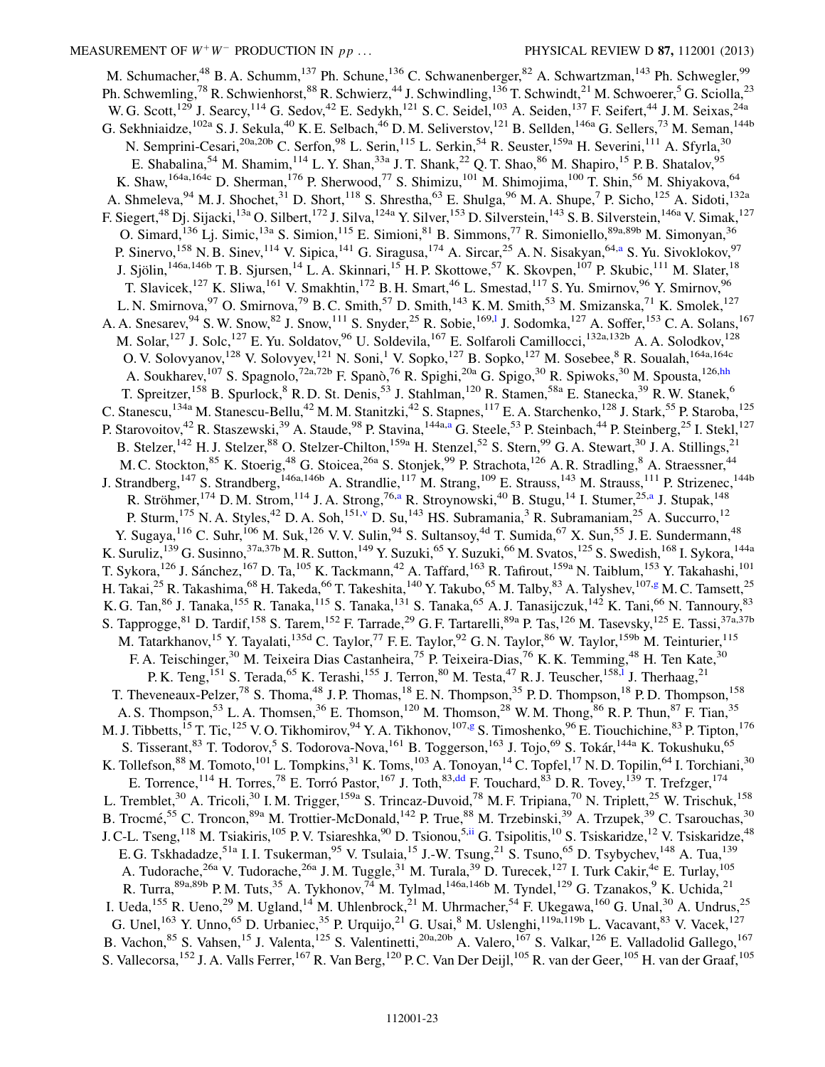M. Schumacher,[48] B. A. Schumm,[137] Ph. Schune,[136] C. Schwanenberger,[82] A. Schwartzman,[143] Ph. Schwegler,[99] Ph. Schwemling,[78] R. Schwienhorst,[88] R. Schwierz,[44] J. Schwindling,[136] T. Schwindt,[21] M. Schwoerer,[5] G. Sciolla,[23] W. G. Scott,[129] J. Searcy,[114] G. Sedov,[42] E. Sedykh,[121] S. C. Seidel,[103] A. Seiden,[137] F. Seifert,[44] J. M. Seixas,[24a] G. Sekhniaidze,[102a] S. J. Sekula,[40] K. E. Selbach,[46] D. M. Seliverstov,[121] B. Sellden,[146a] G. Sellers,[73] M. Seman,[144b] N. Semprini-Cesari,[20a,20b] C. Serfon,[98] L. Serin,[115] L. Serkin,[54] R. Seuster,[159a] H. Severini,[111] A. Sfyrla,[30] E. Shabalina,[54] M. Shamim,[114] L. Y. Shan,[33a] J. T. Shank,[22] Q. T. Shao,[86] M. Shapiro,[15] P. B. Shatalov,[95] K. Shaw,[164a,164c] D. Sherman,[176] P. Sherwood,[77] S. Shimizu,[101] M. Shimojima,[100] T. Shin,[56] M. Shiyakova,[64] A. Shmeleva,[94] M. J. Shochet,[31] D. Short,[118] S. Shrestha,[63] E. Shulga,[96] M. A. Shupe,[7] P. Sicho,[125] A. Sidoti,[132a] F. Siegert,[48] Dj. Sijacki,[13a] O. Silbert,[172] J. Silva,[124a] Y. Silver,[153] D. Silverstein,[143] S. B. Silverstein,[146a] V. Simak,[127] O. Simard,[136] Lj. Simic,[13a] S. Simion,[115] E. Simioni,[81] B. Simmons,[77] R. Simoniello,[89a,89b] M. Simonyan,[36] P. Sinervo,[158] N. B. Sinev,[114] V. Sipica,[141] G. Siragusa,[174] A. Sircar,[25] A. N. Sisakyan,[64,a] S. Yu. Sivoklokov,[97] J. Sjölin,[146a,146b] T. B. Sjursen,[14] L. A. Skinnari,[15] H. P. Skottowe,[57] K. Skovpen,[107] P. Skubic,[111] M. Slater,[18] T. Slavicek,[127] K. Sliwa,[161] V. Smakhtin,[172] B. H. Smart,[46] L. Smestad,[117] S. Yu. Smirnov,[96] Y. Smirnov,[96] L. N. Smirnova,[97] O. Smirnova,[79] B. C. Smith,[57] D. Smith,[143] K. M. Smith,[53] M. Smizanska,[71] K. Smolek,[127] A. A. Snesarev,[94] S. W. Snow,[82] J. Snow,[111] S. Snyder,[25] R. Sobie,[169,l] J. Sodomka,[127] A. Soffer,[153] C. A. Solans,[167] M. Solar,[127] J. Solc,[127] E. Yu. Soldatov,[96] U. Soldevila,[167] E. Solfaroli Camillocci,[132a,132b] A. A. Solodkov,[128] O. V. Solovyanov,[128] V. Solovyev,[121] N. Soni,[1] V. Sopko,[127] B. Sopko,[127] M. Sosebee,[8] R. Soualah,[164a,164c] A. Soukharev,[107] S. Spagnolo,[72a,72b] F. Spanò,[76] R. Spighi,[20a] G. Spigo,[30] R. Spiwoks,[30] M. Spousta,[126,hh] T. Spreitzer,[158] B. Spurlock,[8] R. D. St. Denis,[53] J. Stahlman,[120] R. Stamen,[58a] E. Stanecka,[39] R. W. Stanek,[6] C. Stanescu,[134a] M. Stanescu-Bellu,[42] M. M. Stanitzki,[42] S. Stapnes,[117] E. A. Starchenko,[128] J. Stark,[55] P. Staroba,[125] P. Starovoitov,[42] R. Staszewski,[39] A. Staude,[98] P. Stavina,[144a,a] G. Steele,[53] P. Steinbach,[44] P. Steinberg,[25] I. Stekl,[127] B. Stelzer,[142] H. J. Stelzer,[88] O. Stelzer-Chilton,[159a] H. Stenzel,[52] S. Stern,[99] G. A. Stewart,[30] J. A. Stillings,[21] M. C. Stockton,[85] K. Stoerig,[48] G. Stoicea,[26a] S. Stonjek,[99] P. Strachota,[126] A. R. Stradling,[8] A. Straessner,[44] J. Strandberg,[147] S. Strandberg,[146a,146b] A. Strandlie,[117] M. Strang,[109] E. Strauss,[143] M. Strauss,[111] P. Strizenec,[144b] R. Ströhmer,[174] D. M. Strom,[114] J. A. Strong,[76,a] R. Stroynowski,[40] B. Stugu,[14] I. Stumer,[25,a] J. Stupak,[148] P. Sturm,[175] N. A. Styles,[42] D. A. Soh,[151,v] D. Su,[143] HS. Subramania,[3] R. Subramaniam,[25] A. Succurro,[12] Y. Sugaya,[116] C. Suhr,[106] M. Suk,[126] V. V. Sulin,[94] S. Sultansoy,[4d] T. Sumida,[67] X. Sun,[55] J. E. Sundermann,[48] K. Suruliz,[139] G. Susinno,[37a,37b] M. R. Sutton,[149] Y. Suzuki,[65] Y. Suzuki,[66] M. Svatos,[125] S. Swedish,[168] I. Sykora,[144a] T. Sykora,[126] J. Sánchez,[167] D. Ta,[105] K. Tackmann,[42] A. Taffard,[163] R. Tafirout,[159a] N. Taiblum,[153] Y. Takahashi,[101] H. Takai,[25] R. Takashima,[68] H. Takeda,[66] T. Takeshita,[140] Y. Takubo,[65] M. Talby,[83] A. Talyshev,[107,g] M. C. Tamsett,[25] K. G. Tan,[86] J. Tanaka,[155] R. Tanaka,[115] S. Tanaka,[131] S. Tanaka,[65] A. J. Tanasijczuk,[142] K. Tani,[66] N. Tannoury,[83] S. Tapprogge,[81] D. Tardif,[158] S. Tarem,[152] F. Tarrade,[29] G. F. Tartarelli,[89a] P. Tas,[126] M. Tasevsky,[125] E. Tassi,[37a,37b] M. Tatarkhanov,[15] Y. Tayalati,[135d] C. Taylor,[77] F. E. Taylor,[92] G. N. Taylor,[86] W. Taylor,[159b] M. Teinturier,[115] F. A. Teischinger,[30] M. Teixeira Dias Castanheira,[75] P. Teixeira-Dias,[76] K. K. Temming,[48] H. Ten Kate,[30] P. K. Teng,[151] S. Terada,[65] K. Terashi,[155] J. Terron,[80] M. Testa,[47] R. J. Teuscher,[158,l] J. Therhaag,[21] T. Theveneaux-Pelzer,[78] S. Thoma,[48] J. P. Thomas,[18] E. N. Thompson,[35] P. D. Thompson,[18] P. D. Thompson,[158] A. S. Thompson,[53] L. A. Thomsen,[36] E. Thomson,[120] M. Thomson,[28] W. M. Thong,[86] R. P. Thun,[87] F. Tian,[35] M. J. Tibbetts,[15] T. Tic,[125] V. O. Tikhomirov,[94] Y. A. Tikhonov,[107,g] S. Timoshenko,[96] E. Tiouchichine,[83] P. Tipton,[176] S. Tisserant,[83] T. Todorov,[5] S. Todorova-Nova,[161] B. Toggerson,[163] J. Tojo,[69] S. Tokár,[144a] K. Tokushuku,[65] K. Tollefson,[88] M. Tomoto,[101] L. Tompkins,[31] K. Toms,[103] A. Tonoyan,[14] C. Topfel,[17] N. D. Topilin,[64] I. Torchiani,[30] E. Torrence,[114] H. Torres,[78] E. Torró Pastor,[167] J. Toth,[83,dd] F. Touchard,[83] D. R. Tovey,[139] T. Trefzger,[174] L. Tremblet,[30] A. Tricoli,[30] I. M. Trigger,[159a] S. Trincaz-Duvoid,[78] M. F. Tripiana,[70] N. Triplett,[25] W. Trischuk,[158] B. Trocmé,[55] C. Troncon,[89a] M. Trottier-McDonald,[142] P. True,[88] M. Trzebinski,[39] A. Trzupek,[39] C. Tsarouchas,[30] J. C-L. Tseng,[118] M. Tsiakiris,[105] P. V. Tsiareshka,[90] D. Tsionou,[5,ii] G. Tsipolitis,[10] S. Tsiskaridze,[12] V. Tsiskaridze,[48] E. G. Tskhadadze,[51a] I. I. Tsukerman,[95] V. Tsulaia,[15] J.-W. Tsung,[21] S. Tsuno,[65] D. Tsybychev,[148] A. Tua,[139] A. Tudorache,[26a] V. Tudorache,[26a] J. M. Tuggle,[31] M. Turala,[39] D. Turecek,[127] I. Turk Cakir,[4e] E. Turlay,[105] R. Turra,[89a,89b] P. M. Tuts,[35] A. Tykhonov,[74] M. Tylmad,[146a,146b] M. Tyndel,[129] G. Tzanakos,[9] K. Uchida,[21] I. Ueda,[155] R. Ueno,[29] M. Ugland,[14] M. Uhlenbrock,[21] M. Uhrmacher,[54] F. Ukegawa,[160] G. Unal,[30] A. Undrus,[25] G. Unel,[163] Y. Unno,[65] D. Urbaniec,[35] P. Urquijo,[21] G. Usai,[8] M. Uslenghi,[119a,119b] L. Vacavant,[83] V. Vacek,[127] B. Vachon,[85] S. Vahsen,[15] J. Valenta,[125] S. Valentinetti,[20a,20b] A. Valero,[167] S. Valkar,[126] E. Valladolid Gallego,[167] S. Vallecorsa,[152] J. A. Valls Ferrer,[167] R. Van Berg,[120] P. C. Van Der Deijl,[105] R. van der Geer,[105] H. van der Graaf,[105]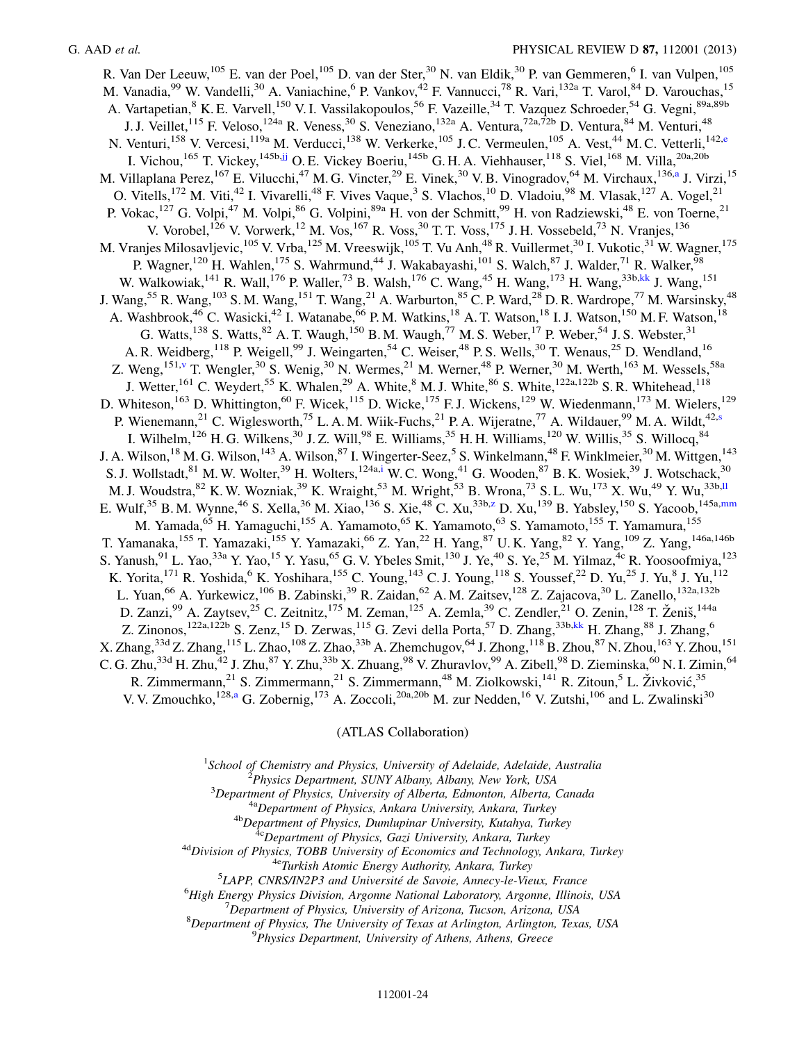R. Van Der Leeuw,[105] E. van der Poel,[105] D. van der Ster,[30] N. van Eldik,[30] P. van Gemmeren,[6] I. van Vulpen,[105] M. Vanadia,[99] W. Vandelli,[30] A. Vaniachine,[6] P. Vankov,[42] F. Vannucci,[78] R. Vari,[132a] T. Varol,[84] D. Varouchas,[15] A. Vartapetian,[8] K. E. Varvell,[150] V. I. Vassilakopoulos,[56] F. Vazeille,[34] T. Vazquez Schroeder,[54] G. Vegni,[89a,89b] J. J. Veillet,[115] F. Veloso,[124a] R. Veness,[30] S. Veneziano,[132a] A. Ventura,[72a,72b] D. Ventura,[84] M. Venturi,[48] N. Venturi,[158] V. Vercesi,[119a] M. Verducci,[138] W. Verkerke,[105] J. C. Vermeulen,[105] A. Vest,[44] M. C. Vetterli,[142,e] I. Vichou,[165] T. Vickey,[145b,jj] O. E. Vickey Boeriu,[145b] G. H. A. Viehhauser,[118] S. Viel,[168] M. Villa,[20a,20b] M. Villaplana Perez,[167] E. Vilucchi,[47] M. G. Vincter,[29] E. Vinek,[30] V. B. Vinogradov,[64] M. Virchaux,[136,a] J. Virzi,[15] O. Vitells,[172] M. Viti,[42] I. Vivarelli,[48] F. Vives Vaque,[3] S. Vlachos,[10] D. Vladoiu,[98] M. Vlasak,[127] A. Vogel,[21] P. Vokac,[127] G. Volpi,[47] M. Volpi,[86] G. Volpini,[89a] H. von der Schmitt,[99] H. von Radziewski,[48] E. von Toerne,[21] V. Vorobel,[126] V. Vorwerk,[12] M. Vos,[167] R. Voss,[30] T. T. Voss,[175] J. H. Vossebeld,[73] N. Vranjes,[136] M. Vranjes Milosavljevic,[105] V. Vrba,[125] M. Vreeswijk,[105] T. Vu Anh,[48] R. Vuillermet,[30] I. Vukotic,[31] W. Wagner,[175] P. Wagner,[120] H. Wahlen,[175] S. Wahrmund,[44] J. Wakabayashi,[101] S. Walch,[87] J. Walder,[71] R. Walker,[98] W. Walkowiak,[141] R. Wall,[176] P. Waller,[73] B. Walsh,[176] C. Wang,[45] H. Wang,[173] H. Wang,[33b,kk] J. Wang,[151] J. Wang,[55] R. Wang,[103] S. M. Wang,[151] T. Wang,[21] A. Warburton,[85] C. P. Ward,[28] D. R. Wardrope,[77] M. Warsinsky,[48] A. Washbrook,[46] C. Wasicki,[42] I. Watanabe,[66] P. M. Watkins,[18] A. T. Watson,[18] I. J. Watson,[150] M. F. Watson,[18] G. Watts,[138] S. Watts,[82] A. T. Waugh,[150] B. M. Waugh,[77] M. S. Weber,[17] P. Weber,[54] J. S. Webster,[31] A. R. Weidberg,[118] P. Weigell,[99] J. Weingarten,[54] C. Weiser,[48] P. S. Wells,[30] T. Wenaus,[25] D. Wendland,[16] Z. Weng,[151,v] T. Wengler,[30] S. Wenig,[30] N. Wermes,[21] M. Werner,[48] P. Werner,[30] M. Werth,[163] M. Wessels,[58a] J. Wetter,[161] C. Weydert,[55] K. Whalen,[29] A. White,[8] M. J. White,[86] S. White,[122a,122b] S. R. Whitehead,[118] D. Whiteson,[163] D. Whittington,[60] F. Wicek,[115] D. Wicke,[175] F. J. Wickens,[129] W. Wiedenmann,[173] M. Wielers,[129] P. Wienemann,[21] C. Wiglesworth,[75] L. A. M. Wiik-Fuchs,[21] P. A. Wijeratne,[77] A. Wildauer,[99] M. A. Wildt,[42,s] I. Wilhelm,[126] H. G. Wilkens,[30] J. Z. Will,[98] E. Williams,[35] H. H. Williams,[120] W. Willis,[35] S. Willocq,[84] J. A. Wilson,[18] M. G. Wilson,[143] A. Wilson,[87] I. Wingerter-Seez,[5] S. Winkelmann,[48] F. Winklmeier,[30] M. Wittgen,[143] S. J. Wollstadt,[81] M. W. Wolter,[39] H. Wolters,[124a,i] W. C. Wong,[41] G. Wooden,[87] B. K. Wosiek,[39] J. Wotschack,[30] M. J. Woudstra,[82] K. W. Wozniak,[39] K. Wraight,[53] M. Wright,[53] B. Wrona,[73] S. L. Wu,[173] X. Wu,[49] Y. Wu,[33b,ll] E. Wulf,[35] B. M. Wynne,[46] S. Xella,[36] M. Xiao,[136] S. Xie,[48] C. Xu,[33b,z] D. Xu,[139] B. Yabsley,[150] S. Yacoob,[145a,mm] M. Yamada,[65] H. Yamaguchi,[155] A. Yamamoto,[65] K. Yamamoto,[63] S. Yamamoto,[155] T. Yamamura,[155] T. Yamanaka,[155] T. Yamazaki,[155] Y. Yamazaki,[66] Z. Yan,[22] H. Yang,[87] U. K. Yang,[82] Y. Yang,[109] Z. Yang,[146a,146b] S. Yanush,[91] L. Yao,[33a] Y. Yao,[15] Y. Yasu,[65] G. V. Ybeles Smit,[130] J. Ye,[40] S. Ye,[25] M. Yilmaz,[4c] R. Yoosoofmiya,[123] K. Yorita,[171] R. Yoshida,[6] K. Yoshihara,[155] C. Young,[143] C. J. Young,[118] S. Youssef,[22] D. Yu,[25] J. Yu,[8] J. Yu,[112] L. Yuan,[66] A. Yurkewicz,[106] B. Zabinski,[39] R. Zaidan,[62] A. M. Zaitsev,[128] Z. Zajacova,[30] L. Zanello,[132a,132b] D. Zanzi,[99] A. Zaytsev,[25] C. Zeitnitz,[175] M. Zeman,[125] A. Zemla,[39] C. Zendler,[21] O. Zenin,[128] T. Ženiš,[144a] Z. Zinonos,[122a,122b] S. Zenz,[15] D. Zerwas,[115] G. Zevi della Porta,[57] D. Zhang,[33b,kk] H. Zhang,[88] J. Zhang,[6] X. Zhang,[33d] Z. Zhang,[115] L. Zhao,[108] Z. Zhao,[33b] A. Zhemchugov,[64] J. Zhong,[118] B. Zhou,[87] N. Zhou,[163] Y. Zhou,[151] C. G. Zhu,[33d] H. Zhu,[42] J. Zhu,[87] Y. Zhu,[33b] X. Zhuang,[98] V. Zhuravlov,[99] A. Zibell,[98] D. Zieminska,[60] N. I. Zimin,[64] R. Zimmermann,[21] S. Zimmermann,[21] S. Zimmermann,[48] M. Ziolkowski,[141] R. Zitoun,[5] L. Živković,[35] V. V. Zmouchko,[128,a] G. Zobernig,[173] A. Zoccoli,[20a,20b] M. zur Nedden,[16] V. Zutshi,[106] and L. Zwalinski[30]

(ATLAS Collaboration)

[1]*School of Chemistry and Physics, University of Adelaide, Adelaide, Australia*
[2]*Physics Department, SUNY Albany, Albany, New York, USA*
[3]*Department of Physics, University of Alberta, Edmonton, Alberta, Canada*
[4a]*Department of Physics, Ankara University, Ankara, Turkey*
[4b]*Department of Physics, Dumlupinar University, Kutahya, Turkey*
[4c]*Department of Physics, Gazi University, Ankara, Turkey*
[4d]*Division of Physics, TOBB University of Economics and Technology, Ankara, Turkey*
[4e]*Turkish Atomic Energy Authority, Ankara, Turkey*
[5]*LAPP, CNRS/IN2P3 and Université de Savoie, Annecy-le-Vieux, France*
[6]*High Energy Physics Division, Argonne National Laboratory, Argonne, Illinois, USA*
[7]*Department of Physics, University of Arizona, Tucson, Arizona, USA*
[8]*Department of Physics, The University of Texas at Arlington, Arlington, Texas, USA*
[9]*Physics Department, University of Athens, Athens, Greece*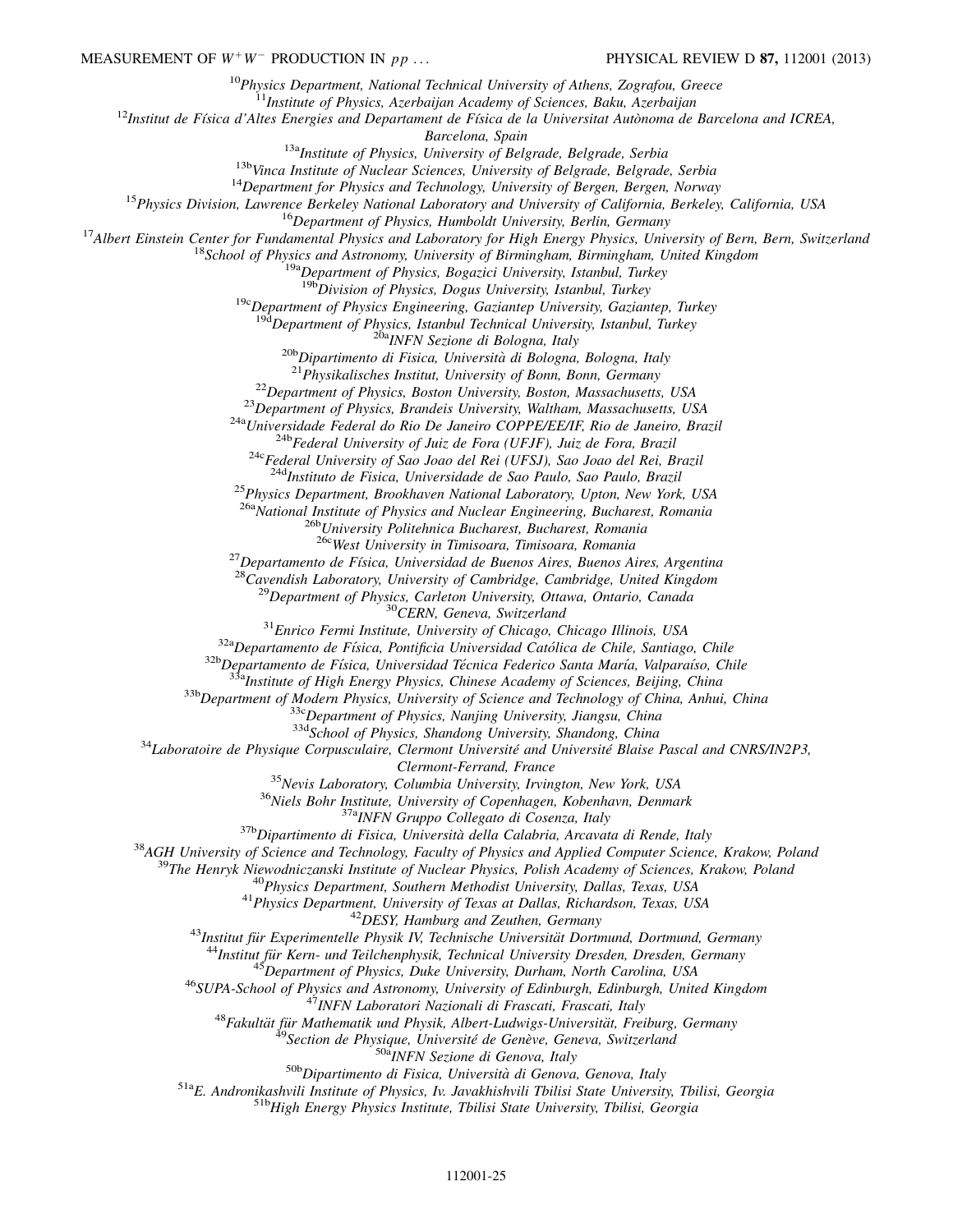[10]*Physics Department, National Technical University of Athens, Zografou, Greece*
[11]*Institute of Physics, Azerbaijan Academy of Sciences, Baku, Azerbaijan*
[12]*Institut de Física d'Altes Energies and Departament de Física de la Universitat Autònoma de Barcelona and ICREA, Barcelona, Spain*
[13a]*Institute of Physics, University of Belgrade, Belgrade, Serbia*
[13b]*Vinca Institute of Nuclear Sciences, University of Belgrade, Belgrade, Serbia*
[14]*Department for Physics and Technology, University of Bergen, Bergen, Norway*
[15]*Physics Division, Lawrence Berkeley National Laboratory and University of California, Berkeley, California, USA*
[16]*Department of Physics, Humboldt University, Berlin, Germany*
[17]*Albert Einstein Center for Fundamental Physics and Laboratory for High Energy Physics, University of Bern, Bern, Switzerland*
[18]*School of Physics and Astronomy, University of Birmingham, Birmingham, United Kingdom*
[19a]*Department of Physics, Bogazici University, Istanbul, Turkey*
[19b]*Division of Physics, Dogus University, Istanbul, Turkey*
[19c]*Department of Physics Engineering, Gaziantep University, Gaziantep, Turkey*
[19d]*Department of Physics, Istanbul Technical University, Istanbul, Turkey*
[20a]*INFN Sezione di Bologna, Italy*
[20b]*Dipartimento di Fisica, Università di Bologna, Bologna, Italy*
[21]*Physikalisches Institut, University of Bonn, Bonn, Germany*
[22]*Department of Physics, Boston University, Boston, Massachusetts, USA*
[23]*Department of Physics, Brandeis University, Waltham, Massachusetts, USA*
[24a]*Universidade Federal do Rio De Janeiro COPPE/EE/IF, Rio de Janeiro, Brazil*
[24b]*Federal University of Juiz de Fora (UFJF), Juiz de Fora, Brazil*
[24c]*Federal University of Sao Joao del Rei (UFSJ), Sao Joao del Rei, Brazil*
[24d]*Instituto de Fisica, Universidade de Sao Paulo, Sao Paulo, Brazil*
[25]*Physics Department, Brookhaven National Laboratory, Upton, New York, USA*
[26a]*National Institute of Physics and Nuclear Engineering, Bucharest, Romania*
[26b]*University Politehnica Bucharest, Bucharest, Romania*
[26c]*West University in Timisoara, Timisoara, Romania*
[27]*Departamento de Física, Universidad de Buenos Aires, Buenos Aires, Argentina*
[28]*Cavendish Laboratory, University of Cambridge, Cambridge, United Kingdom*
[29]*Department of Physics, Carleton University, Ottawa, Ontario, Canada*
[30]*CERN, Geneva, Switzerland*
[31]*Enrico Fermi Institute, University of Chicago, Chicago Illinois, USA*
[32a]*Departamento de Física, Pontificia Universidad Católica de Chile, Santiago, Chile*
[32b]*Departamento de Física, Universidad Técnica Federico Santa María, Valparaíso, Chile*
[33a]*Institute of High Energy Physics, Chinese Academy of Sciences, Beijing, China*
[33b]*Department of Modern Physics, University of Science and Technology of China, Anhui, China*
[33c]*Department of Physics, Nanjing University, Jiangsu, China*
[33d]*School of Physics, Shandong University, Shandong, China*
[34]*Laboratoire de Physique Corpusculaire, Clermont Université and Université Blaise Pascal and CNRS/IN2P3, Clermont-Ferrand, France*
[35]*Nevis Laboratory, Columbia University, Irvington, New York, USA*
[36]*Niels Bohr Institute, University of Copenhagen, Kobenhavn, Denmark*
[37a]*INFN Gruppo Collegato di Cosenza, Italy*
[37b]*Dipartimento di Fisica, Università della Calabria, Arcavata di Rende, Italy*
[38]*AGH University of Science and Technology, Faculty of Physics and Applied Computer Science, Krakow, Poland*
[39]*The Henryk Niewodniczanski Institute of Nuclear Physics, Polish Academy of Sciences, Krakow, Poland*
[40]*Physics Department, Southern Methodist University, Dallas, Texas, USA*
[41]*Physics Department, University of Texas at Dallas, Richardson, Texas, USA*
[42]*DESY, Hamburg and Zeuthen, Germany*
[43]*Institut für Experimentelle Physik IV, Technische Universität Dortmund, Dortmund, Germany*
[44]*Institut für Kern- und Teilchenphysik, Technical University Dresden, Dresden, Germany*
[45]*Department of Physics, Duke University, Durham, North Carolina, USA*
[46]*SUPA-School of Physics and Astronomy, University of Edinburgh, Edinburgh, United Kingdom*
[47]*INFN Laboratori Nazionali di Frascati, Frascati, Italy*
[48]*Fakultät für Mathematik und Physik, Albert-Ludwigs-Universität, Freiburg, Germany*
[49]*Section de Physique, Université de Genève, Geneva, Switzerland*
[50a]*INFN Sezione di Genova, Italy*
[50b]*Dipartimento di Fisica, Università di Genova, Genova, Italy*
[51a]*E. Andronikashvili Institute of Physics, Iv. Javakhishvili Tbilisi State University, Tbilisi, Georgia*
[51b]*High Energy Physics Institute, Tbilisi State University, Tbilisi, Georgia*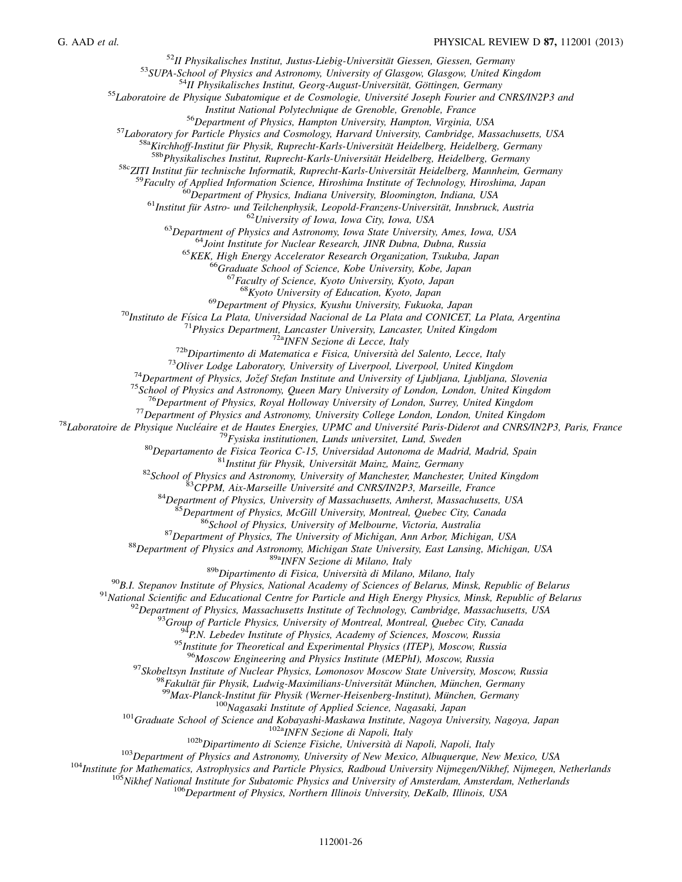[52] II Physikalisches Institut, Justus-Liebig-Universität Giessen, Giessen, Germany
[53] SUPA-School of Physics and Astronomy, University of Glasgow, Glasgow, United Kingdom
[54] II Physikalisches Institut, Georg-August-Universität, Göttingen, Germany
[55] Laboratoire de Physique Subatomique et de Cosmologie, Université Joseph Fourier and CNRS/IN2P3 and Institut National Polytechnique de Grenoble, Grenoble, France
[56] Department of Physics, Hampton University, Hampton, Virginia, USA
[57] Laboratory for Particle Physics and Cosmology, Harvard University, Cambridge, Massachusetts, USA
[58a] Kirchhoff-Institut für Physik, Ruprecht-Karls-Universität Heidelberg, Heidelberg, Germany
[58b] Physikalisches Institut, Ruprecht-Karls-Universität Heidelberg, Heidelberg, Germany
[58c] ZITI Institut für technische Informatik, Ruprecht-Karls-Universität Heidelberg, Mannheim, Germany
[59] Faculty of Applied Information Science, Hiroshima Institute of Technology, Hiroshima, Japan
[60] Department of Physics, Indiana University, Bloomington, Indiana, USA
[61] Institut für Astro- und Teilchenphysik, Leopold-Franzens-Universität, Innsbruck, Austria
[62] University of Iowa, Iowa City, Iowa, USA
[63] Department of Physics and Astronomy, Iowa State University, Ames, Iowa, USA
[64] Joint Institute for Nuclear Research, JINR Dubna, Dubna, Russia
[65] KEK, High Energy Accelerator Research Organization, Tsukuba, Japan
[66] Graduate School of Science, Kobe University, Kobe, Japan
[67] Faculty of Science, Kyoto University, Kyoto, Japan
[68] Kyoto University of Education, Kyoto, Japan
[69] Department of Physics, Kyushu University, Fukuoka, Japan
[70] Instituto de Física La Plata, Universidad Nacional de La Plata and CONICET, La Plata, Argentina
[71] Physics Department, Lancaster University, Lancaster, United Kingdom
[72a] INFN Sezione di Lecce, Italy
[72b] Dipartimento di Matematica e Fisica, Università del Salento, Lecce, Italy
[73] Oliver Lodge Laboratory, University of Liverpool, Liverpool, United Kingdom
[74] Department of Physics, Jožef Stefan Institute and University of Ljubljana, Ljubljana, Slovenia
[75] School of Physics and Astronomy, Queen Mary University of London, London, United Kingdom
[76] Department of Physics, Royal Holloway University of London, Surrey, United Kingdom
[77] Department of Physics and Astronomy, University College London, London, United Kingdom
[78] Laboratoire de Physique Nucléaire et de Hautes Energies, UPMC and Université Paris-Diderot and CNRS/IN2P3, Paris, France
[79] Fysiska institutionen, Lunds universitet, Lund, Sweden
[80] Departamento de Fisica Teorica C-15, Universidad Autonoma de Madrid, Madrid, Spain
[81] Institut für Physik, Universität Mainz, Mainz, Germany
[82] School of Physics and Astronomy, University of Manchester, Manchester, United Kingdom
[83] CPPM, Aix-Marseille Université and CNRS/IN2P3, Marseille, France
[84] Department of Physics, University of Massachusetts, Amherst, Massachusetts, USA
[85] Department of Physics, McGill University, Montreal, Quebec City, Canada
[86] School of Physics, University of Melbourne, Victoria, Australia
[87] Department of Physics, The University of Michigan, Ann Arbor, Michigan, USA
[88] Department of Physics and Astronomy, Michigan State University, East Lansing, Michigan, USA
[89a] INFN Sezione di Milano, Italy
[89b] Dipartimento di Fisica, Università di Milano, Milano, Italy
[90] B.I. Stepanov Institute of Physics, National Academy of Sciences of Belarus, Minsk, Republic of Belarus
[91] National Scientific and Educational Centre for Particle and High Energy Physics, Minsk, Republic of Belarus
[92] Department of Physics, Massachusetts Institute of Technology, Cambridge, Massachusetts, USA
[93] Group of Particle Physics, University of Montreal, Montreal, Quebec City, Canada
[94] P.N. Lebedev Institute of Physics, Academy of Sciences, Moscow, Russia
[95] Institute for Theoretical and Experimental Physics (ITEP), Moscow, Russia
[96] Moscow Engineering and Physics Institute (MEPhI), Moscow, Russia
[97] Skobeltsyn Institute of Nuclear Physics, Lomonosov Moscow State University, Moscow, Russia
[98] Fakultät für Physik, Ludwig-Maximilians-Universität München, München, Germany
[99] Max-Planck-Institut für Physik (Werner-Heisenberg-Institut), München, Germany
[100] Nagasaki Institute of Applied Science, Nagasaki, Japan
[101] Graduate School of Science and Kobayashi-Maskawa Institute, Nagoya University, Nagoya, Japan
[102a] INFN Sezione di Napoli, Italy
[102b] Dipartimento di Scienze Fisiche, Università di Napoli, Napoli, Italy
[103] Department of Physics and Astronomy, University of New Mexico, Albuquerque, New Mexico, USA
[104] Institute for Mathematics, Astrophysics and Particle Physics, Radboud University Nijmegen/Nikhef, Nijmegen, Netherlands
[105] Nikhef National Institute for Subatomic Physics and University of Amsterdam, Amsterdam, Netherlands
[106] Department of Physics, Northern Illinois University, DeKalb, Illinois, USA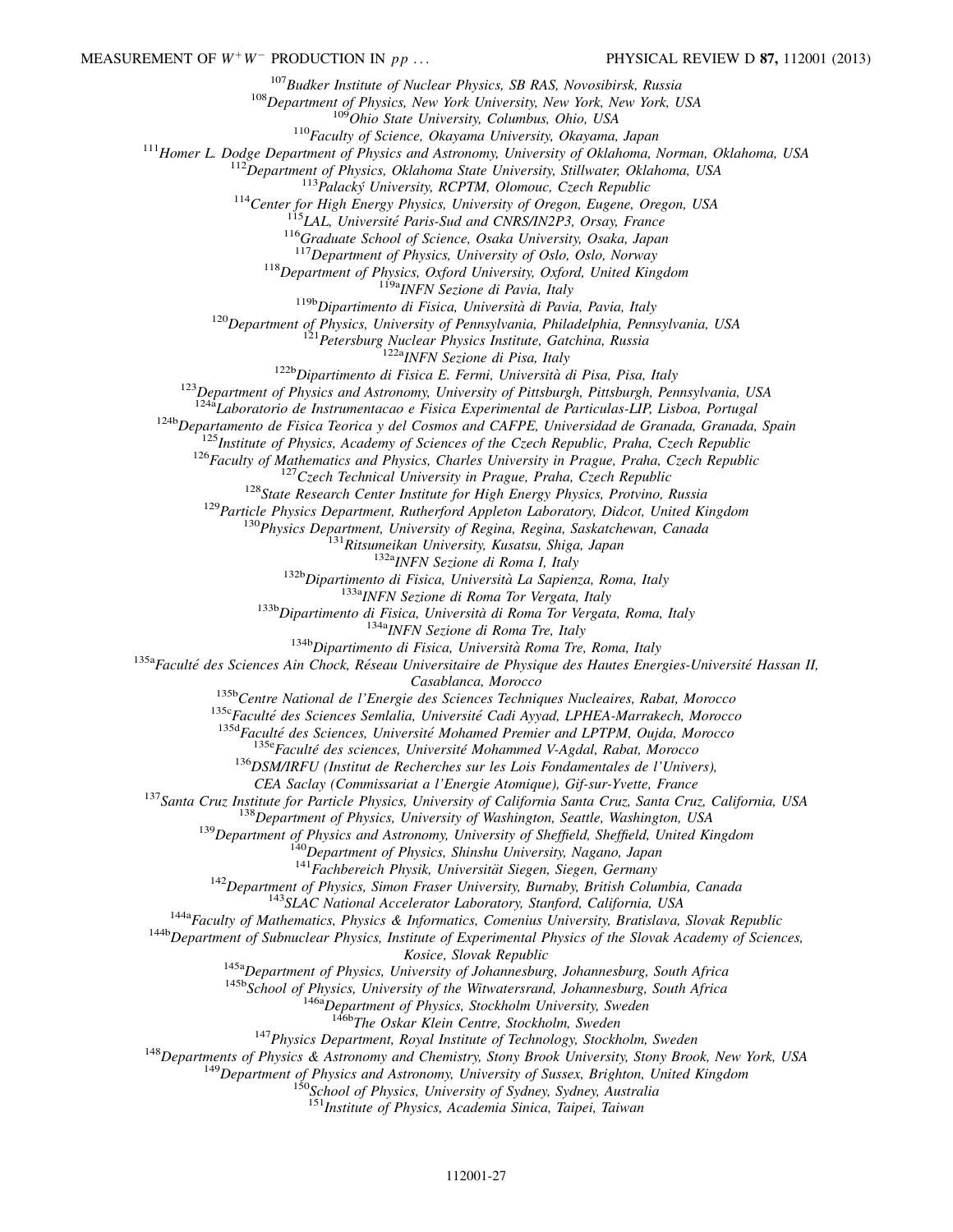[107]*Budker Institute of Nuclear Physics, SB RAS, Novosibirsk, Russia*
[108]*Department of Physics, New York University, New York, New York, USA*
[109]*Ohio State University, Columbus, Ohio, USA*
[110]*Faculty of Science, Okayama University, Okayama, Japan*
[111]*Homer L. Dodge Department of Physics and Astronomy, University of Oklahoma, Norman, Oklahoma, USA*
[112]*Department of Physics, Oklahoma State University, Stillwater, Oklahoma, USA*
[113]*Palacký University, RCPTM, Olomouc, Czech Republic*
[114]*Center for High Energy Physics, University of Oregon, Eugene, Oregon, USA*
[115]*LAL, Université Paris-Sud and CNRS/IN2P3, Orsay, France*
[116]*Graduate School of Science, Osaka University, Osaka, Japan*
[117]*Department of Physics, University of Oslo, Oslo, Norway*
[118]*Department of Physics, Oxford University, Oxford, United Kingdom*
[119a]*INFN Sezione di Pavia, Italy*
[119b]*Dipartimento di Fisica, Università di Pavia, Pavia, Italy*
[120]*Department of Physics, University of Pennsylvania, Philadelphia, Pennsylvania, USA*
[121]*Petersburg Nuclear Physics Institute, Gatchina, Russia*
[122a]*INFN Sezione di Pisa, Italy*
[122b]*Dipartimento di Fisica E. Fermi, Università di Pisa, Pisa, Italy*
[123]*Department of Physics and Astronomy, University of Pittsburgh, Pittsburgh, Pennsylvania, USA*
[124a]*Laboratorio de Instrumentacao e Fisica Experimental de Particulas-LIP, Lisboa, Portugal*
[124b]*Departamento de Fisica Teorica y del Cosmos and CAFPE, Universidad de Granada, Granada, Spain*
[125]*Institute of Physics, Academy of Sciences of the Czech Republic, Praha, Czech Republic*
[126]*Faculty of Mathematics and Physics, Charles University in Prague, Praha, Czech Republic*
[127]*Czech Technical University in Prague, Praha, Czech Republic*
[128]*State Research Center Institute for High Energy Physics, Protvino, Russia*
[129]*Particle Physics Department, Rutherford Appleton Laboratory, Didcot, United Kingdom*
[130]*Physics Department, University of Regina, Regina, Saskatchewan, Canada*
[131]*Ritsumeikan University, Kusatsu, Shiga, Japan*
[132a]*INFN Sezione di Roma I, Italy*
[132b]*Dipartimento di Fisica, Università La Sapienza, Roma, Italy*
[133a]*INFN Sezione di Roma Tor Vergata, Italy*
[133b]*Dipartimento di Fisica, Università di Roma Tor Vergata, Roma, Italy*
[134a]*INFN Sezione di Roma Tre, Italy*
[134b]*Dipartimento di Fisica, Università Roma Tre, Roma, Italy*
[135a]*Faculté des Sciences Ain Chock, Réseau Universitaire de Physique des Hautes Energies-Université Hassan II, Casablanca, Morocco*
[135b]*Centre National de l'Energie des Sciences Techniques Nucleaires, Rabat, Morocco*
[135c]*Faculté des Sciences Semlalia, Université Cadi Ayyad, LPHEA-Marrakech, Morocco*
[135d]*Faculté des Sciences, Université Mohamed Premier and LPTPM, Oujda, Morocco*
[135e]*Faculté des sciences, Université Mohammed V-Agdal, Rabat, Morocco*
[136]*DSM/IRFU (Institut de Recherches sur les Lois Fondamentales de l'Univers), CEA Saclay (Commissariat a l'Energie Atomique), Gif-sur-Yvette, France*
[137]*Santa Cruz Institute for Particle Physics, University of California Santa Cruz, Santa Cruz, California, USA*
[138]*Department of Physics, University of Washington, Seattle, Washington, USA*
[139]*Department of Physics and Astronomy, University of Sheffield, Sheffield, United Kingdom*
[140]*Department of Physics, Shinshu University, Nagano, Japan*
[141]*Fachbereich Physik, Universität Siegen, Siegen, Germany*
[142]*Department of Physics, Simon Fraser University, Burnaby, British Columbia, Canada*
[143]*SLAC National Accelerator Laboratory, Stanford, California, USA*
[144a]*Faculty of Mathematics, Physics & Informatics, Comenius University, Bratislava, Slovak Republic*
[144b]*Department of Subnuclear Physics, Institute of Experimental Physics of the Slovak Academy of Sciences, Kosice, Slovak Republic*
[145a]*Department of Physics, University of Johannesburg, Johannesburg, South Africa*
[145b]*School of Physics, University of the Witwatersrand, Johannesburg, South Africa*
[146a]*Department of Physics, Stockholm University, Sweden*
[146b]*The Oskar Klein Centre, Stockholm, Sweden*
[147]*Physics Department, Royal Institute of Technology, Stockholm, Sweden*
[148]*Departments of Physics & Astronomy and Chemistry, Stony Brook University, Stony Brook, New York, USA*
[149]*Department of Physics and Astronomy, University of Sussex, Brighton, United Kingdom*
[150]*School of Physics, University of Sydney, Sydney, Australia*
[151]*Institute of Physics, Academia Sinica, Taipei, Taiwan*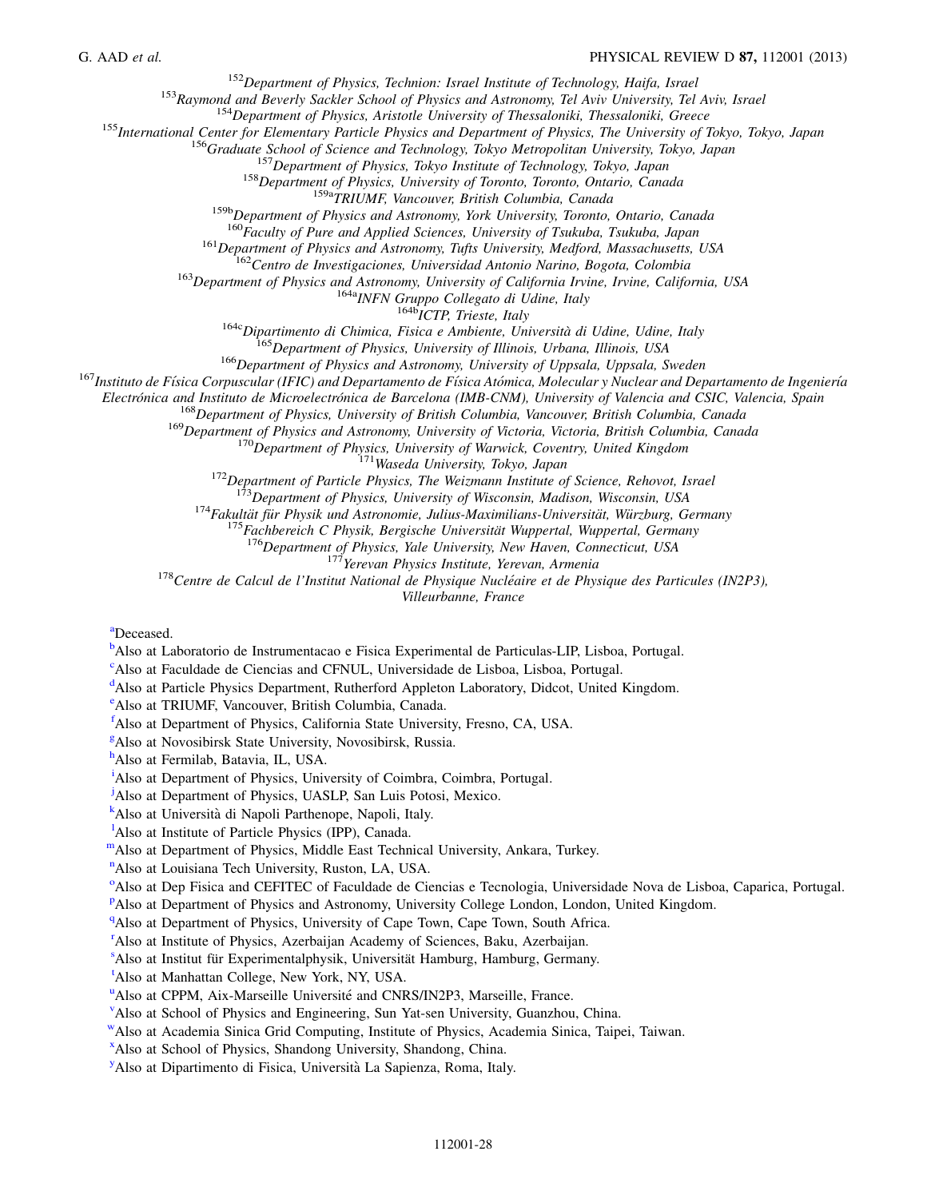[152]Department of Physics, Technion: Israel Institute of Technology, Haifa, Israel

[153]Raymond and Beverly Sackler School of Physics and Astronomy, Tel Aviv University, Tel Aviv, Israel

[154]Department of Physics, Aristotle University of Thessaloniki, Thessaloniki, Greece

[155]International Center for Elementary Particle Physics and Department of Physics, The University of Tokyo, Tokyo, Japan

[156]Graduate School of Science and Technology, Tokyo Metropolitan University, Tokyo, Japan

[157]Department of Physics, Tokyo Institute of Technology, Tokyo, Japan

[158]Department of Physics, University of Toronto, Toronto, Ontario, Canada

[159a]TRIUMF, Vancouver, British Columbia, Canada

[159b]Department of Physics and Astronomy, York University, Toronto, Ontario, Canada

[160]Faculty of Pure and Applied Sciences, University of Tsukuba, Tsukuba, Japan

[161]Department of Physics and Astronomy, Tufts University, Medford, Massachusetts, USA

[162]Centro de Investigaciones, Universidad Antonio Narino, Bogota, Colombia

[163]Department of Physics and Astronomy, University of California Irvine, Irvine, California, USA

[164a]INFN Gruppo Collegato di Udine, Italy

[164b]ICTP, Trieste, Italy

[164c]Dipartimento di Chimica, Fisica e Ambiente, Università di Udine, Udine, Italy

[165]Department of Physics, University of Illinois, Urbana, Illinois, USA

[166]Department of Physics and Astronomy, University of Uppsala, Uppsala, Sweden

[167]Instituto de Física Corpuscular (IFIC) and Departamento de Física Atómica, Molecular y Nuclear and Departamento de Ingeniería Electrónica and Instituto de Microelectrónica de Barcelona (IMB-CNM), University of Valencia and CSIC, Valencia, Spain

[168]Department of Physics, University of British Columbia, Vancouver, British Columbia, Canada

[169]Department of Physics and Astronomy, University of Victoria, Victoria, British Columbia, Canada

[170]Department of Physics, University of Warwick, Coventry, United Kingdom

[171]Waseda University, Tokyo, Japan

[172]Department of Particle Physics, The Weizmann Institute of Science, Rehovot, Israel

[173]Department of Physics, University of Wisconsin, Madison, Wisconsin, USA

[174]Fakultät für Physik und Astronomie, Julius-Maximilians-Universität, Würzburg, Germany

[175]Fachbereich C Physik, Bergische Universität Wuppertal, Wuppertal, Germany

[176]Department of Physics, Yale University, New Haven, Connecticut, USA

[177]Yerevan Physics Institute, Yerevan, Armenia

[178]Centre de Calcul de l'Institut National de Physique Nucléaire et de Physique des Particules (IN2P3), Villeurbanne, France

[a]Deceased.

[b]Also at Laboratorio de Instrumentacao e Fisica Experimental de Particulas-LIP, Lisboa, Portugal.

[c]Also at Faculdade de Ciencias and CFNUL, Universidade de Lisboa, Lisboa, Portugal.

[d]Also at Particle Physics Department, Rutherford Appleton Laboratory, Didcot, United Kingdom.

[e]Also at TRIUMF, Vancouver, British Columbia, Canada.

[f]Also at Department of Physics, California State University, Fresno, CA, USA.

[g]Also at Novosibirsk State University, Novosibirsk, Russia.

[h]Also at Fermilab, Batavia, IL, USA.

[i]Also at Department of Physics, University of Coimbra, Coimbra, Portugal.

[j]Also at Department of Physics, UASLP, San Luis Potosi, Mexico.

[k]Also at Università di Napoli Parthenope, Napoli, Italy.

[l]Also at Institute of Particle Physics (IPP), Canada.

[m]Also at Department of Physics, Middle East Technical University, Ankara, Turkey.

[n]Also at Louisiana Tech University, Ruston, LA, USA.

[o]Also at Dep Fisica and CEFITEC of Faculdade de Ciencias e Tecnologia, Universidade Nova de Lisboa, Caparica, Portugal.

[p]Also at Department of Physics and Astronomy, University College London, London, United Kingdom.

[q]Also at Department of Physics, University of Cape Town, Cape Town, South Africa.

[r]Also at Institute of Physics, Azerbaijan Academy of Sciences, Baku, Azerbaijan.

[s]Also at Institut für Experimentalphysik, Universität Hamburg, Hamburg, Germany.

[t]Also at Manhattan College, New York, NY, USA.

[u]Also at CPPM, Aix-Marseille Université and CNRS/IN2P3, Marseille, France.

[v]Also at School of Physics and Engineering, Sun Yat-sen University, Guanzhou, China.

[w]Also at Academia Sinica Grid Computing, Institute of Physics, Academia Sinica, Taipei, Taiwan.

[x]Also at School of Physics, Shandong University, Shandong, China.

[y]Also at Dipartimento di Fisica, Università La Sapienza, Roma, Italy.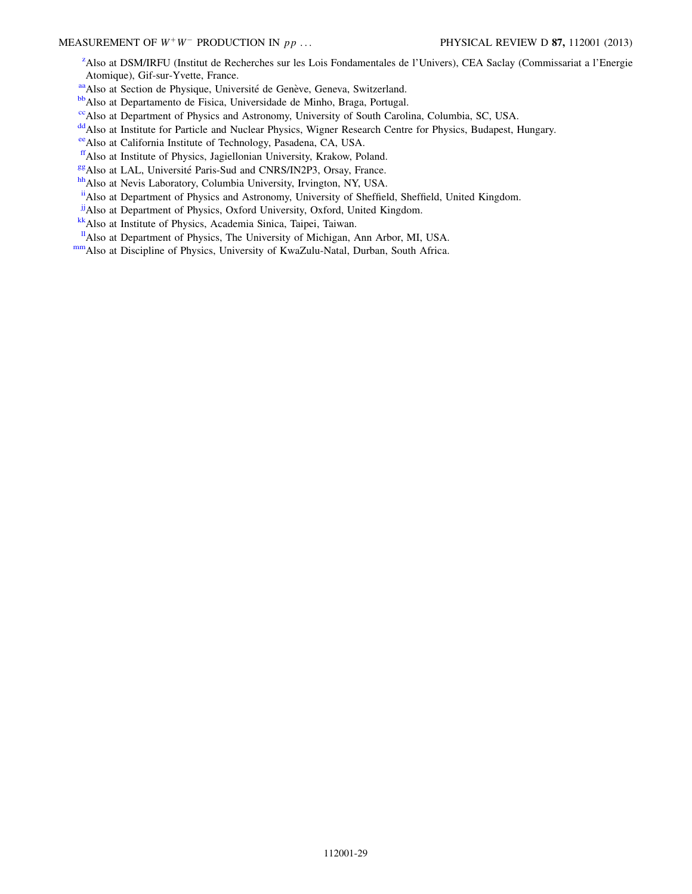[z]Also at DSM/IRFU (Institut de Recherches sur les Lois Fondamentales de l'Univers), CEA Saclay (Commissariat a l'Energie Atomique), Gif-sur-Yvette, France.

[aa]Also at Section de Physique, Université de Genève, Geneva, Switzerland.

[bb]Also at Departamento de Fisica, Universidade de Minho, Braga, Portugal.

[cc]Also at Department of Physics and Astronomy, University of South Carolina, Columbia, SC, USA.

[dd]Also at Institute for Particle and Nuclear Physics, Wigner Research Centre for Physics, Budapest, Hungary.

[ee]Also at California Institute of Technology, Pasadena, CA, USA.

[ff]Also at Institute of Physics, Jagiellonian University, Krakow, Poland.

[gg]Also at LAL, Université Paris-Sud and CNRS/IN2P3, Orsay, France.

[hh]Also at Nevis Laboratory, Columbia University, Irvington, NY, USA.

[ii]Also at Department of Physics and Astronomy, University of Sheffield, Sheffield, United Kingdom.

[jj]Also at Department of Physics, Oxford University, Oxford, United Kingdom.

[kk]Also at Institute of Physics, Academia Sinica, Taipei, Taiwan.

[ll]Also at Department of Physics, The University of Michigan, Ann Arbor, MI, USA.

[mm]Also at Discipline of Physics, University of KwaZulu-Natal, Durban, South Africa.